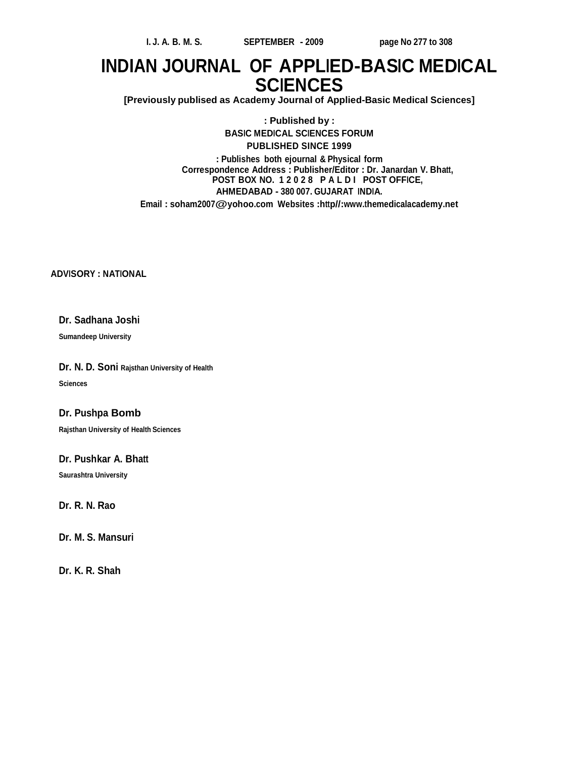# INDIAN JOURNAL OF APPLIED-BASIC MEDICAL SCIENCES

**[Previously publised as Academy Journal of Applied-Basic Medical Sciences]**

**: Published by :**

**BASIC MEDICAL SCIENCES FORUM**

**PUBLISHED SINCE 1999**

**: Publishes both ejournal & Physical form**

**Correspondence Address : Publisher/Editor : Dr. Janardan V. Bhatt,**
**POST BOX NO. 1 2 0 2 8 P A L D I POST OFFICE,**
**AHMEDABAD - 380 007. GUJARAT INDIA.**

**Email : soham2007@yohoo.com Websites :http//:www.themedicalacademy.net**

**ADVISORY : NATIONAL**

**Dr. Sadhana Joshi**
Sumandeep University

**Dr. N. D. Soni** Rajsthan University of Health Sciences

**Dr. Pushpa Bomb**
Rajsthan University of Health Sciences

**Dr. Pushkar A. Bhatt**
Saurashtra University

**Dr. R. N. Rao**

**Dr. M. S. Mansuri**

**Dr. K. R. Shah**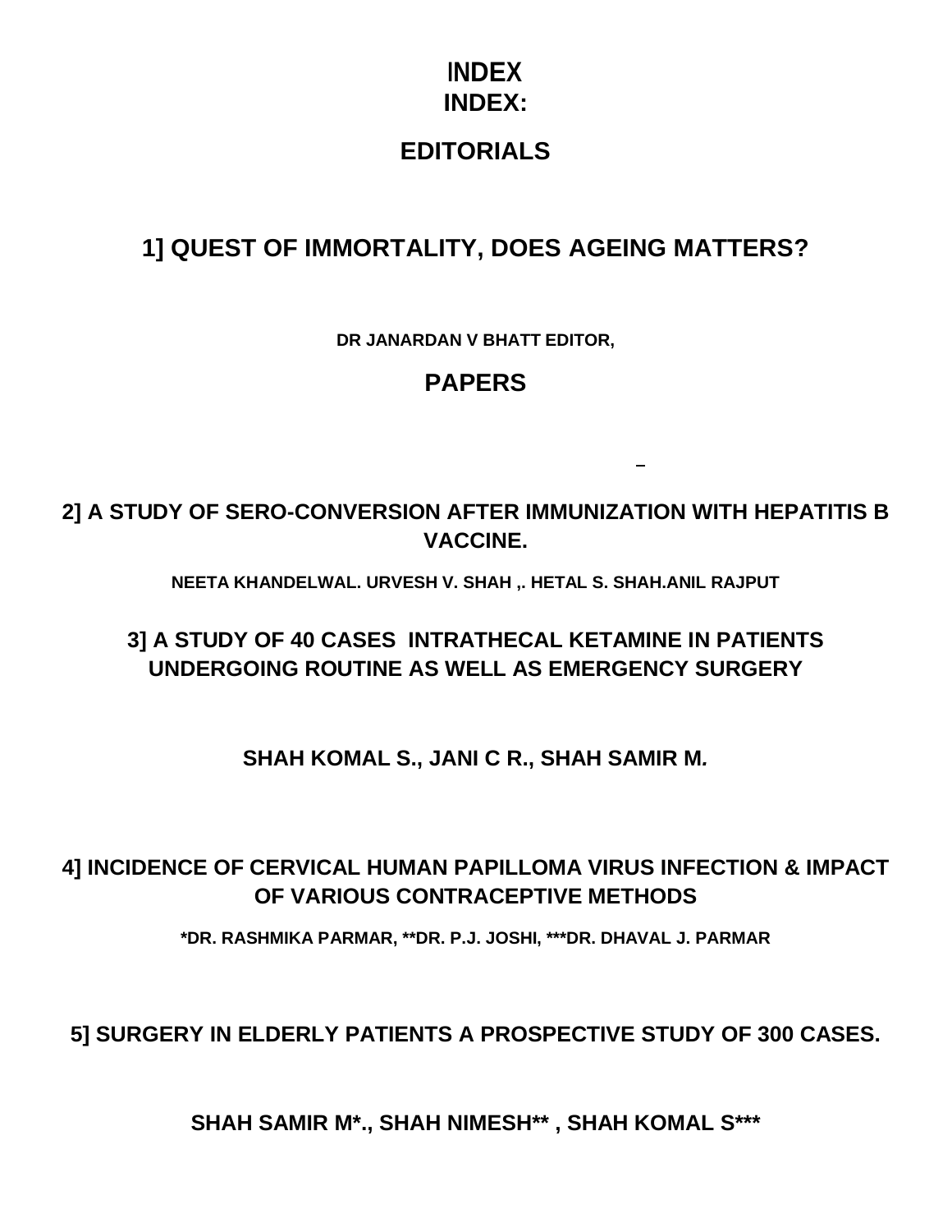# INDEX

## INDEX:

## EDITORIALS

### 1] QUEST OF IMMORTALITY, DOES AGEING MATTERS?

**DR JANARDAN V BHATT EDITOR,**

## PAPERS

### 2] A STUDY OF SERO-CONVERSION AFTER IMMUNIZATION WITH HEPATITIS B VACCINE.

**NEETA KHANDELWAL. URVESH V. SHAH ,. HETAL S. SHAH.ANIL RAJPUT**

### 3] A STUDY OF 40 CASES INTRATHECAL KETAMINE IN PATIENTS UNDERGOING ROUTINE AS WELL AS EMERGENCY SURGERY

**SHAH KOMAL S., JANI C R., SHAH SAMIR M.**

### 4] INCIDENCE OF CERVICAL HUMAN PAPILLOMA VIRUS INFECTION & IMPACT OF VARIOUS CONTRACEPTIVE METHODS

**\*DR. RASHMIKA PARMAR, \*\*DR. P.J. JOSHI, \*\*\*DR. DHAVAL J. PARMAR**

### 5] SURGERY IN ELDERLY PATIENTS A PROSPECTIVE STUDY OF 300 CASES.

**SHAH SAMIR M\*., SHAH NIMESH\*\* , SHAH KOMAL S\*\*\***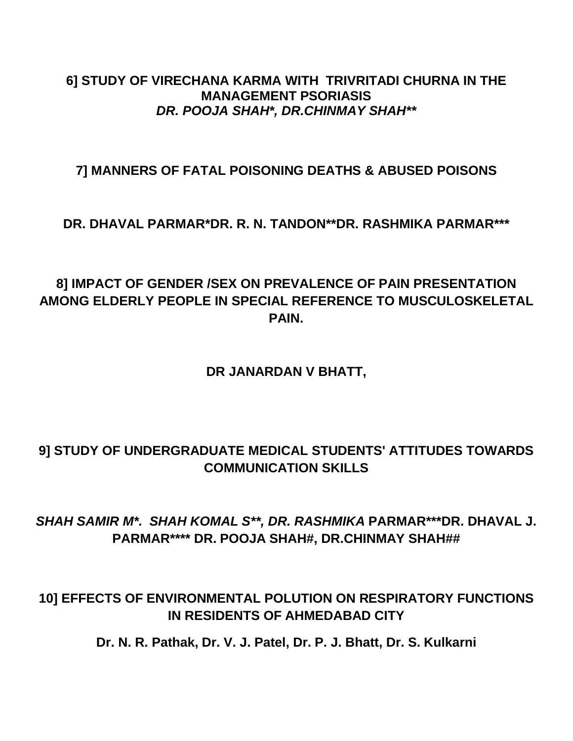**6] STUDY OF VIRECHANA KARMA WITH TRIVRITADI CHURNA IN THE MANAGEMENT PSORIASIS**

***DR. POOJA SHAH*, DR.CHINMAY SHAH****

**7] MANNERS OF FATAL POISONING DEATHS & ABUSED POISONS**

**DR. DHAVAL PARMAR*DR. R. N. TANDON**DR. RASHMIKA PARMAR*****

**8] IMPACT OF GENDER /SEX ON PREVALENCE OF PAIN PRESENTATION AMONG ELDERLY PEOPLE IN SPECIAL REFERENCE TO MUSCULOSKELETAL PAIN.**

**DR JANARDAN V BHATT,**

**9] STUDY OF UNDERGRADUATE MEDICAL STUDENTS' ATTITUDES TOWARDS COMMUNICATION SKILLS**

***SHAH SAMIR M*. SHAH KOMAL S**, DR. RASHMIKA* PARMAR***DR. DHAVAL J. PARMAR**** DR. POOJA SHAH#, DR.CHINMAY SHAH##**

**10] EFFECTS OF ENVIRONMENTAL POLUTION ON RESPIRATORY FUNCTIONS IN RESIDENTS OF AHMEDABAD CITY**

**Dr. N. R. Pathak, Dr. V. J. Patel, Dr. P. J. Bhatt, Dr. S. Kulkarni**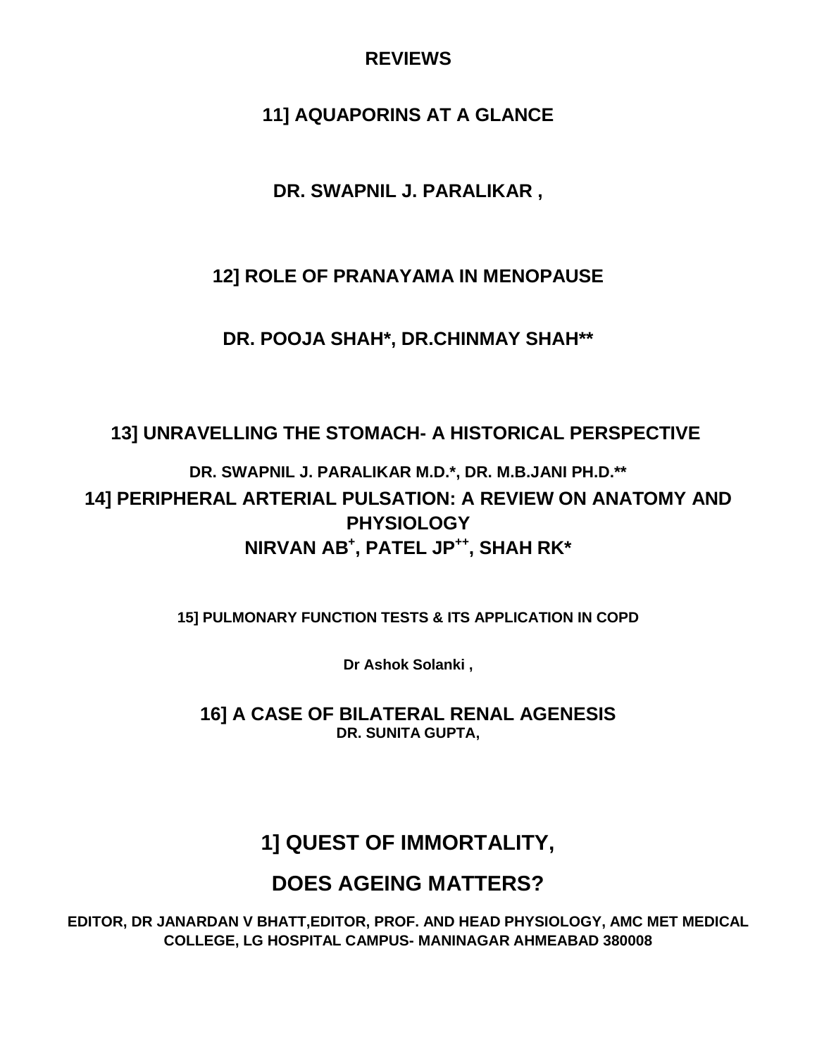## REVIEWS

### 11] AQUAPORINS AT A GLANCE

**DR. SWAPNIL J. PARALIKAR ,**

### 12] ROLE OF PRANAYAMA IN MENOPAUSE

**DR. POOJA SHAH*, DR.CHINMAY SHAH****

### 13] UNRAVELLING THE STOMACH- A HISTORICAL PERSPECTIVE

**DR. SWAPNIL J. PARALIKAR M.D.*, DR. M.B.JANI PH.D.****

### 14] PERIPHERAL ARTERIAL PULSATION: A REVIEW ON ANATOMY AND PHYSIOLOGY

**NIRVAN AB[+], PATEL JP[++], SHAH RK***

### 15] PULMONARY FUNCTION TESTS & ITS APPLICATION IN COPD

**Dr Ashok Solanki ,**

### 16] A CASE OF BILATERAL RENAL AGENESIS

**DR. SUNITA GUPTA,**

## 1] QUEST OF IMMORTALITY,

## DOES AGEING MATTERS?

**EDITOR, DR JANARDAN V BHATT,EDITOR, PROF. AND HEAD PHYSIOLOGY, AMC MET MEDICAL COLLEGE, LG HOSPITAL CAMPUS- MANINAGAR AHMEABAD 380008**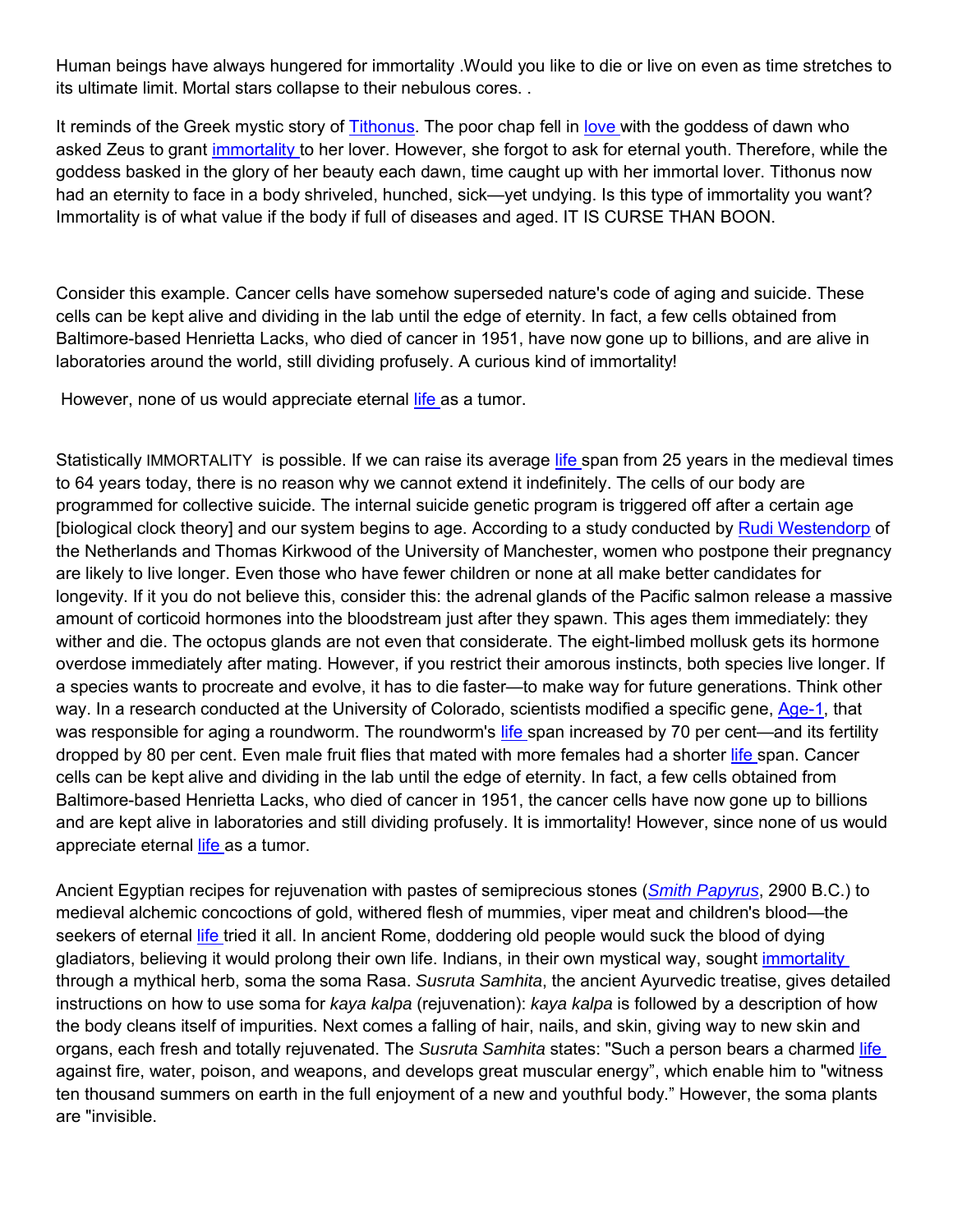Human beings have always hungered for immortality .Would you like to die or live on even as time stretches to its ultimate limit. Mortal stars collapse to their nebulous cores. .

It reminds of the Greek mystic story of Tithonus. The poor chap fell in love with the goddess of dawn who asked Zeus to grant immortality to her lover. However, she forgot to ask for eternal youth. Therefore, while the goddess basked in the glory of her beauty each dawn, time caught up with her immortal lover. Tithonus now had an eternity to face in a body shriveled, hunched, sick—yet undying. Is this type of immortality you want? Immortality is of what value if the body if full of diseases and aged. IT IS CURSE THAN BOON.

Consider this example. Cancer cells have somehow superseded nature's code of aging and suicide. These cells can be kept alive and dividing in the lab until the edge of eternity. In fact, a few cells obtained from Baltimore-based Henrietta Lacks, who died of cancer in 1951, have now gone up to billions, and are alive in laboratories around the world, still dividing profusely. A curious kind of immortality!

However, none of us would appreciate eternal life as a tumor.

Statistically IMMORTALITY is possible. If we can raise its average life span from 25 years in the medieval times to 64 years today, there is no reason why we cannot extend it indefinitely. The cells of our body are programmed for collective suicide. The internal suicide genetic program is triggered off after a certain age [biological clock theory] and our system begins to age. According to a study conducted by Rudi Westendorp of the Netherlands and Thomas Kirkwood of the University of Manchester, women who postpone their pregnancy are likely to live longer. Even those who have fewer children or none at all make better candidates for longevity. If it you do not believe this, consider this: the adrenal glands of the Pacific salmon release a massive amount of corticoid hormones into the bloodstream just after they spawn. This ages them immediately: they wither and die. The octopus glands are not even that considerate. The eight-limbed mollusk gets its hormone overdose immediately after mating. However, if you restrict their amorous instincts, both species live longer. If a species wants to procreate and evolve, it has to die faster—to make way for future generations. Think other way. In a research conducted at the University of Colorado, scientists modified a specific gene, Age-1, that was responsible for aging a roundworm. The roundworm's life span increased by 70 per cent—and its fertility dropped by 80 per cent. Even male fruit flies that mated with more females had a shorter life span. Cancer cells can be kept alive and dividing in the lab until the edge of eternity. In fact, a few cells obtained from Baltimore-based Henrietta Lacks, who died of cancer in 1951, the cancer cells have now gone up to billions and are kept alive in laboratories and still dividing profusely. It is immortality! However, since none of us would appreciate eternal life as a tumor.

Ancient Egyptian recipes for rejuvenation with pastes of semiprecious stones (*Smith Papyrus*, 2900 B.C.) to medieval alchemic concoctions of gold, withered flesh of mummies, viper meat and children's blood—the seekers of eternal life tried it all. In ancient Rome, doddering old people would suck the blood of dying gladiators, believing it would prolong their own life. Indians, in their own mystical way, sought immortality through a mythical herb, soma the soma Rasa. *Susruta Samhita*, the ancient Ayurvedic treatise, gives detailed instructions on how to use soma for *kaya kalpa* (rejuvenation): *kaya kalpa* is followed by a description of how the body cleans itself of impurities. Next comes a falling of hair, nails, and skin, giving way to new skin and organs, each fresh and totally rejuvenated. The *Susruta Samhita* states: "Such a person bears a charmed life against fire, water, poison, and weapons, and develops great muscular energy", which enable him to "witness ten thousand summers on earth in the full enjoyment of a new and youthful body." However, the soma plants are "invisible.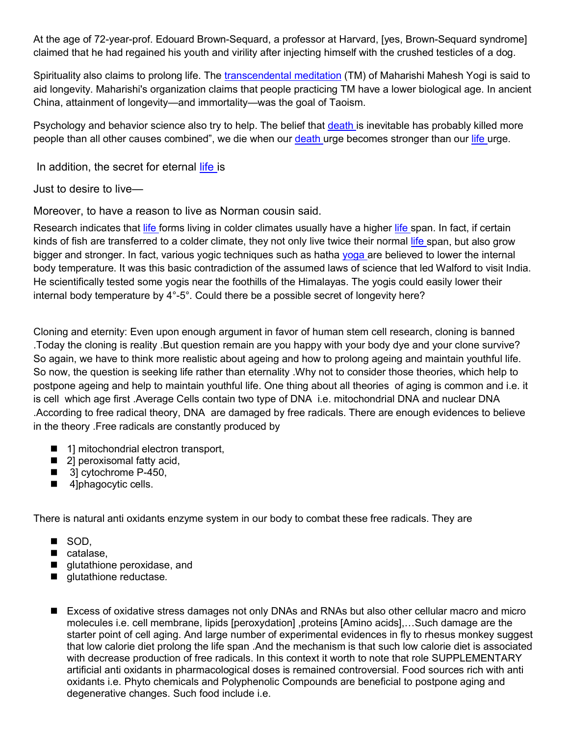At the age of 72-year-prof. Edouard Brown-Sequard, a professor at Harvard, [yes, Brown-Sequard syndrome] claimed that he had regained his youth and virility after injecting himself with the crushed testicles of a dog.

Spirituality also claims to prolong life. The transcendental meditation (TM) of Maharishi Mahesh Yogi is said to aid longevity. Maharishi's organization claims that people practicing TM have a lower biological age. In ancient China, attainment of longevity—and immortality—was the goal of Taoism.

Psychology and behavior science also try to help. The belief that death is inevitable has probably killed more people than all other causes combined", we die when our death urge becomes stronger than our life urge.

In addition, the secret for eternal life is

Just to desire to live—

Moreover, to have a reason to live as Norman cousin said.

Research indicates that life forms living in colder climates usually have a higher life span. In fact, if certain kinds of fish are transferred to a colder climate, they not only live twice their normal life span, but also grow bigger and stronger. In fact, various yogic techniques such as hatha yoga are believed to lower the internal body temperature. It was this basic contradiction of the assumed laws of science that led Walford to visit India. He scientifically tested some yogis near the foothills of the Himalayas. The yogis could easily lower their internal body temperature by 4°-5°. Could there be a possible secret of longevity here?

Cloning and eternity: Even upon enough argument in favor of human stem cell research, cloning is banned .Today the cloning is reality .But question remain are you happy with your body dye and your clone survive? So again, we have to think more realistic about ageing and how to prolong ageing and maintain youthful life. So now, the question is seeking life rather than eternality .Why not to consider those theories, which help to postpone ageing and help to maintain youthful life. One thing about all theories of aging is common and i.e. it is cell which age first .Average Cells contain two type of DNA i.e. mitochondrial DNA and nuclear DNA .According to free radical theory, DNA are damaged by free radicals. There are enough evidences to believe in the theory .Free radicals are constantly produced by

- 1] mitochondrial electron transport,
- 2] peroxisomal fatty acid,
- 3] cytochrome P-450,
- 4]phagocytic cells.

There is natural anti oxidants enzyme system in our body to combat these free radicals. They are

- SOD,
- catalase,
- glutathione peroxidase, and
- glutathione reductase.

- Excess of oxidative stress damages not only DNAs and RNAs but also other cellular macro and micro molecules i.e. cell membrane, lipids [peroxydation] ,proteins [Amino acids],…Such damage are the starter point of cell aging. And large number of experimental evidences in fly to rhesus monkey suggest that low calorie diet prolong the life span .And the mechanism is that such low calorie diet is associated with decrease production of free radicals. In this context it worth to note that role SUPPLEMENTARY artificial anti oxidants in pharmacological doses is remained controversial. Food sources rich with anti oxidants i.e. Phyto chemicals and Polyphenolic Compounds are beneficial to postpone aging and degenerative changes. Such food include i.e.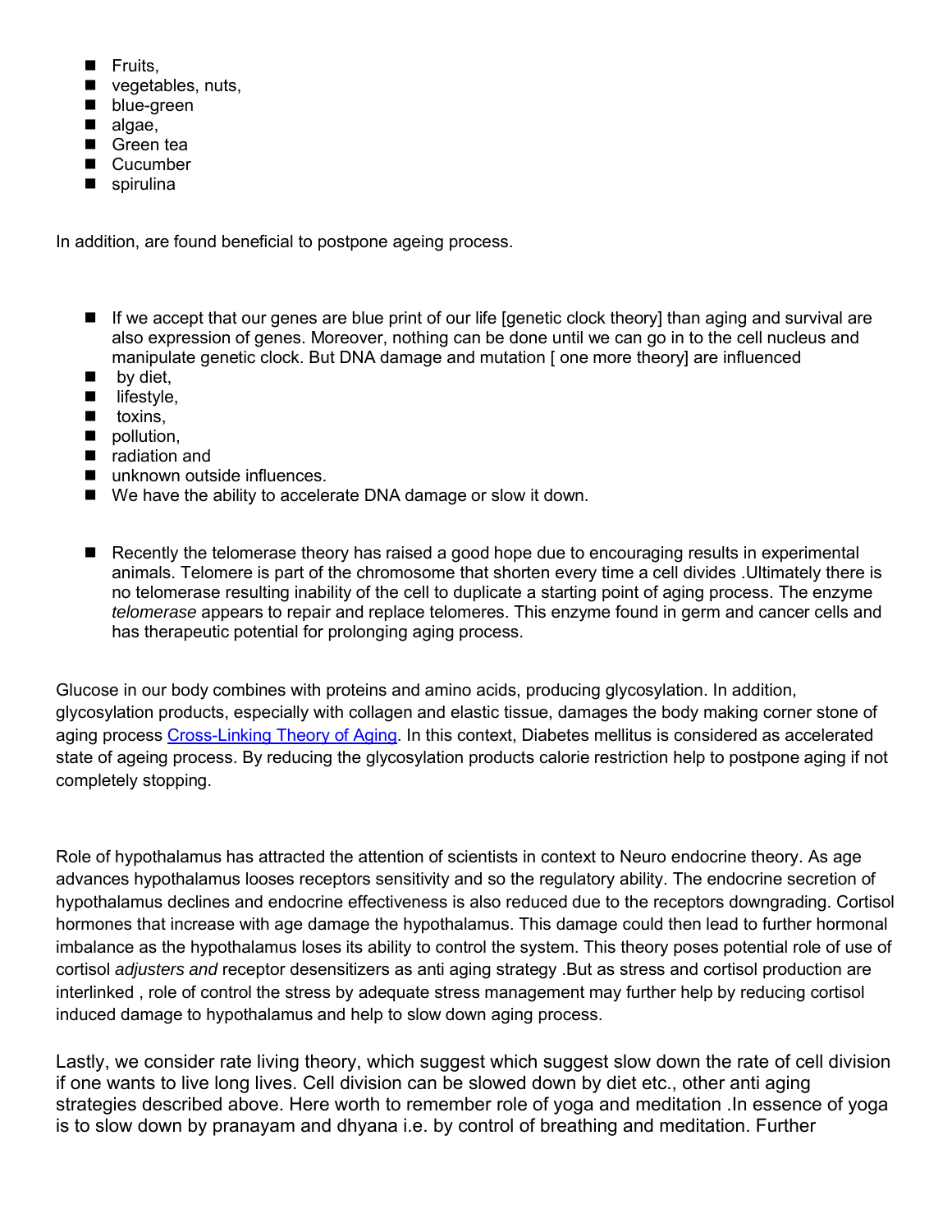- Fruits,
- vegetables, nuts,
- blue-green
- algae,
- Green tea
- Cucumber
- spirulina

In addition, are found beneficial to postpone ageing process.

- If we accept that our genes are blue print of our life [genetic clock theory] than aging and survival are also expression of genes. Moreover, nothing can be done until we can go in to the cell nucleus and manipulate genetic clock. But DNA damage and mutation [ one more theory] are influenced
- by diet,
- lifestyle,
- toxins,
- pollution,
- radiation and
- unknown outside influences.
- We have the ability to accelerate DNA damage or slow it down.

- Recently the telomerase theory has raised a good hope due to encouraging results in experimental animals. Telomere is part of the chromosome that shorten every time a cell divides .Ultimately there is no telomerase resulting inability of the cell to duplicate a starting point of aging process. The enzyme *telomerase* appears to repair and replace telomeres. This enzyme found in germ and cancer cells and has therapeutic potential for prolonging aging process.

Glucose in our body combines with proteins and amino acids, producing glycosylation. In addition, glycosylation products, especially with collagen and elastic tissue, damages the body making corner stone of aging process Cross-Linking Theory of Aging. In this context, Diabetes mellitus is considered as accelerated state of ageing process. By reducing the glycosylation products calorie restriction help to postpone aging if not completely stopping.

Role of hypothalamus has attracted the attention of scientists in context to Neuro endocrine theory. As age advances hypothalamus looses receptors sensitivity and so the regulatory ability. The endocrine secretion of hypothalamus declines and endocrine effectiveness is also reduced due to the receptors downgrading. Cortisol hormones that increase with age damage the hypothalamus. This damage could then lead to further hormonal imbalance as the hypothalamus loses its ability to control the system. This theory poses potential role of use of cortisol *adjusters and* receptor desensitizers as anti aging strategy .But as stress and cortisol production are interlinked , role of control the stress by adequate stress management may further help by reducing cortisol induced damage to hypothalamus and help to slow down aging process.

Lastly, we consider rate living theory, which suggest which suggest slow down the rate of cell division if one wants to live long lives. Cell division can be slowed down by diet etc., other anti aging strategies described above. Here worth to remember role of yoga and meditation .In essence of yoga is to slow down by pranayam and dhyana i.e. by control of breathing and meditation. Further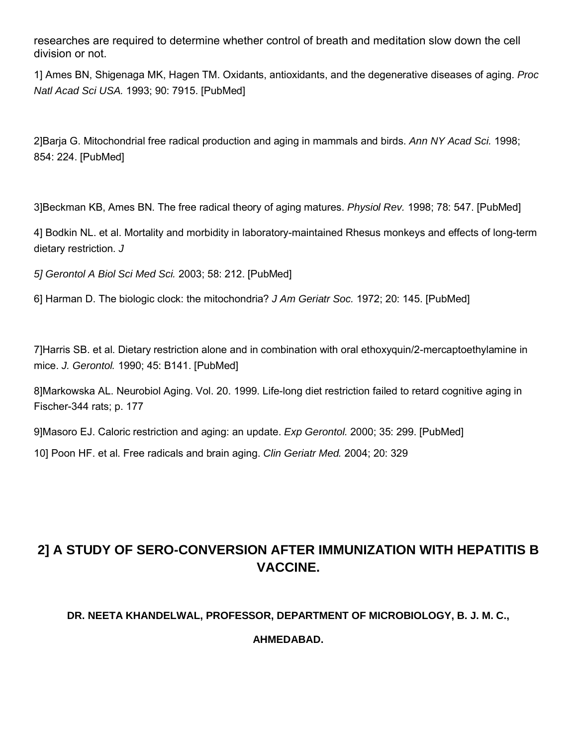researches are required to determine whether control of breath and meditation slow down the cell division or not.

1] Ames BN, Shigenaga MK, Hagen TM. Oxidants, antioxidants, and the degenerative diseases of aging. *Proc Natl Acad Sci USA.* 1993; 90: 7915. [PubMed]

2]Barja G. Mitochondrial free radical production and aging in mammals and birds. *Ann NY Acad Sci.* 1998; 854: 224. [PubMed]

3]Beckman KB, Ames BN. The free radical theory of aging matures. *Physiol Rev.* 1998; 78: 547. [PubMed]

4] Bodkin NL. et al. Mortality and morbidity in laboratory-maintained Rhesus monkeys and effects of long-term dietary restriction. *J*

*5] Gerontol A Biol Sci Med Sci.* 2003; 58: 212. [PubMed]

6] Harman D. The biologic clock: the mitochondria? *J Am Geriatr Soc.* 1972; 20: 145. [PubMed]

7]Harris SB. et al. Dietary restriction alone and in combination with oral ethoxyquin/2-mercaptoethylamine in mice. *J. Gerontol.* 1990; 45: B141. [PubMed]

8]Markowska AL. Neurobiol Aging. Vol. 20. 1999. Life-long diet restriction failed to retard cognitive aging in Fischer-344 rats; p. 177

9]Masoro EJ. Caloric restriction and aging: an update. *Exp Gerontol.* 2000; 35: 299. [PubMed]

10] Poon HF. et al. Free radicals and brain aging. *Clin Geriatr Med.* 2004; 20: 329

## 2] A STUDY OF SERO-CONVERSION AFTER IMMUNIZATION WITH HEPATITIS B VACCINE.

**DR. NEETA KHANDELWAL, PROFESSOR, DEPARTMENT OF MICROBIOLOGY, B. J. M. C.,**

**AHMEDABAD.**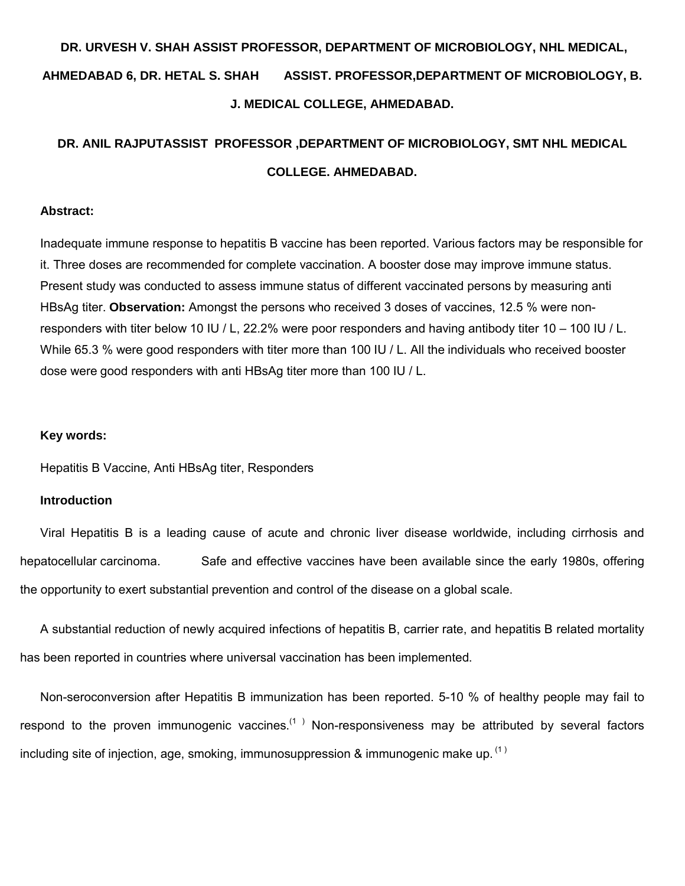**DR. URVESH V. SHAH ASSIST PROFESSOR, DEPARTMENT OF MICROBIOLOGY, NHL MEDICAL, AHMEDABAD 6, DR. HETAL S. SHAH ASSIST. PROFESSOR,DEPARTMENT OF MICROBIOLOGY, B. J. MEDICAL COLLEGE, AHMEDABAD.**

**DR. ANIL RAJPUTASSIST PROFESSOR ,DEPARTMENT OF MICROBIOLOGY, SMT NHL MEDICAL COLLEGE. AHMEDABAD.**

**Abstract:**

Inadequate immune response to hepatitis B vaccine has been reported. Various factors may be responsible for it. Three doses are recommended for complete vaccination. A booster dose may improve immune status. Present study was conducted to assess immune status of different vaccinated persons by measuring anti HBsAg titer. **Observation:** Amongst the persons who received 3 doses of vaccines, 12.5 % were non-responders with titer below 10 IU / L, 22.2% were poor responders and having antibody titer 10 – 100 IU / L. While 65.3 % were good responders with titer more than 100 IU / L. All the individuals who received booster dose were good responders with anti HBsAg titer more than 100 IU / L.

**Key words:**

Hepatitis B Vaccine, Anti HBsAg titer, Responders

**Introduction**

Viral Hepatitis B is a leading cause of acute and chronic liver disease worldwide, including cirrhosis and hepatocellular carcinoma. Safe and effective vaccines have been available since the early 1980s, offering the opportunity to exert substantial prevention and control of the disease on a global scale.

A substantial reduction of newly acquired infections of hepatitis B, carrier rate, and hepatitis B related mortality has been reported in countries where universal vaccination has been implemented.

Non-seroconversion after Hepatitis B immunization has been reported. 5-10 % of healthy people may fail to respond to the proven immunogenic vaccines.[1] Non-responsiveness may be attributed by several factors including site of injection, age, smoking, immunosuppression & immunogenic make up.[1]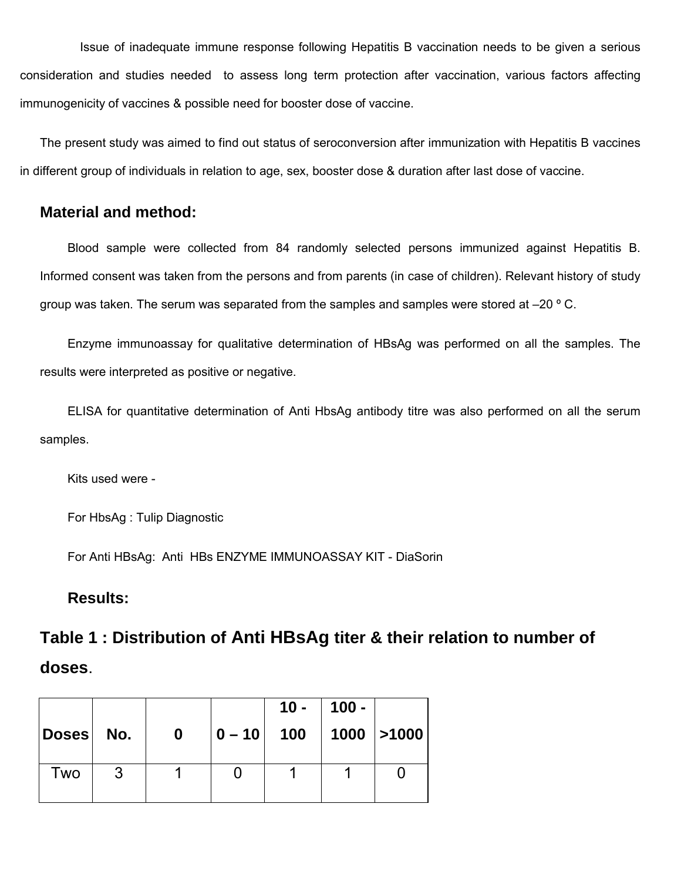Issue of inadequate immune response following Hepatitis B vaccination needs to be given a serious consideration and studies needed to assess long term protection after vaccination, various factors affecting immunogenicity of vaccines & possible need for booster dose of vaccine.

The present study was aimed to find out status of seroconversion after immunization with Hepatitis B vaccines in different group of individuals in relation to age, sex, booster dose & duration after last dose of vaccine.

## Material and method:

Blood sample were collected from 84 randomly selected persons immunized against Hepatitis B. Informed consent was taken from the persons and from parents (in case of children). Relevant history of study group was taken. The serum was separated from the samples and samples were stored at –20 º C.

Enzyme immunoassay for qualitative determination of HBsAg was performed on all the samples. The results were interpreted as positive or negative.

ELISA for quantitative determination of Anti HbsAg antibody titre was also performed on all the serum samples.

Kits used were -

For HbsAg : Tulip Diagnostic

For Anti HBsAg: Anti HBs ENZYME IMMUNOASSAY KIT - DiaSorin

### Results:

## Table 1 : Distribution of Anti HBsAg titer & their relation to number of doses.

| Doses | No. | 0 | 0 – 10 | 10 - 100 | 100 - 1000 | >1000 |
|---|---|---|---|---|---|---|
| Two | 3 | 1 | 0 | 1 | 1 | 0 |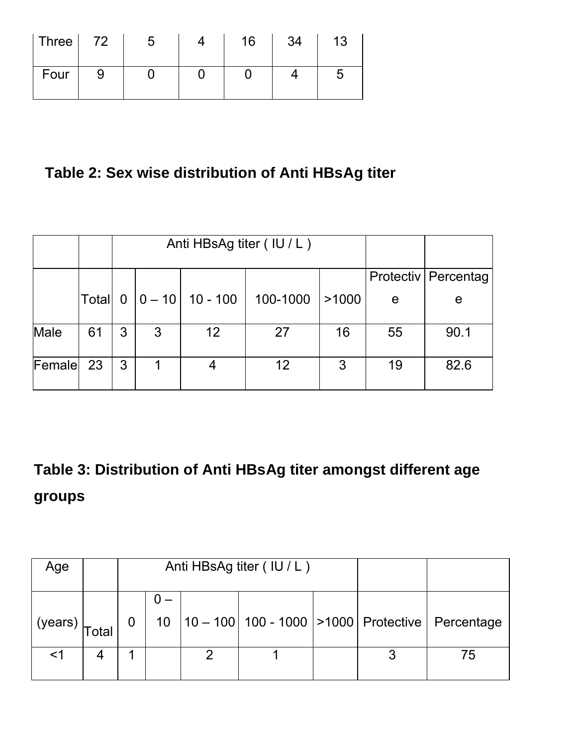| Three | 72 | 5 | 4 | 16 | 34 | 13 |
|---|---|---|---|---|---|---|
| Four | 9 | 0 | 0 | 0 | 4 | 5 |

**Table 2: Sex wise distribution of Anti HBsAg titer**

| | | Anti HBsAg titer ( IU / L ) | | | | | | |
|---|---|---|---|---|---|---|---|---|
| | Total | 0 | 0 – 10 | 10 - 100 | 100-1000 | >1000 | Protective | Percentage |
| Male | 61 | 3 | 3 | 12 | 27 | 16 | 55 | 90.1 |
| Female | 23 | 3 | 1 | 4 | 12 | 3 | 19 | 82.6 |

**Table 3: Distribution of Anti HBsAg titer amongst different age groups**

| Age | | Anti HBsAg titer ( IU / L ) | | | | | | |
|---|---|---|---|---|---|---|---|---|
| (years) | Total | 0 | 0 – 10 | 10 – 100 | 100 - 1000 | >1000 | Protective | Percentage |
| <1 | 4 | 1 | | 2 | 1 | | 3 | 75 |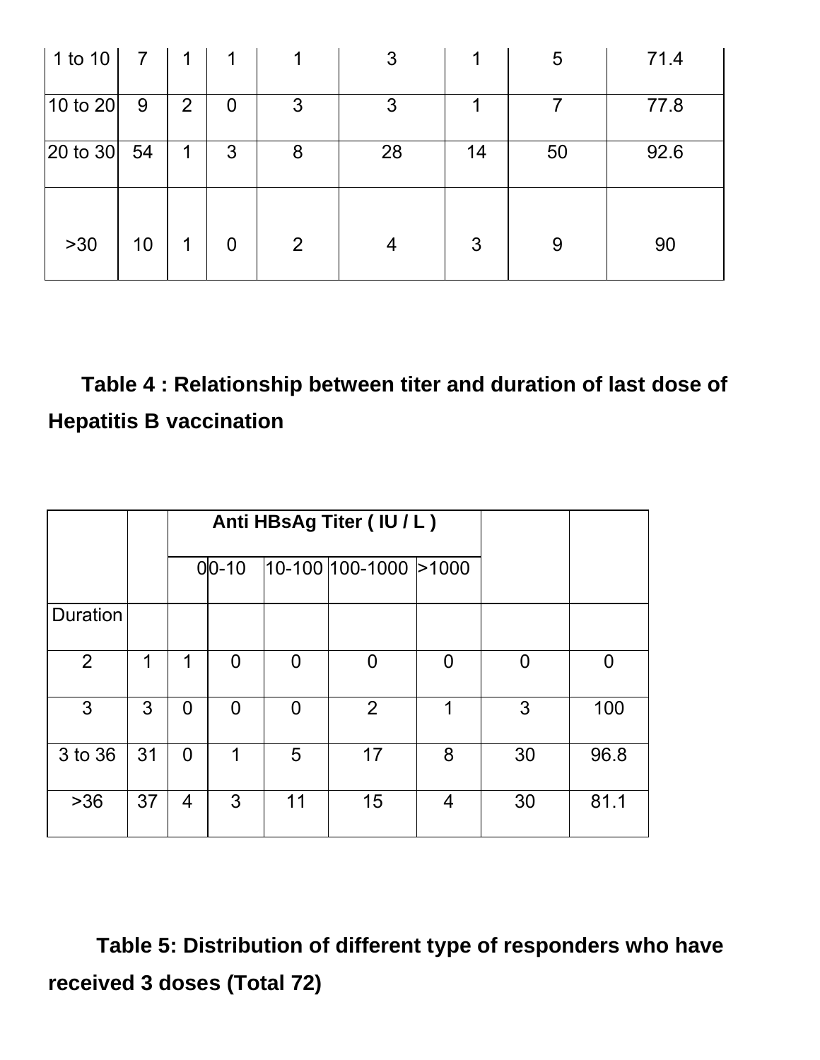| | | | | | | | | |
|---|---|---|---|---|---|---|---|---|
| 1 to 10 | 7 | 1 | 1 | 1 | 3 | 1 | 5 | 71.4 |
| 10 to 20 | 9 | 2 | 0 | 3 | 3 | 1 | 7 | 77.8 |
| 20 to 30 | 54 | 1 | 3 | 8 | 28 | 14 | 50 | 92.6 |
| >30 | 10 | 1 | 0 | 2 | 4 | 3 | 9 | 90 |

**Table 4 : Relationship between titer and duration of last dose of Hepatitis B vaccination**

| | | Anti HBsAg Titer ( IU / L ) | | | | | | |
|---|---|---|---|---|---|---|---|---|
| | | 0 | 0-10 | 10-100 | 100-1000 | >1000 | | |
| Duration | | | | | | | | |
| 2 | 1 | 1 | 0 | 0 | 0 | 0 | 0 | 0 |
| 3 | 3 | 0 | 0 | 0 | 2 | 1 | 3 | 100 |
| 3 to 36 | 31 | 0 | 1 | 5 | 17 | 8 | 30 | 96.8 |
| >36 | 37 | 4 | 3 | 11 | 15 | 4 | 30 | 81.1 |

**Table 5: Distribution of different type of responders who have received 3 doses (Total 72)**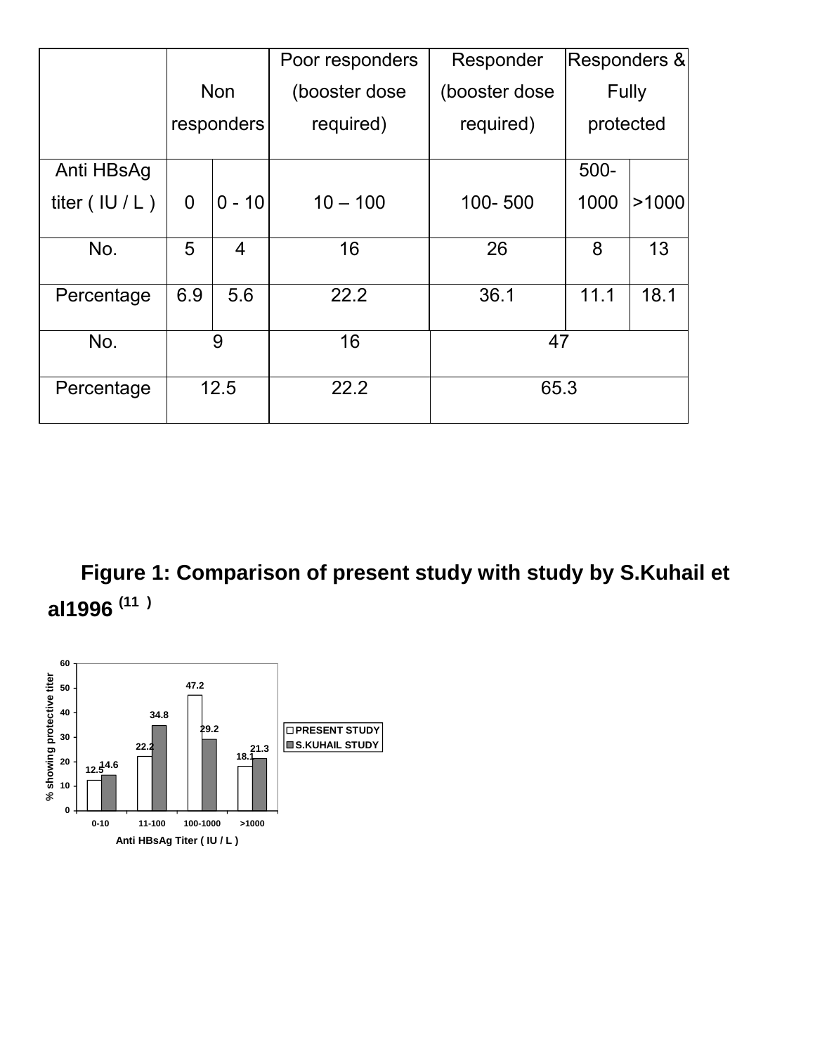| | Non responders | | Poor responders (booster dose required) | Responder (booster dose required) | Responders & Fully protected | |
|---|---|---|---|---|---|---|
| Anti HBsAg titer ( IU / L ) | 0 | 0 - 10 | 10 – 100 | 100- 500 | 500-1000 | >1000 |
| No. | 5 | 4 | 16 | 26 | 8 | 13 |
| Percentage | 6.9 | 5.6 | 22.2 | 36.1 | 11.1 | 18.1 |
| No. | 9 | | 16 | 47 | | |
| Percentage | 12.5 | | 22.2 | 65.3 | | |

**Figure 1: Comparison of present study with study by S.Kuhail et al1996 (11 )**

| Anti HBsAg Titer ( IU / L ) | PRESENT STUDY | S.KUHAIL STUDY |
|---|---|---|
| 0-10 | 12.5 | 14.6 |
| 11-100 | 22.2 | 34.8 |
| 100-1000 | 47.2 | 29.2 |
| >1000 | 18.1 | 21.3 |

Y-axis: % showing protective titer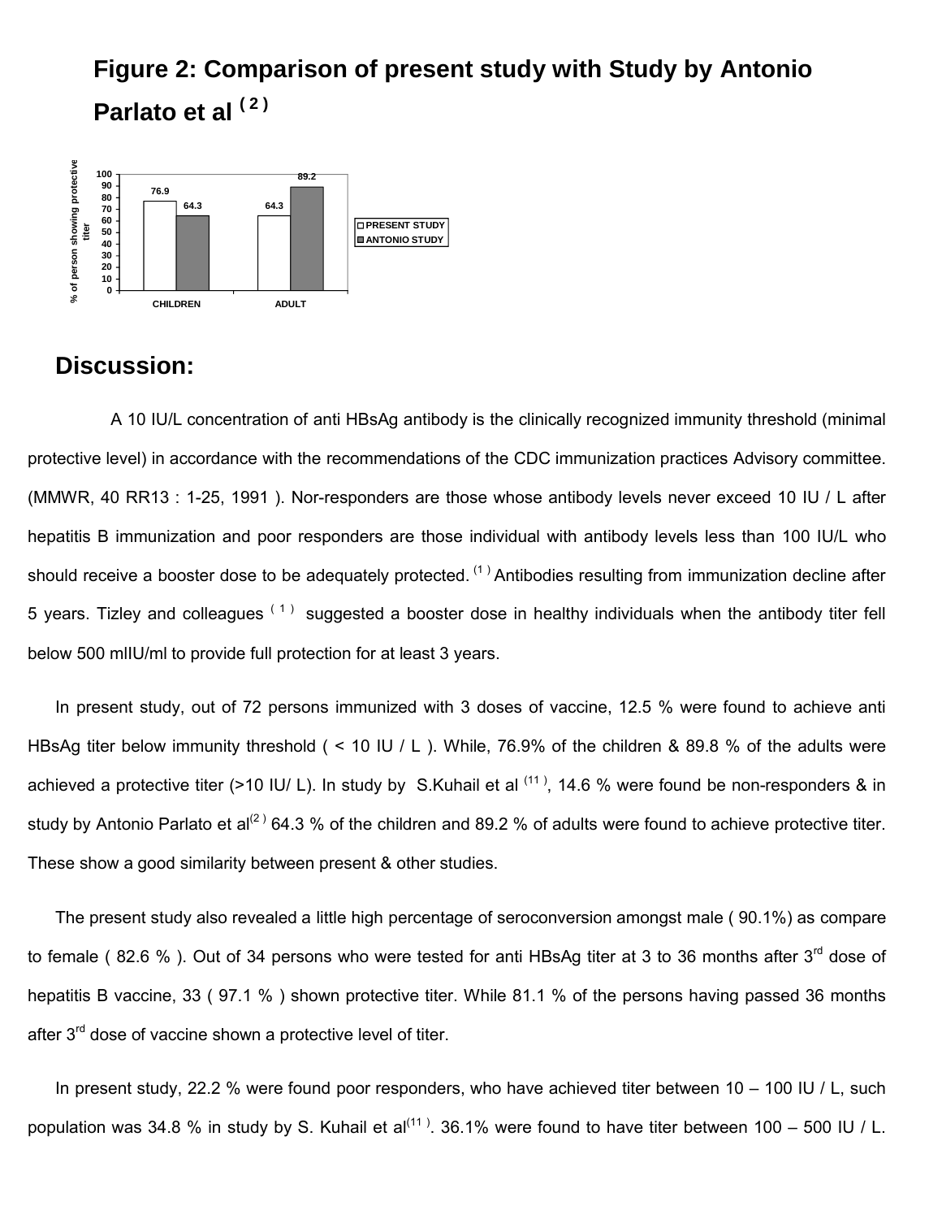## Figure 2: Comparison of present study with Study by Antonio Parlato et al [2]

| | PRESENT STUDY | ANTONIO STUDY |
|---|---|---|
| CHILDREN | 76.9 | 64.3 |
| ADULT | 64.3 | 89.2 |

## Discussion:

A 10 IU/L concentration of anti HBsAg antibody is the clinically recognized immunity threshold (minimal protective level) in accordance with the recommendations of the CDC immunization practices Advisory committee. (MMWR, 40 RR13 : 1-25, 1991 ). Nor-responders are those whose antibody levels never exceed 10 IU / L after hepatitis B immunization and poor responders are those individual with antibody levels less than 100 IU/L who should receive a booster dose to be adequately protected. [1] Antibodies resulting from immunization decline after 5 years. Tizley and colleagues [1] suggested a booster dose in healthy individuals when the antibody titer fell below 500 mIIU/ml to provide full protection for at least 3 years.

In present study, out of 72 persons immunized with 3 doses of vaccine, 12.5 % were found to achieve anti HBsAg titer below immunity threshold ( < 10 IU / L ). While, 76.9% of the children & 89.8 % of the adults were achieved a protective titer (>10 IU/ L). In study by S.Kuhail et al [11], 14.6 % were found be non-responders & in study by Antonio Parlato et al[2] 64.3 % of the children and 89.2 % of adults were found to achieve protective titer. These show a good similarity between present & other studies.

The present study also revealed a little high percentage of seroconversion amongst male ( 90.1%) as compare to female ( 82.6 % ). Out of 34 persons who were tested for anti HBsAg titer at 3 to 36 months after 3rd dose of hepatitis B vaccine, 33 ( 97.1 % ) shown protective titer. While 81.1 % of the persons having passed 36 months after 3rd dose of vaccine shown a protective level of titer.

In present study, 22.2 % were found poor responders, who have achieved titer between 10 – 100 IU / L, such population was 34.8 % in study by S. Kuhail et al[11]. 36.1% were found to have titer between 100 – 500 IU / L.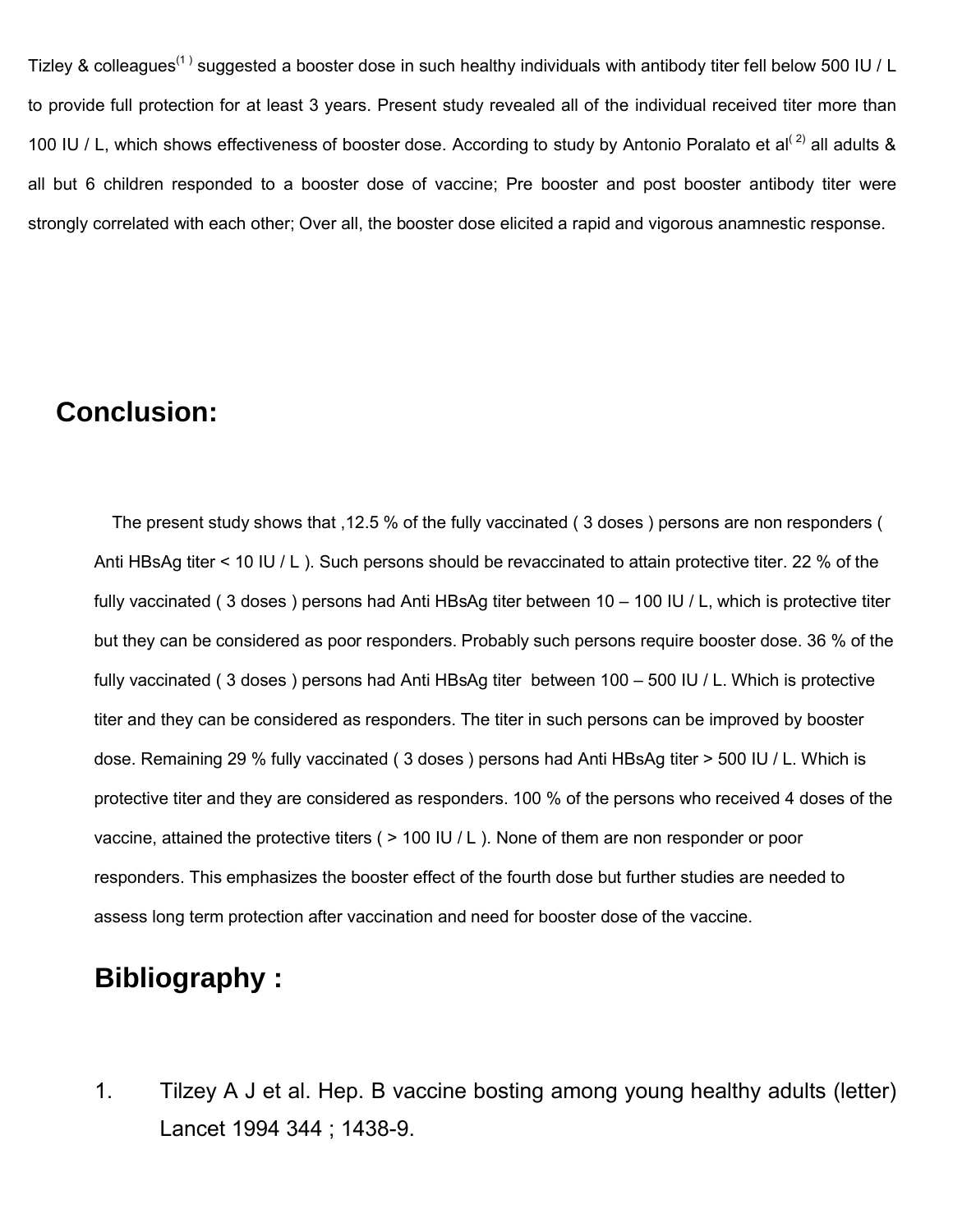Tizley & colleagues[1] suggested a booster dose in such healthy individuals with antibody titer fell below 500 IU / L to provide full protection for at least 3 years. Present study revealed all of the individual received titer more than 100 IU / L, which shows effectiveness of booster dose. According to study by Antonio Poralato et al[2] all adults & all but 6 children responded to a booster dose of vaccine; Pre booster and post booster antibody titer were strongly correlated with each other; Over all, the booster dose elicited a rapid and vigorous anamnestic response.

## Conclusion:

The present study shows that ,12.5 % of the fully vaccinated ( 3 doses ) persons are non responders ( Anti HBsAg titer < 10 IU / L ). Such persons should be revaccinated to attain protective titer. 22 % of the fully vaccinated ( 3 doses ) persons had Anti HBsAg titer between 10 – 100 IU / L, which is protective titer but they can be considered as poor responders. Probably such persons require booster dose. 36 % of the fully vaccinated ( 3 doses ) persons had Anti HBsAg titer between 100 – 500 IU / L. Which is protective titer and they can be considered as responders. The titer in such persons can be improved by booster dose. Remaining 29 % fully vaccinated ( 3 doses ) persons had Anti HBsAg titer > 500 IU / L. Which is protective titer and they are considered as responders. 100 % of the persons who received 4 doses of the vaccine, attained the protective titers ( > 100 IU / L ). None of them are non responder or poor responders. This emphasizes the booster effect of the fourth dose but further studies are needed to assess long term protection after vaccination and need for booster dose of the vaccine.

## Bibliography :

1. Tilzey A J et al. Hep. B vaccine bosting among young healthy adults (letter) Lancet 1994 344 ; 1438-9.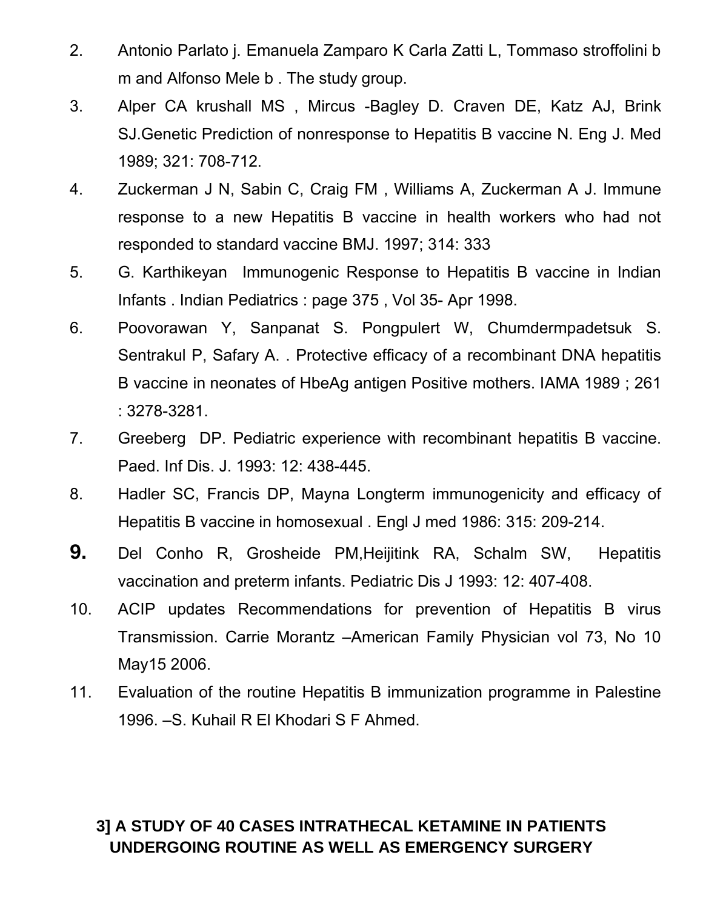2. Antonio Parlato j. Emanuela Zamparo K Carla Zatti L, Tommaso stroffolini b m and Alfonso Mele b . The study group.
3. Alper CA krushall MS , Mircus -Bagley D. Craven DE, Katz AJ, Brink SJ.Genetic Prediction of nonresponse to Hepatitis B vaccine N. Eng J. Med 1989; 321: 708-712.
4. Zuckerman J N, Sabin C, Craig FM , Williams A, Zuckerman A J. Immune response to a new Hepatitis B vaccine in health workers who had not responded to standard vaccine BMJ. 1997; 314: 333
5. G. Karthikeyan Immunogenic Response to Hepatitis B vaccine in Indian Infants . Indian Pediatrics : page 375 , Vol 35- Apr 1998.
6. Poovorawan Y, Sanpanat S. Pongpulert W, Chumdermpadetsuk S. Sentrakul P, Safary A. . Protective efficacy of a recombinant DNA hepatitis B vaccine in neonates of HbeAg antigen Positive mothers. IAMA 1989 ; 261 : 3278-3281.
7. Greeberg DP. Pediatric experience with recombinant hepatitis B vaccine. Paed. Inf Dis. J. 1993: 12: 438-445.
8. Hadler SC, Francis DP, Mayna Longterm immunogenicity and efficacy of Hepatitis B vaccine in homosexual . Engl J med 1986: 315: 209-214.
9. Del Conho R, Grosheide PM,Heijitink RA, Schalm SW, Hepatitis vaccination and preterm infants. Pediatric Dis J 1993: 12: 407-408.
10. ACIP updates Recommendations for prevention of Hepatitis B virus Transmission. Carrie Morantz –American Family Physician vol 73, No 10 May15 2006.
11. Evaluation of the routine Hepatitis B immunization programme in Palestine 1996. –S. Kuhail R El Khodari S F Ahmed.

## 3] A STUDY OF 40 CASES INTRATHECAL KETAMINE IN PATIENTS UNDERGOING ROUTINE AS WELL AS EMERGENCY SURGERY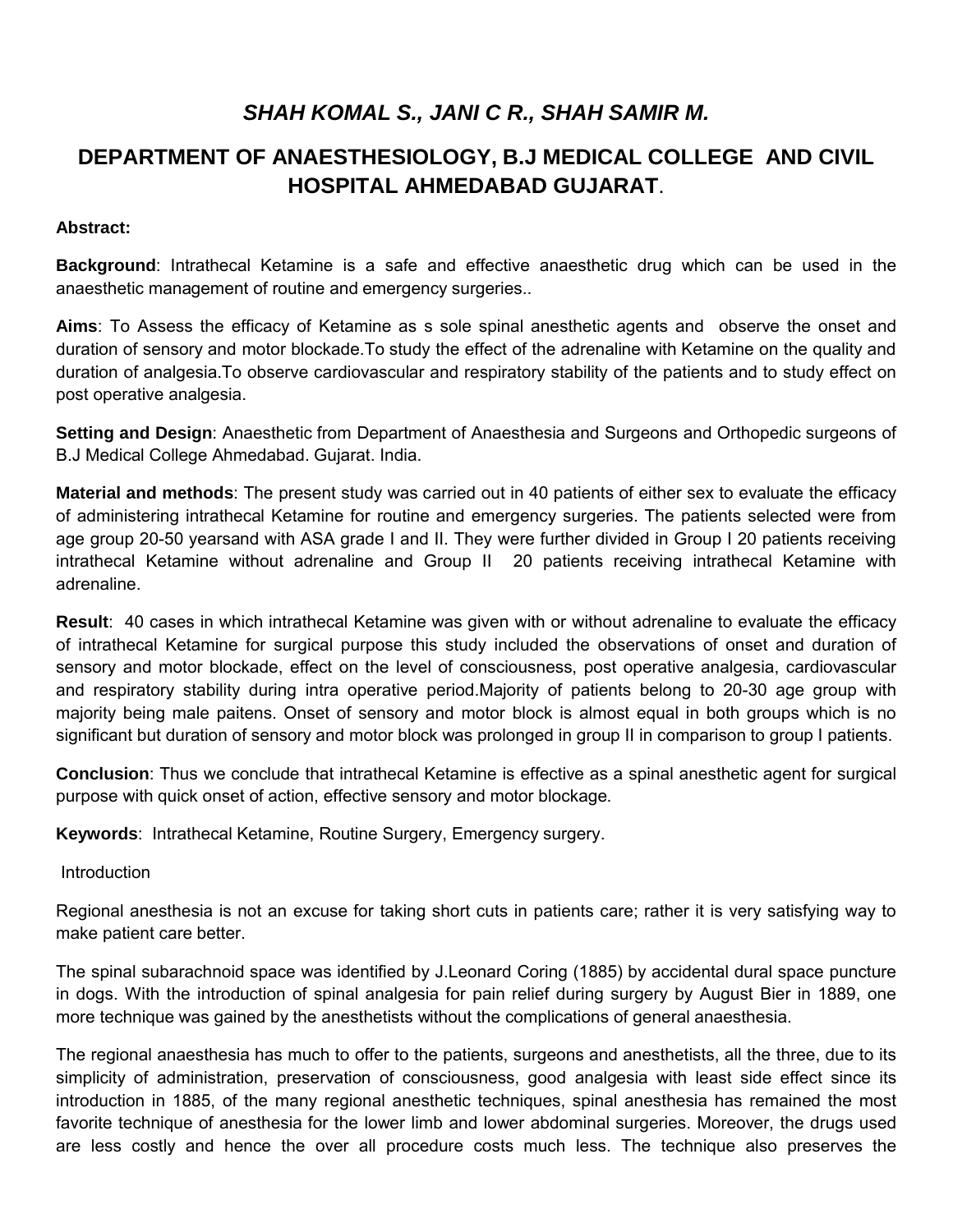## *SHAH KOMAL S., JANI C R., SHAH SAMIR M.*

## DEPARTMENT OF ANAESTHESIOLOGY, B.J MEDICAL COLLEGE AND CIVIL HOSPITAL AHMEDABAD GUJARAT.

**Abstract:**

**Background**: Intrathecal Ketamine is a safe and effective anaesthetic drug which can be used in the anaesthetic management of routine and emergency surgeries..

**Aims**: To Assess the efficacy of Ketamine as s sole spinal anesthetic agents and observe the onset and duration of sensory and motor blockade.To study the effect of the adrenaline with Ketamine on the quality and duration of analgesia.To observe cardiovascular and respiratory stability of the patients and to study effect on post operative analgesia.

**Setting and Design**: Anaesthetic from Department of Anaesthesia and Surgeons and Orthopedic surgeons of B.J Medical College Ahmedabad. Gujarat. India.

**Material and methods**: The present study was carried out in 40 patients of either sex to evaluate the efficacy of administering intrathecal Ketamine for routine and emergency surgeries. The patients selected were from age group 20-50 yearsand with ASA grade I and II. They were further divided in Group I 20 patients receiving intrathecal Ketamine without adrenaline and Group II 20 patients receiving intrathecal Ketamine with adrenaline.

**Result**: 40 cases in which intrathecal Ketamine was given with or without adrenaline to evaluate the efficacy of intrathecal Ketamine for surgical purpose this study included the observations of onset and duration of sensory and motor blockade, effect on the level of consciousness, post operative analgesia, cardiovascular and respiratory stability during intra operative period.Majority of patients belong to 20-30 age group with majority being male paitens. Onset of sensory and motor block is almost equal in both groups which is no significant but duration of sensory and motor block was prolonged in group II in comparison to group I patients.

**Conclusion**: Thus we conclude that intrathecal Ketamine is effective as a spinal anesthetic agent for surgical purpose with quick onset of action, effective sensory and motor blockage.

**Keywords**: Intrathecal Ketamine, Routine Surgery, Emergency surgery.

Introduction

Regional anesthesia is not an excuse for taking short cuts in patients care; rather it is very satisfying way to make patient care better.

The spinal subarachnoid space was identified by J.Leonard Coring (1885) by accidental dural space puncture in dogs. With the introduction of spinal analgesia for pain relief during surgery by August Bier in 1889, one more technique was gained by the anesthetists without the complications of general anaesthesia.

The regional anaesthesia has much to offer to the patients, surgeons and anesthetists, all the three, due to its simplicity of administration, preservation of consciousness, good analgesia with least side effect since its introduction in 1885, of the many regional anesthetic techniques, spinal anesthesia has remained the most favorite technique of anesthesia for the lower limb and lower abdominal surgeries. Moreover, the drugs used are less costly and hence the over all procedure costs much less. The technique also preserves the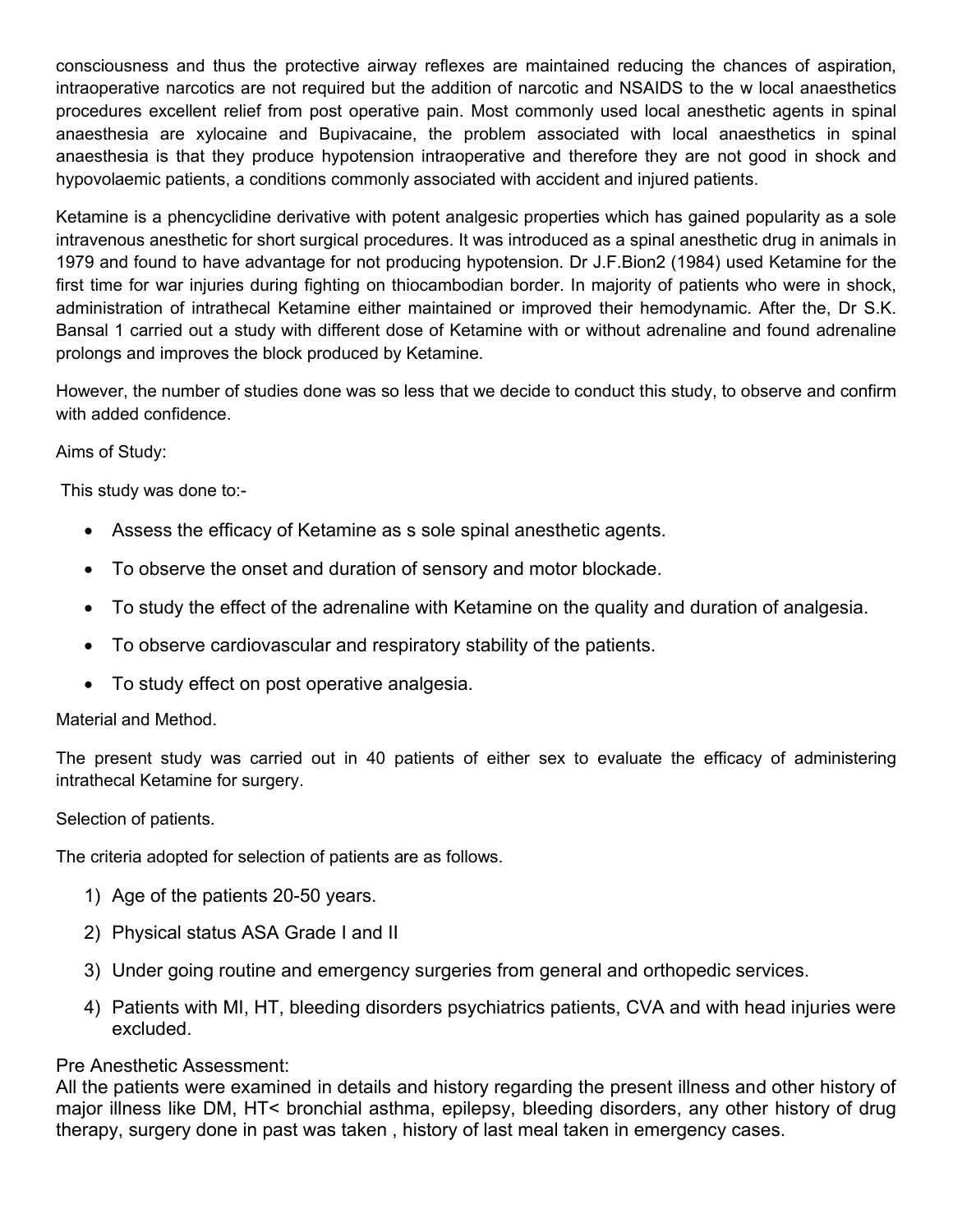consciousness and thus the protective airway reflexes are maintained reducing the chances of aspiration, intraoperative narcotics are not required but the addition of narcotic and NSAIDS to the w local anaesthetics procedures excellent relief from post operative pain. Most commonly used local anesthetic agents in spinal anaesthesia are xylocaine and Bupivacaine, the problem associated with local anaesthetics in spinal anaesthesia is that they produce hypotension intraoperative and therefore they are not good in shock and hypovolaemic patients, a conditions commonly associated with accident and injured patients.

Ketamine is a phencyclidine derivative with potent analgesic properties which has gained popularity as a sole intravenous anesthetic for short surgical procedures. It was introduced as a spinal anesthetic drug in animals in 1979 and found to have advantage for not producing hypotension. Dr J.F.Bion2 (1984) used Ketamine for the first time for war injuries during fighting on thiocambodian border. In majority of patients who were in shock, administration of intrathecal Ketamine either maintained or improved their hemodynamic. After the, Dr S.K. Bansal 1 carried out a study with different dose of Ketamine with or without adrenaline and found adrenaline prolongs and improves the block produced by Ketamine.

However, the number of studies done was so less that we decide to conduct this study, to observe and confirm with added confidence.

Aims of Study:

This study was done to:-

- Assess the efficacy of Ketamine as s sole spinal anesthetic agents.
- To observe the onset and duration of sensory and motor blockade.
- To study the effect of the adrenaline with Ketamine on the quality and duration of analgesia.
- To observe cardiovascular and respiratory stability of the patients.
- To study effect on post operative analgesia.

Material and Method.

The present study was carried out in 40 patients of either sex to evaluate the efficacy of administering intrathecal Ketamine for surgery.

Selection of patients.

The criteria adopted for selection of patients are as follows.

1) Age of the patients 20-50 years.
2) Physical status ASA Grade I and II
3) Under going routine and emergency surgeries from general and orthopedic services.
4) Patients with MI, HT, bleeding disorders psychiatrics patients, CVA and with head injuries were excluded.

Pre Anesthetic Assessment:

All the patients were examined in details and history regarding the present illness and other history of major illness like DM, HT< bronchial asthma, epilepsy, bleeding disorders, any other history of drug therapy, surgery done in past was taken , history of last meal taken in emergency cases.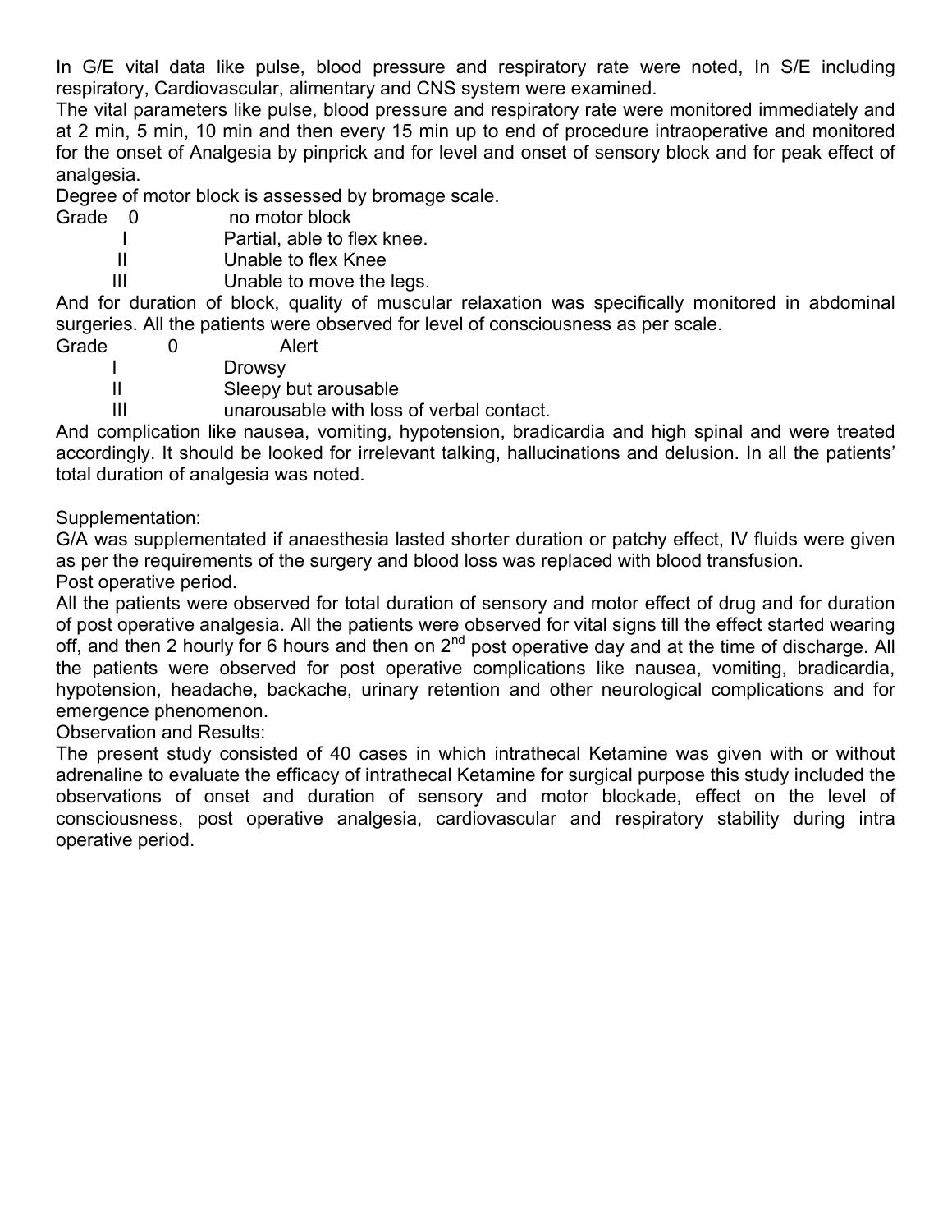In G/E vital data like pulse, blood pressure and respiratory rate were noted, In S/E including respiratory, Cardiovascular, alimentary and CNS system were examined.

The vital parameters like pulse, blood pressure and respiratory rate were monitored immediately and at 2 min, 5 min, 10 min and then every 15 min up to end of procedure intraoperative and monitored for the onset of Analgesia by pinprick and for level and onset of sensory block and for peak effect of analgesia.

Degree of motor block is assessed by bromage scale.

| Grade | |
|---|---|
| 0 | no motor block |
| I | Partial, able to flex knee. |
| II | Unable to flex Knee |
| III | Unable to move the legs. |

And for duration of block, quality of muscular relaxation was specifically monitored in abdominal surgeries. All the patients were observed for level of consciousness as per scale.

| Grade | |
|---|---|
| 0 | Alert |
| I | Drowsy |
| II | Sleepy but arousable |
| III | unarousable with loss of verbal contact. |

And complication like nausea, vomiting, hypotension, bradicardia and high spinal and were treated accordingly. It should be looked for irrelevant talking, hallucinations and delusion. In all the patients' total duration of analgesia was noted.

Supplementation:

G/A was supplementated if anaesthesia lasted shorter duration or patchy effect, IV fluids were given as per the requirements of the surgery and blood loss was replaced with blood transfusion.

Post operative period.

All the patients were observed for total duration of sensory and motor effect of drug and for duration of post operative analgesia. All the patients were observed for vital signs till the effect started wearing off, and then 2 hourly for 6 hours and then on 2nd post operative day and at the time of discharge. All the patients were observed for post operative complications like nausea, vomiting, bradicardia, hypotension, headache, backache, urinary retention and other neurological complications and for emergence phenomenon.

Observation and Results:

The present study consisted of 40 cases in which intrathecal Ketamine was given with or without adrenaline to evaluate the efficacy of intrathecal Ketamine for surgical purpose this study included the observations of onset and duration of sensory and motor blockade, effect on the level of consciousness, post operative analgesia, cardiovascular and respiratory stability during intra operative period.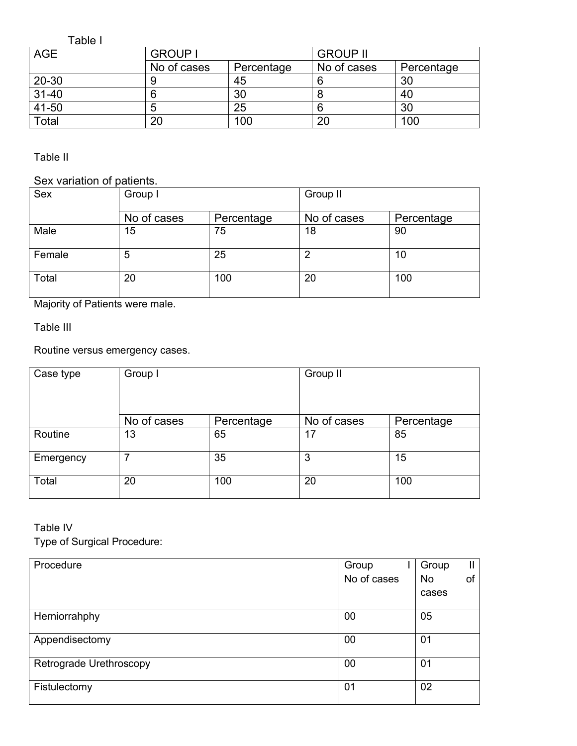Table I

| AGE | GROUP I | | GROUP II | |
|---|---|---|---|---|
| | No of cases | Percentage | No of cases | Percentage |
| 20-30 | 9 | 45 | 6 | 30 |
| 31-40 | 6 | 30 | 8 | 40 |
| 41-50 | 5 | 25 | 6 | 30 |
| Total | 20 | 100 | 20 | 100 |

Table II

Sex variation of patients.

| Sex | Group I | | Group II | |
|---|---|---|---|---|
| | No of cases | Percentage | No of cases | Percentage |
| Male | 15 | 75 | 18 | 90 |
| Female | 5 | 25 | 2 | 10 |
| Total | 20 | 100 | 20 | 100 |

Majority of Patients were male.

Table III

Routine versus emergency cases.

| Case type | Group I | | Group II | |
|---|---|---|---|---|
| | No of cases | Percentage | No of cases | Percentage |
| Routine | 13 | 65 | 17 | 85 |
| Emergency | 7 | 35 | 3 | 15 |
| Total | 20 | 100 | 20 | 100 |

Table IV

Type of Surgical Procedure:

| Procedure | Group I No of cases | Group II No of cases |
|---|---|---|
| Herniorrahphy | 00 | 05 |
| Appendisectomy | 00 | 01 |
| Retrograde Urethroscopy | 00 | 01 |
| Fistulectomy | 01 | 02 |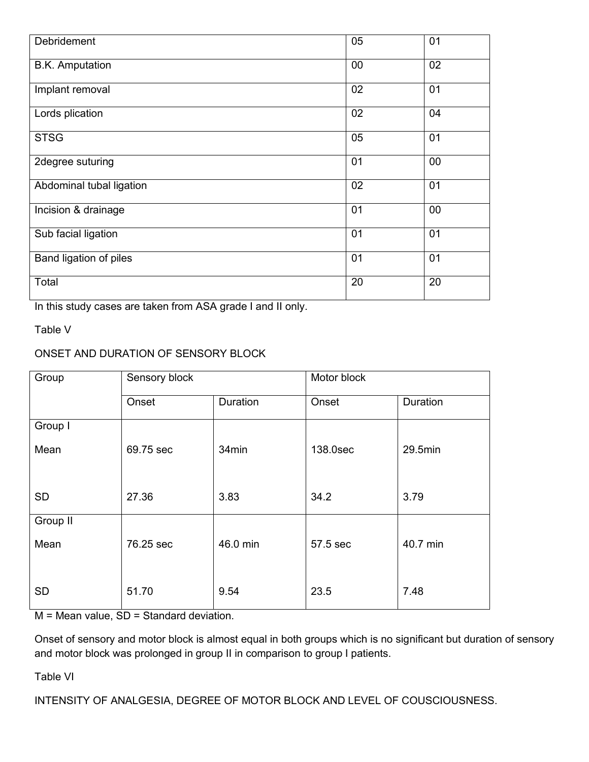| Debridement | 05 | 01 |
|---|---|---|
| B.K. Amputation | 00 | 02 |
| Implant removal | 02 | 01 |
| Lords plication | 02 | 04 |
| STSG | 05 | 01 |
| 2degree suturing | 01 | 00 |
| Abdominal tubal ligation | 02 | 01 |
| Incision & drainage | 01 | 00 |
| Sub facial ligation | 01 | 01 |
| Band ligation of piles | 01 | 01 |
| Total | 20 | 20 |

In this study cases are taken from ASA grade I and II only.

Table V

ONSET AND DURATION OF SENSORY BLOCK

| Group | Sensory block | | Motor block | |
|---|---|---|---|---|
| | Onset | Duration | Onset | Duration |
| Group I | | | | |
| Mean | 69.75 sec | 34min | 138.0sec | 29.5min |
| SD | 27.36 | 3.83 | 34.2 | 3.79 |
| Group II | | | | |
| Mean | 76.25 sec | 46.0 min | 57.5 sec | 40.7 min |
| SD | 51.70 | 9.54 | 23.5 | 7.48 |

M = Mean value, SD = Standard deviation.

Onset of sensory and motor block is almost equal in both groups which is no significant but duration of sensory and motor block was prolonged in group II in comparison to group I patients.

Table VI

INTENSITY OF ANALGESIA, DEGREE OF MOTOR BLOCK AND LEVEL OF COUSCIOUSNESS.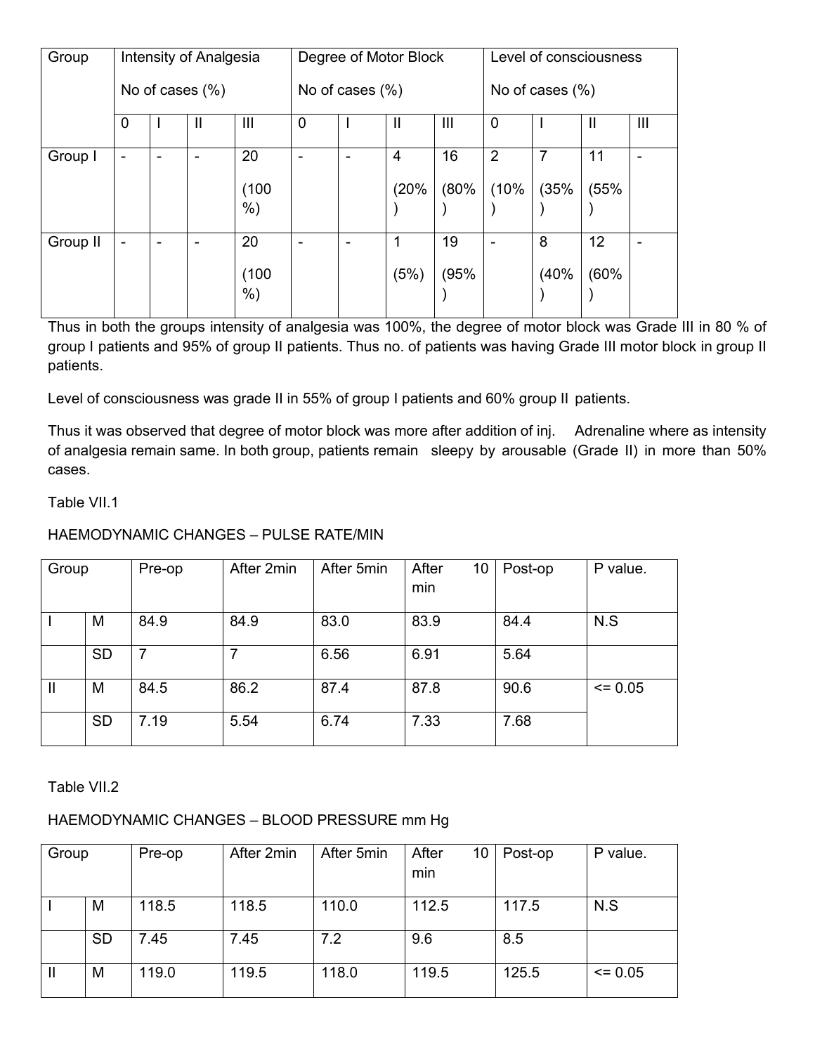| Group | Intensity of Analgesia No of cases (%) | | | | Degree of Motor Block No of cases (%) | | | | Level of consciousness No of cases (%) | | | |
|---|---|---|---|---|---|---|---|---|---|---|---|---|
| | 0 | I | II | III | 0 | I | II | III | 0 | I | II | III |
| Group I | - | - | - | 20 (100 %) | - | - | 4 (20%) | 16 (80%) | 2 (10%) | 7 (35%) | 11 (55%) | - |
| Group II | - | - | - | 20 (100 %) | - | - | 1 (5%) | 19 (95%) | - | 8 (40%) | 12 (60%) | - |

Thus in both the groups intensity of analgesia was 100%, the degree of motor block was Grade III in 80 % of group I patients and 95% of group II patients. Thus no. of patients was having Grade III motor block in group II patients.

Level of consciousness was grade II in 55% of group I patients and 60% group II patients.

Thus it was observed that degree of motor block was more after addition of inj. Adrenaline where as intensity of analgesia remain same. In both group, patients remain sleepy by arousable (Grade II) in more than 50% cases.

Table VII.1

HAEMODYNAMIC CHANGES – PULSE RATE/MIN

| Group | | Pre-op | After 2min | After 5min | After 10 min | Post-op | P value. |
|---|---|---|---|---|---|---|---|
| I | M | 84.9 | 84.9 | 83.0 | 83.9 | 84.4 | N.S |
| | SD | 7 | 7 | 6.56 | 6.91 | 5.64 | |
| II | M | 84.5 | 86.2 | 87.4 | 87.8 | 90.6 | <= 0.05 |
| | SD | 7.19 | 5.54 | 6.74 | 7.33 | 7.68 | |

Table VII.2

HAEMODYNAMIC CHANGES – BLOOD PRESSURE mm Hg

| Group | | Pre-op | After 2min | After 5min | After 10 min | Post-op | P value. |
|---|---|---|---|---|---|---|---|
| I | M | 118.5 | 118.5 | 110.0 | 112.5 | 117.5 | N.S |
| | SD | 7.45 | 7.45 | 7.2 | 9.6 | 8.5 | |
| II | M | 119.0 | 119.5 | 118.0 | 119.5 | 125.5 | <= 0.05 |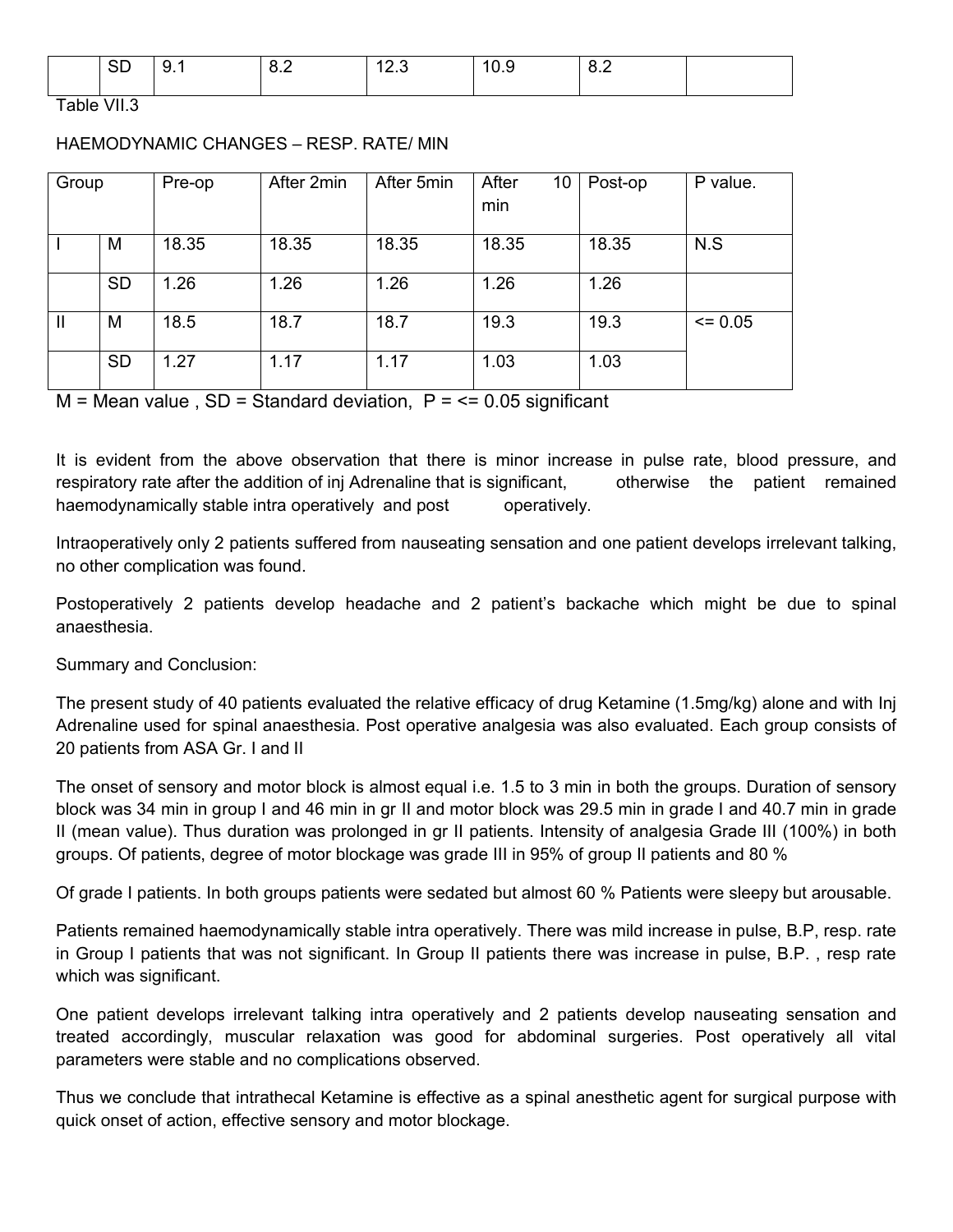| | SD | 9.1 | 8.2 | 12.3 | 10.9 | 8.2 | |
|---|---|---|---|---|---|---|---|

Table VII.3

HAEMODYNAMIC CHANGES – RESP. RATE/ MIN

| Group | | Pre-op | After 2min | After 5min | After 10 min | Post-op | P value. |
|---|---|---|---|---|---|---|---|
| I | M | 18.35 | 18.35 | 18.35 | 18.35 | 18.35 | N.S |
| | SD | 1.26 | 1.26 | 1.26 | 1.26 | 1.26 | |
| II | M | 18.5 | 18.7 | 18.7 | 19.3 | 19.3 | <= 0.05 |
| | SD | 1.27 | 1.17 | 1.17 | 1.03 | 1.03 | |

M = Mean value , SD = Standard deviation, P = <= 0.05 significant

It is evident from the above observation that there is minor increase in pulse rate, blood pressure, and respiratory rate after the addition of inj Adrenaline that is significant, otherwise the patient remained haemodynamically stable intra operatively and post operatively.

Intraoperatively only 2 patients suffered from nauseating sensation and one patient develops irrelevant talking, no other complication was found.

Postoperatively 2 patients develop headache and 2 patient's backache which might be due to spinal anaesthesia.

Summary and Conclusion:

The present study of 40 patients evaluated the relative efficacy of drug Ketamine (1.5mg/kg) alone and with Inj Adrenaline used for spinal anaesthesia. Post operative analgesia was also evaluated. Each group consists of 20 patients from ASA Gr. I and II

The onset of sensory and motor block is almost equal i.e. 1.5 to 3 min in both the groups. Duration of sensory block was 34 min in group I and 46 min in gr II and motor block was 29.5 min in grade I and 40.7 min in grade II (mean value). Thus duration was prolonged in gr II patients. Intensity of analgesia Grade III (100%) in both groups. Of patients, degree of motor blockage was grade III in 95% of group II patients and 80 %

Of grade I patients. In both groups patients were sedated but almost 60 % Patients were sleepy but arousable.

Patients remained haemodynamically stable intra operatively. There was mild increase in pulse, B.P, resp. rate in Group I patients that was not significant. In Group II patients there was increase in pulse, B.P. , resp rate which was significant.

One patient develops irrelevant talking intra operatively and 2 patients develop nauseating sensation and treated accordingly, muscular relaxation was good for abdominal surgeries. Post operatively all vital parameters were stable and no complications observed.

Thus we conclude that intrathecal Ketamine is effective as a spinal anesthetic agent for surgical purpose with quick onset of action, effective sensory and motor blockage.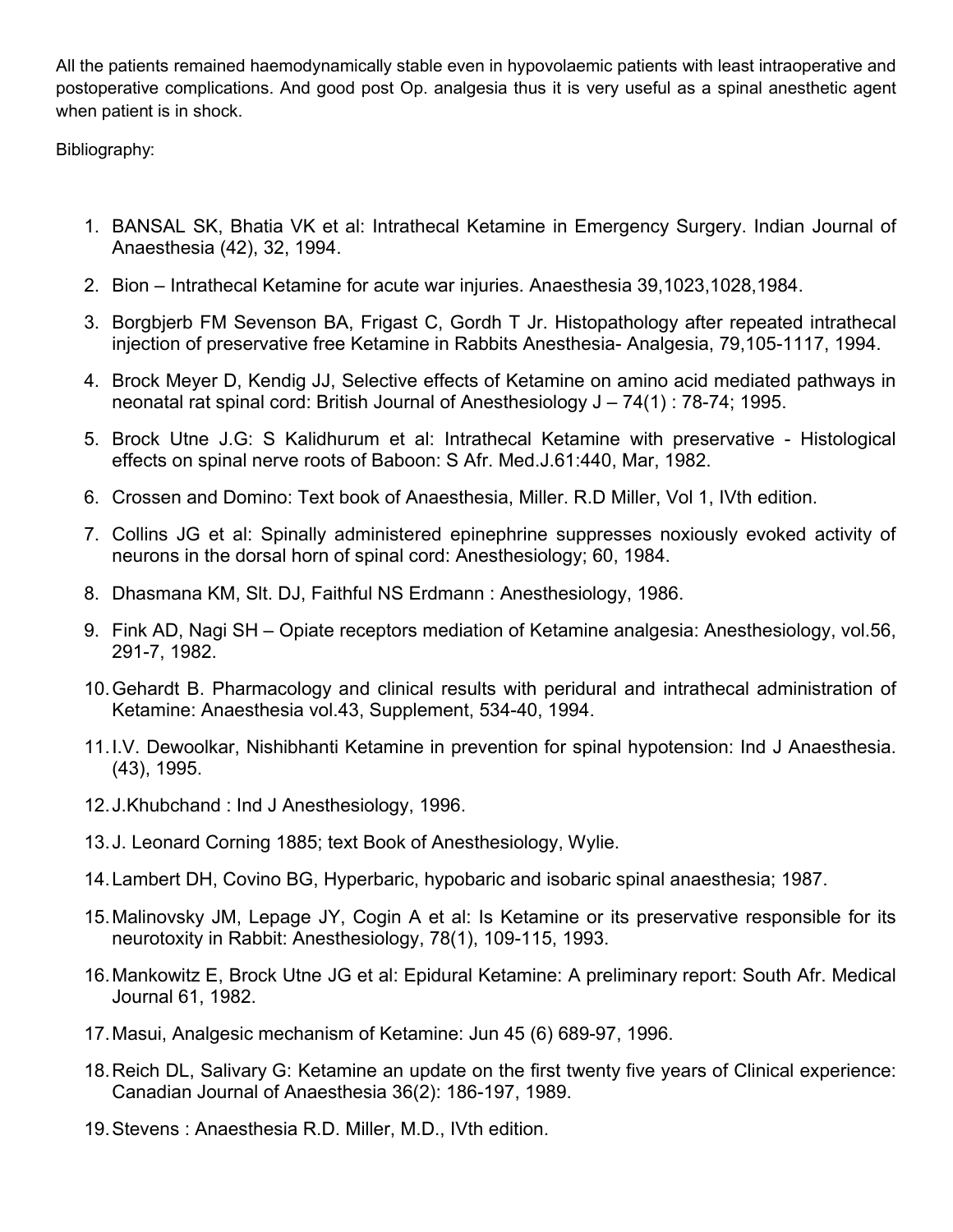All the patients remained haemodynamically stable even in hypovolaemic patients with least intraoperative and postoperative complications. And good post Op. analgesia thus it is very useful as a spinal anesthetic agent when patient is in shock.

Bibliography:

1. BANSAL SK, Bhatia VK et al: Intrathecal Ketamine in Emergency Surgery. Indian Journal of Anaesthesia (42), 32, 1994.
2. Bion – Intrathecal Ketamine for acute war injuries. Anaesthesia 39,1023,1028,1984.
3. Borgbjerb FM Sevenson BA, Frigast C, Gordh T Jr. Histopathology after repeated intrathecal injection of preservative free Ketamine in Rabbits Anesthesia- Analgesia, 79,105-1117, 1994.
4. Brock Meyer D, Kendig JJ, Selective effects of Ketamine on amino acid mediated pathways in neonatal rat spinal cord: British Journal of Anesthesiology J – 74(1) : 78-74; 1995.
5. Brock Utne J.G: S Kalidhurum et al: Intrathecal Ketamine with preservative - Histological effects on spinal nerve roots of Baboon: S Afr. Med.J.61:440, Mar, 1982.
6. Crossen and Domino: Text book of Anaesthesia, Miller. R.D Miller, Vol 1, IVth edition.
7. Collins JG et al: Spinally administered epinephrine suppresses noxiously evoked activity of neurons in the dorsal horn of spinal cord: Anesthesiology; 60, 1984.
8. Dhasmana KM, Slt. DJ, Faithful NS Erdmann : Anesthesiology, 1986.
9. Fink AD, Nagi SH – Opiate receptors mediation of Ketamine analgesia: Anesthesiology, vol.56, 291-7, 1982.
10. Gehardt B. Pharmacology and clinical results with peridural and intrathecal administration of Ketamine: Anaesthesia vol.43, Supplement, 534-40, 1994.
11. I.V. Dewoolkar, Nishibhanti Ketamine in prevention for spinal hypotension: Ind J Anaesthesia. (43), 1995.
12. J.Khubchand : Ind J Anesthesiology, 1996.
13. J. Leonard Corning 1885; text Book of Anesthesiology, Wylie.
14. Lambert DH, Covino BG, Hyperbaric, hypobaric and isobaric spinal anaesthesia; 1987.
15. Malinovsky JM, Lepage JY, Cogin A et al: Is Ketamine or its preservative responsible for its neurotoxity in Rabbit: Anesthesiology, 78(1), 109-115, 1993.
16. Mankowitz E, Brock Utne JG et al: Epidural Ketamine: A preliminary report: South Afr. Medical Journal 61, 1982.
17. Masui, Analgesic mechanism of Ketamine: Jun 45 (6) 689-97, 1996.
18. Reich DL, Salivary G: Ketamine an update on the first twenty five years of Clinical experience: Canadian Journal of Anaesthesia 36(2): 186-197, 1989.
19. Stevens : Anaesthesia R.D. Miller, M.D., IVth edition.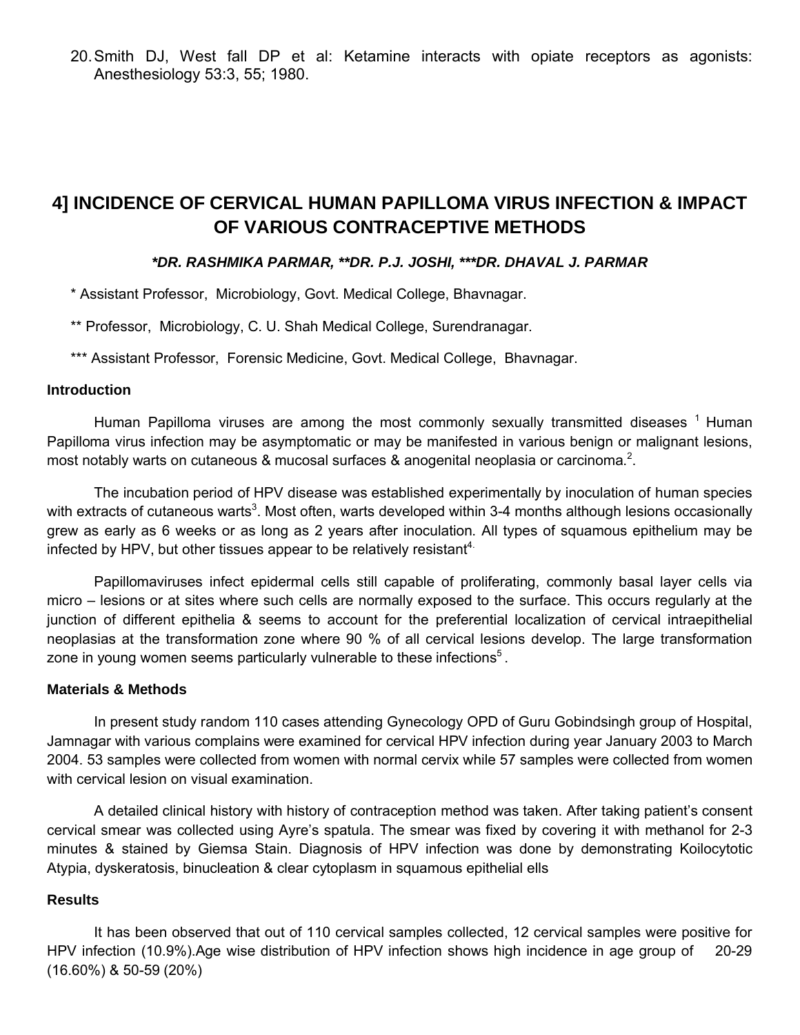20. Smith DJ, West fall DP et al: Ketamine interacts with opiate receptors as agonists: Anesthesiology 53:3, 55; 1980.

# 4] INCIDENCE OF CERVICAL HUMAN PAPILLOMA VIRUS INFECTION & IMPACT OF VARIOUS CONTRACEPTIVE METHODS

***DR. RASHMIKA PARMAR, **DR. P.J. JOSHI, ***DR. DHAVAL J. PARMAR**

\* Assistant Professor, Microbiology, Govt. Medical College, Bhavnagar.

\*\* Professor, Microbiology, C. U. Shah Medical College, Surendranagar.

\*\*\* Assistant Professor, Forensic Medicine, Govt. Medical College, Bhavnagar.

## Introduction

Human Papilloma viruses are among the most commonly sexually transmitted diseases [1] Human Papilloma virus infection may be asymptomatic or may be manifested in various benign or malignant lesions, most notably warts on cutaneous & mucosal surfaces & anogenital neoplasia or carcinoma.[2].

The incubation period of HPV disease was established experimentally by inoculation of human species with extracts of cutaneous warts[3]. Most often, warts developed within 3-4 months although lesions occasionally grew as early as 6 weeks or as long as 2 years after inoculation. All types of squamous epithelium may be infected by HPV, but other tissues appear to be relatively resistant[4].

Papillomaviruses infect epidermal cells still capable of proliferating, commonly basal layer cells via micro – lesions or at sites where such cells are normally exposed to the surface. This occurs regularly at the junction of different epithelia & seems to account for the preferential localization of cervical intraepithelial neoplasias at the transformation zone where 90 % of all cervical lesions develop. The large transformation zone in young women seems particularly vulnerable to these infections[5].

## Materials & Methods

In present study random 110 cases attending Gynecology OPD of Guru Gobindsingh group of Hospital, Jamnagar with various complains were examined for cervical HPV infection during year January 2003 to March 2004. 53 samples were collected from women with normal cervix while 57 samples were collected from women with cervical lesion on visual examination.

A detailed clinical history with history of contraception method was taken. After taking patient's consent cervical smear was collected using Ayre's spatula. The smear was fixed by covering it with methanol for 2-3 minutes & stained by Giemsa Stain. Diagnosis of HPV infection was done by demonstrating Koilocytotic Atypia, dyskeratosis, binucleation & clear cytoplasm in squamous epithelial ells

## Results

It has been observed that out of 110 cervical samples collected, 12 cervical samples were positive for HPV infection (10.9%).Age wise distribution of HPV infection shows high incidence in age group of 20-29 (16.60%) & 50-59 (20%)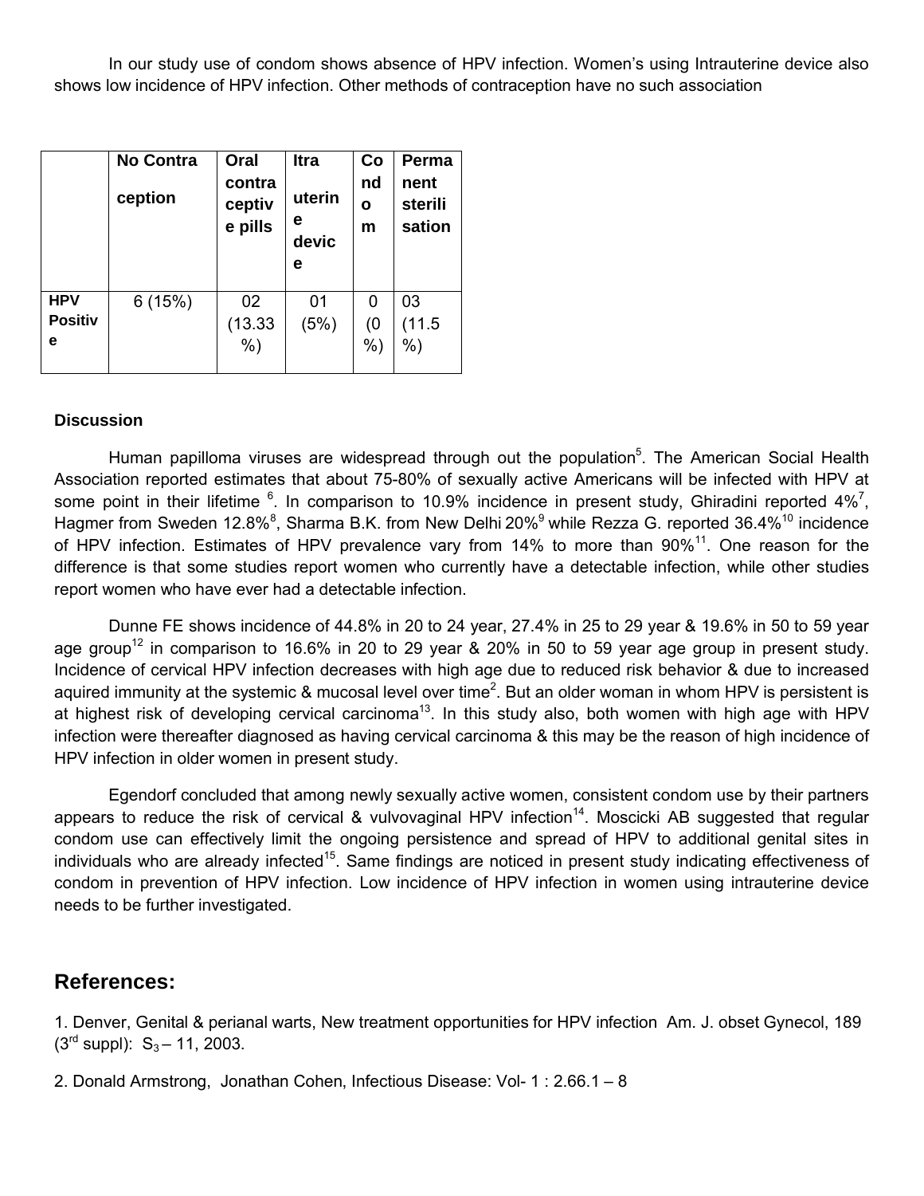In our study use of condom shows absence of HPV infection. Women's using Intrauterine device also shows low incidence of HPV infection. Other methods of contraception have no such association

| | **No Contraception** | **Oral contraceptive pills** | **Itrauterine device** | **Condom** | **Permanent sterilisation** |
|---|---|---|---|---|---|
| **HPV Positive** | 6 (15%) | 02 (13.33 %) | 01 (5%) | 0 (0 %) | 03 (11.5 %) |

### Discussion

Human papilloma viruses are widespread through out the population[5]. The American Social Health Association reported estimates that about 75-80% of sexually active Americans will be infected with HPV at some point in their lifetime [6]. In comparison to 10.9% incidence in present study, Ghiradini reported 4%[7], Hagmer from Sweden 12.8%[8], Sharma B.K. from New Delhi 20%[9] while Rezza G. reported 36.4%[10] incidence of HPV infection. Estimates of HPV prevalence vary from 14% to more than 90%[11]. One reason for the difference is that some studies report women who currently have a detectable infection, while other studies report women who have ever had a detectable infection.

Dunne FE shows incidence of 44.8% in 20 to 24 year, 27.4% in 25 to 29 year & 19.6% in 50 to 59 year age group[12] in comparison to 16.6% in 20 to 29 year & 20% in 50 to 59 year age group in present study. Incidence of cervical HPV infection decreases with high age due to reduced risk behavior & due to increased aquired immunity at the systemic & mucosal level over time[2]. But an older woman in whom HPV is persistent is at highest risk of developing cervical carcinoma[13]. In this study also, both women with high age with HPV infection were thereafter diagnosed as having cervical carcinoma & this may be the reason of high incidence of HPV infection in older women in present study.

Egendorf concluded that among newly sexually active women, consistent condom use by their partners appears to reduce the risk of cervical & vulvovaginal HPV infection[14]. Moscicki AB suggested that regular condom use can effectively limit the ongoing persistence and spread of HPV to additional genital sites in individuals who are already infected[15]. Same findings are noticed in present study indicating effectiveness of condom in prevention of HPV infection. Low incidence of HPV infection in women using intrauterine device needs to be further investigated.

## References:

1. Denver, Genital & perianal warts, New treatment opportunities for HPV infection Am. J. obset Gynecol, 189 (3rd suppl): $S_3$ – 11, 2003.

2. Donald Armstrong, Jonathan Cohen, Infectious Disease: Vol- 1 : 2.66.1 – 8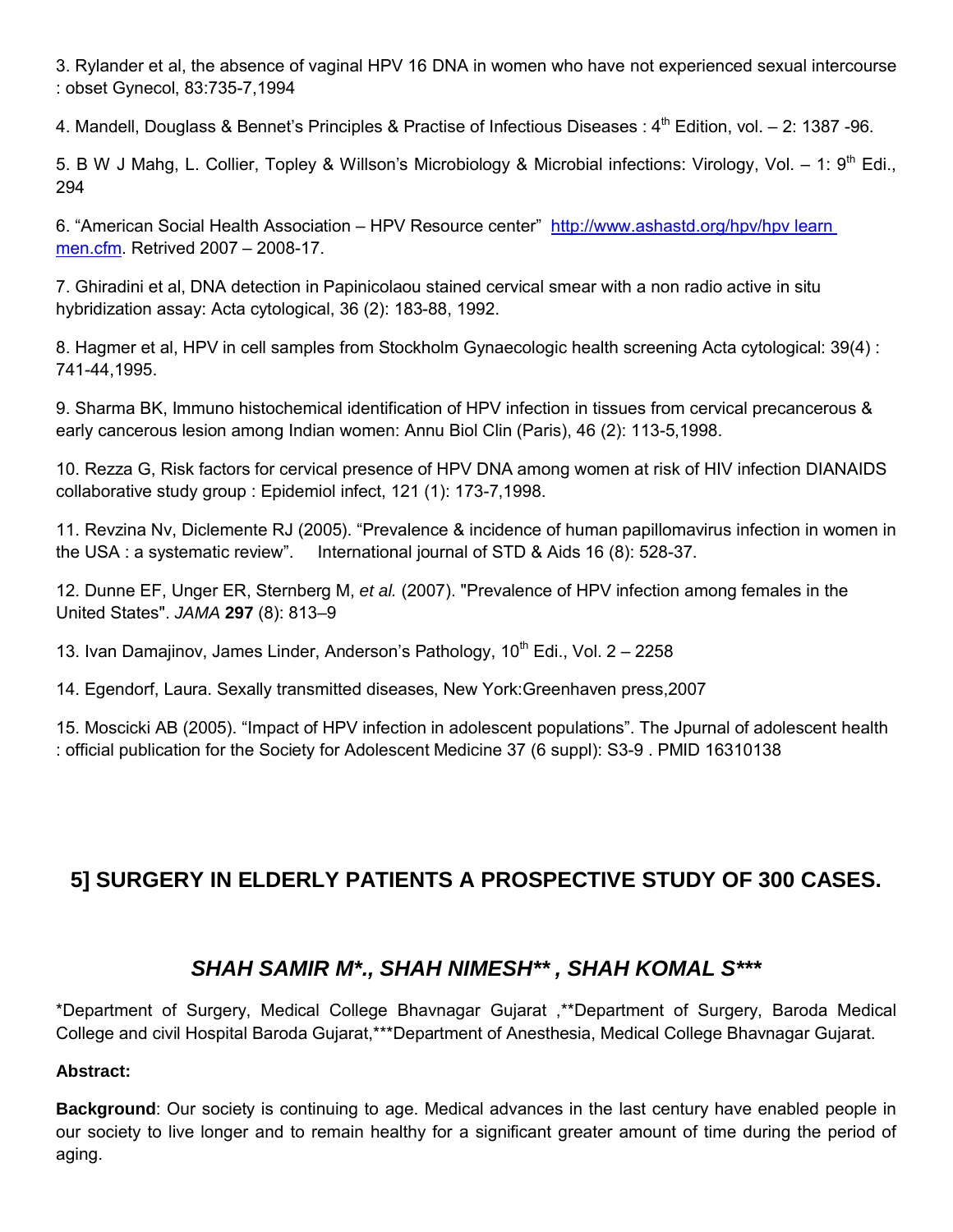3. Rylander et al, the absence of vaginal HPV 16 DNA in women who have not experienced sexual intercourse : obset Gynecol, 83:735-7,1994

4. Mandell, Douglass & Bennet's Principles & Practise of Infectious Diseases : 4th Edition, vol. – 2: 1387 -96.

5. B W J Mahg, L. Collier, Topley & Willson's Microbiology & Microbial infections: Virology, Vol. – 1: 9th Edi., 294

6. "American Social Health Association – HPV Resource center" [http://www.ashastd.org/hpv/hpv learn men.cfm](http://www.ashastd.org/hpv/hpv learn men.cfm). Retrived 2007 – 2008-17.

7. Ghiradini et al, DNA detection in Papinicolaou stained cervical smear with a non radio active in situ hybridization assay: Acta cytological, 36 (2): 183-88, 1992.

8. Hagmer et al, HPV in cell samples from Stockholm Gynaecologic health screening Acta cytological: 39(4) : 741-44,1995.

9. Sharma BK, Immuno histochemical identification of HPV infection in tissues from cervical precancerous & early cancerous lesion among Indian women: Annu Biol Clin (Paris), 46 (2): 113-5,1998.

10. Rezza G, Risk factors for cervical presence of HPV DNA among women at risk of HIV infection DIANAIDS collaborative study group : Epidemiol infect, 121 (1): 173-7,1998.

11. Revzina Nv, Diclemente RJ (2005). "Prevalence & incidence of human papillomavirus infection in women in the USA : a systematic review". International journal of STD & Aids 16 (8): 528-37.

12. Dunne EF, Unger ER, Sternberg M, *et al.* (2007). "Prevalence of HPV infection among females in the United States". *JAMA* **297** (8): 813–9

13. Ivan Damajinov, James Linder, Anderson's Pathology, 10th Edi., Vol. 2 – 2258

14. Egendorf, Laura. Sexally transmitted diseases, New York:Greenhaven press,2007

15. Moscicki AB (2005). "Impact of HPV infection in adolescent populations". The Jpurnal of adolescent health : official publication for the Society for Adolescent Medicine 37 (6 suppl): S3-9 . PMID 16310138

## 5] SURGERY IN ELDERLY PATIENTS A PROSPECTIVE STUDY OF 300 CASES.

### *SHAH SAMIR M*., SHAH NIMESH** , SHAH KOMAL S****

*Department of Surgery, Medical College Bhavnagar Gujarat ,**Department of Surgery, Baroda Medical College and civil Hospital Baroda Gujarat,***Department of Anesthesia, Medical College Bhavnagar Gujarat.

**Abstract:**

**Background**: Our society is continuing to age. Medical advances in the last century have enabled people in our society to live longer and to remain healthy for a significant greater amount of time during the period of aging.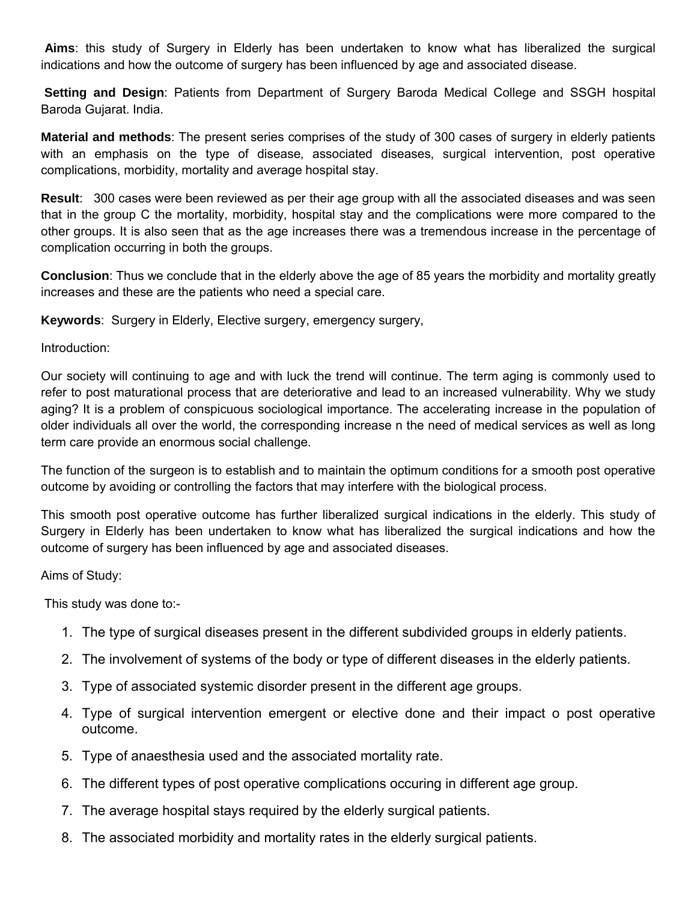**Aims**: this study of Surgery in Elderly has been undertaken to know what has liberalized the surgical indications and how the outcome of surgery has been influenced by age and associated disease.

**Setting and Design**: Patients from Department of Surgery Baroda Medical College and SSGH hospital Baroda Gujarat. India.

**Material and methods**: The present series comprises of the study of 300 cases of surgery in elderly patients with an emphasis on the type of disease, associated diseases, surgical intervention, post operative complications, morbidity, mortality and average hospital stay.

**Result**: 300 cases were been reviewed as per their age group with all the associated diseases and was seen that in the group C the mortality, morbidity, hospital stay and the complications were more compared to the other groups. It is also seen that as the age increases there was a tremendous increase in the percentage of complication occurring in both the groups.

**Conclusion**: Thus we conclude that in the elderly above the age of 85 years the morbidity and mortality greatly increases and these are the patients who need a special care.

**Keywords**: Surgery in Elderly, Elective surgery, emergency surgery,

Introduction:

Our society will continuing to age and with luck the trend will continue. The term aging is commonly used to refer to post maturational process that are deteriorative and lead to an increased vulnerability. Why we study aging? It is a problem of conspicuous sociological importance. The accelerating increase in the population of older individuals all over the world, the corresponding increase n the need of medical services as well as long term care provide an enormous social challenge.

The function of the surgeon is to establish and to maintain the optimum conditions for a smooth post operative outcome by avoiding or controlling the factors that may interfere with the biological process.

This smooth post operative outcome has further liberalized surgical indications in the elderly. This study of Surgery in Elderly has been undertaken to know what has liberalized the surgical indications and how the outcome of surgery has been influenced by age and associated diseases.

Aims of Study:

This study was done to:-

1. The type of surgical diseases present in the different subdivided groups in elderly patients.
2. The involvement of systems of the body or type of different diseases in the elderly patients.
3. Type of associated systemic disorder present in the different age groups.
4. Type of surgical intervention emergent or elective done and their impact o post operative outcome.
5. Type of anaesthesia used and the associated mortality rate.
6. The different types of post operative complications occuring in different age group.
7. The average hospital stays required by the elderly surgical patients.
8. The associated morbidity and mortality rates in the elderly surgical patients.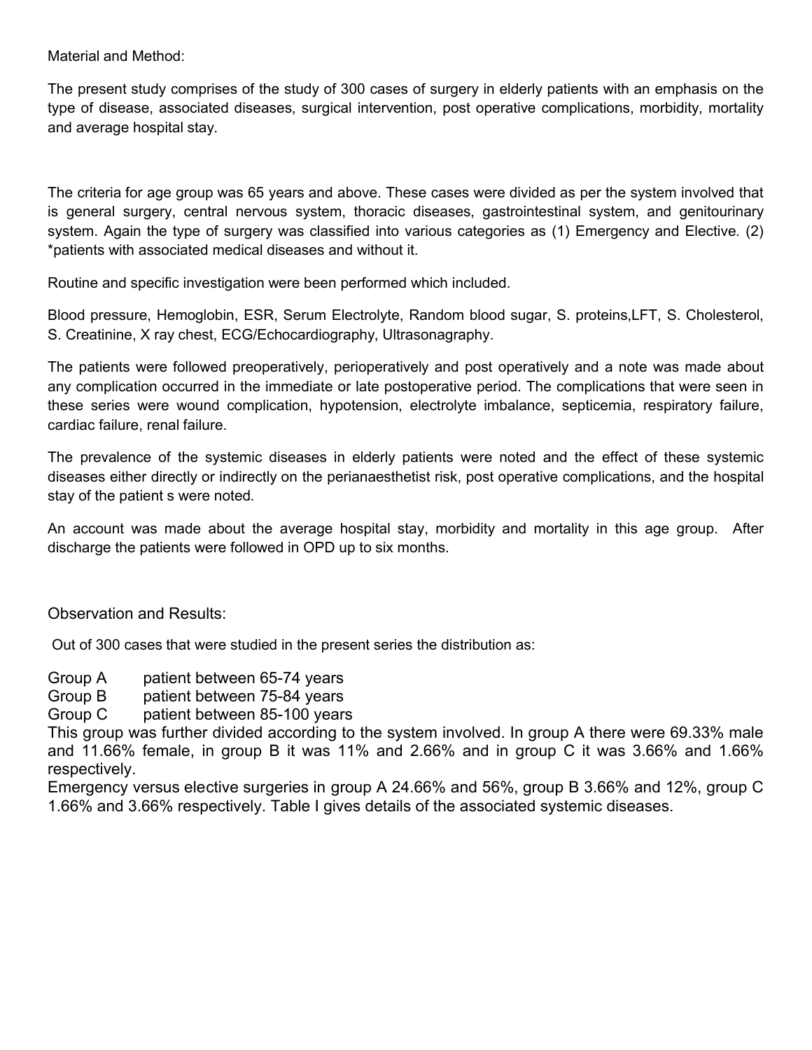Material and Method:

The present study comprises of the study of 300 cases of surgery in elderly patients with an emphasis on the type of disease, associated diseases, surgical intervention, post operative complications, morbidity, mortality and average hospital stay.

The criteria for age group was 65 years and above. These cases were divided as per the system involved that is general surgery, central nervous system, thoracic diseases, gastrointestinal system, and genitourinary system. Again the type of surgery was classified into various categories as (1) Emergency and Elective. (2) *patients with associated medical diseases and without it.

Routine and specific investigation were been performed which included.

Blood pressure, Hemoglobin, ESR, Serum Electrolyte, Random blood sugar, S. proteins,LFT, S. Cholesterol, S. Creatinine, X ray chest, ECG/Echocardiography, Ultrasonagraphy.

The patients were followed preoperatively, perioperatively and post operatively and a note was made about any complication occurred in the immediate or late postoperative period. The complications that were seen in these series were wound complication, hypotension, electrolyte imbalance, septicemia, respiratory failure, cardiac failure, renal failure.

The prevalence of the systemic diseases in elderly patients were noted and the effect of these systemic diseases either directly or indirectly on the perianaesthetist risk, post operative complications, and the hospital stay of the patient s were noted.

An account was made about the average hospital stay, morbidity and mortality in this age group. After discharge the patients were followed in OPD up to six months.

Observation and Results:

Out of 300 cases that were studied in the present series the distribution as:

Group A patient between 65-74 years
Group B patient between 75-84 years
Group C patient between 85-100 years

This group was further divided according to the system involved. In group A there were 69.33% male and 11.66% female, in group B it was 11% and 2.66% and in group C it was 3.66% and 1.66% respectively.

Emergency versus elective surgeries in group A 24.66% and 56%, group B 3.66% and 12%, group C 1.66% and 3.66% respectively. Table I gives details of the associated systemic diseases.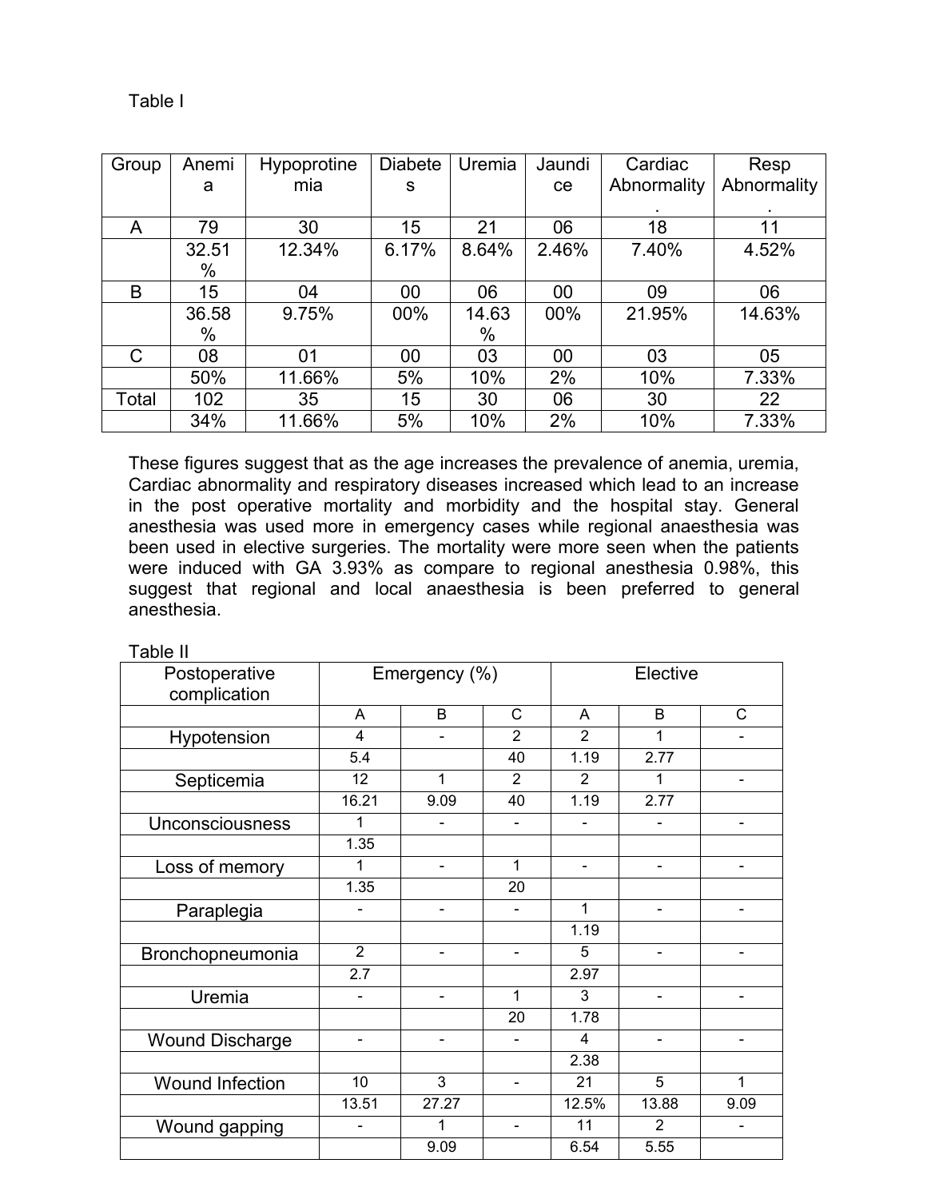Table I

| Group | Anemia | Hypoprotinemia | Diabetes | Uremia | Jaundice | Cardiac Abnormality. | Resp Abnormality. |
|---|---|---|---|---|---|---|---|
| A | 79 | 30 | 15 | 21 | 06 | 18 | 11 |
| | 32.51% | 12.34% | 6.17% | 8.64% | 2.46% | 7.40% | 4.52% |
| B | 15 | 04 | 00 | 06 | 00 | 09 | 06 |
| | 36.58% | 9.75% | 00% | 14.63% | 00% | 21.95% | 14.63% |
| C | 08 | 01 | 00 | 03 | 00 | 03 | 05 |
| | 50% | 11.66% | 5% | 10% | 2% | 10% | 7.33% |
| Total | 102 | 35 | 15 | 30 | 06 | 30 | 22 |
| | 34% | 11.66% | 5% | 10% | 2% | 10% | 7.33% |

These figures suggest that as the age increases the prevalence of anemia, uremia, Cardiac abnormality and respiratory diseases increased which lead to an increase in the post operative mortality and morbidity and the hospital stay. General anesthesia was used more in emergency cases while regional anaesthesia was been used in elective surgeries. The mortality were more seen when the patients were induced with GA 3.93% as compare to regional anesthesia 0.98%, this suggest that regional and local anaesthesia is been preferred to general anesthesia.

Table II

| Postoperative complication | Emergency (%) | | | Elective | | |
|---|---|---|---|---|---|---|
| | A | B | C | A | B | C |
| Hypotension | 4 | - | 2 | 2 | 1 | - |
| | 5.4 | | 40 | 1.19 | 2.77 | |
| Septicemia | 12 | 1 | 2 | 2 | 1 | - |
| | 16.21 | 9.09 | 40 | 1.19 | 2.77 | |
| Unconsciousness | 1 | - | - | - | - | - |
| | 1.35 | | | | | |
| Loss of memory | 1 | - | 1 | - | - | - |
| | 1.35 | | 20 | | | |
| Paraplegia | - | - | - | 1 | - | - |
| | | | | 1.19 | | |
| Bronchopneumonia | 2 | - | - | 5 | - | - |
| | 2.7 | | | 2.97 | | |
| Uremia | - | - | 1 | 3 | - | - |
| | | | 20 | 1.78 | | |
| Wound Discharge | - | - | - | 4 | - | - |
| | | | | 2.38 | | |
| Wound Infection | 10 | 3 | - | 21 | 5 | 1 |
| | 13.51 | 27.27 | | 12.5% | 13.88 | 9.09 |
| Wound gapping | - | 1 | - | 11 | 2 | - |
| | | 9.09 | | 6.54 | 5.55 | |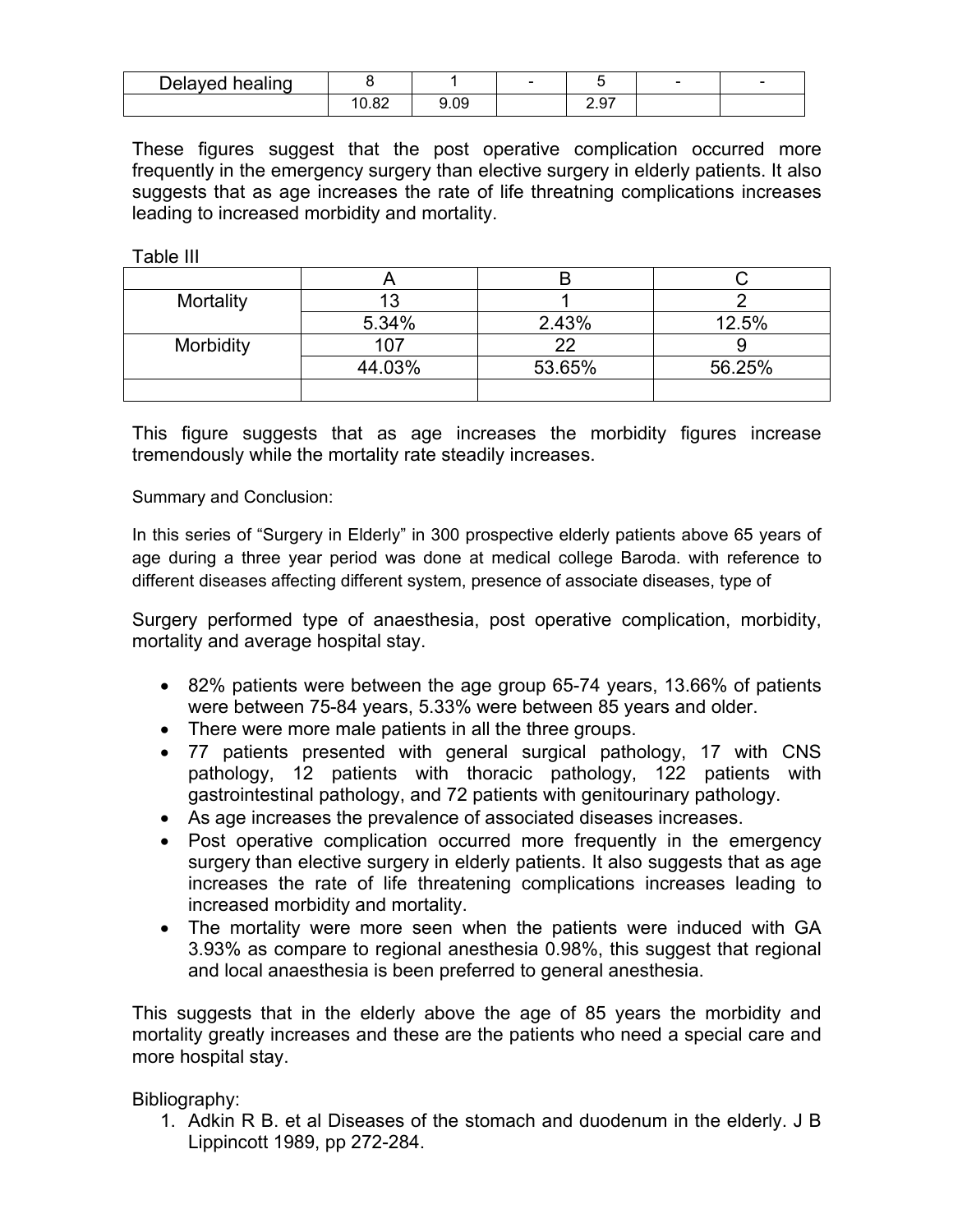| Delayed healing | 8 | 1 | - | 5 | - | - |
|---|---|---|---|---|---|---|
| | 10.82 | 9.09 | | 2.97 | | |

These figures suggest that the post operative complication occurred more frequently in the emergency surgery than elective surgery in elderly patients. It also suggests that as age increases the rate of life threatning complications increases leading to increased morbidity and mortality.

Table III

| | A | B | C |
|---|---|---|---|
| Mortality | 13 | 1 | 2 |
| | 5.34% | 2.43% | 12.5% |
| Morbidity | 107 | 22 | 9 |
| | 44.03% | 53.65% | 56.25% |
| | | | |

This figure suggests that as age increases the morbidity figures increase tremendously while the mortality rate steadily increases.

Summary and Conclusion:

In this series of "Surgery in Elderly" in 300 prospective elderly patients above 65 years of age during a three year period was done at medical college Baroda. with reference to different diseases affecting different system, presence of associate diseases, type of

Surgery performed type of anaesthesia, post operative complication, morbidity, mortality and average hospital stay.

- 82% patients were between the age group 65-74 years, 13.66% of patients were between 75-84 years, 5.33% were between 85 years and older.
- There were more male patients in all the three groups.
- 77 patients presented with general surgical pathology, 17 with CNS pathology, 12 patients with thoracic pathology, 122 patients with gastrointestinal pathology, and 72 patients with genitourinary pathology.
- As age increases the prevalence of associated diseases increases.
- Post operative complication occurred more frequently in the emergency surgery than elective surgery in elderly patients. It also suggests that as age increases the rate of life threatening complications increases leading to increased morbidity and mortality.
- The mortality were more seen when the patients were induced with GA 3.93% as compare to regional anesthesia 0.98%, this suggest that regional and local anaesthesia is been preferred to general anesthesia.

This suggests that in the elderly above the age of 85 years the morbidity and mortality greatly increases and these are the patients who need a special care and more hospital stay.

Bibliography:

1. Adkin R B. et al Diseases of the stomach and duodenum in the elderly. J B Lippincott 1989, pp 272-284.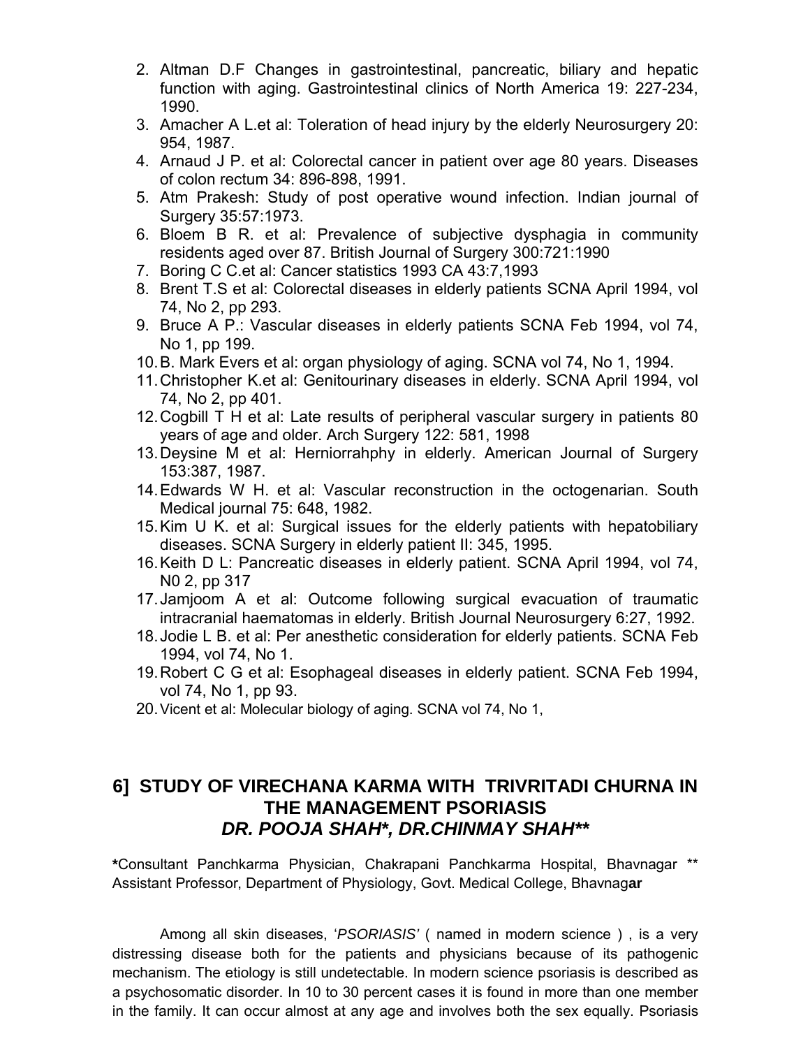2. Altman D.F Changes in gastrointestinal, pancreatic, biliary and hepatic function with aging. Gastrointestinal clinics of North America 19: 227-234, 1990.
3. Amacher A L.et al: Toleration of head injury by the elderly Neurosurgery 20: 954, 1987.
4. Arnaud J P. et al: Colorectal cancer in patient over age 80 years. Diseases of colon rectum 34: 896-898, 1991.
5. Atm Prakesh: Study of post operative wound infection. Indian journal of Surgery 35:57:1973.
6. Bloem B R. et al: Prevalence of subjective dysphagia in community residents aged over 87. British Journal of Surgery 300:721:1990
7. Boring C C.et al: Cancer statistics 1993 CA 43:7,1993
8. Brent T.S et al: Colorectal diseases in elderly patients SCNA April 1994, vol 74, No 2, pp 293.
9. Bruce A P.: Vascular diseases in elderly patients SCNA Feb 1994, vol 74, No 1, pp 199.
10. B. Mark Evers et al: organ physiology of aging. SCNA vol 74, No 1, 1994.
11. Christopher K.et al: Genitourinary diseases in elderly. SCNA April 1994, vol 74, No 2, pp 401.
12. Cogbill T H et al: Late results of peripheral vascular surgery in patients 80 years of age and older. Arch Surgery 122: 581, 1998
13. Deysine M et al: Herniorrahphy in elderly. American Journal of Surgery 153:387, 1987.
14. Edwards W H. et al: Vascular reconstruction in the octogenarian. South Medical journal 75: 648, 1982.
15. Kim U K. et al: Surgical issues for the elderly patients with hepatobiliary diseases. SCNA Surgery in elderly patient II: 345, 1995.
16. Keith D L: Pancreatic diseases in elderly patient. SCNA April 1994, vol 74, N0 2, pp 317
17. Jamjoom A et al: Outcome following surgical evacuation of traumatic intracranial haematomas in elderly. British Journal Neurosurgery 6:27, 1992.
18. Jodie L B. et al: Per anesthetic consideration for elderly patients. SCNA Feb 1994, vol 74, No 1.
19. Robert C G et al: Esophageal diseases in elderly patient. SCNA Feb 1994, vol 74, No 1, pp 93.
20. Vicent et al: Molecular biology of aging. SCNA vol 74, No 1,

## 6] STUDY OF VIRECHANA KARMA WITH TRIVRITADI CHURNA IN THE MANAGEMENT PSORIASIS

### *DR. POOJA SHAH\*, DR.CHINMAY SHAH\*\**

**\***Consultant Panchkarma Physician, Chakrapani Panchkarma Hospital, Bhavnagar \*\* Assistant Professor, Department of Physiology, Govt. Medical College, Bhavnag**ar**

Among all skin diseases, *'PSORIASIS'* ( named in modern science ) , is a very distressing disease both for the patients and physicians because of its pathogenic mechanism. The etiology is still undetectable. In modern science psoriasis is described as a psychosomatic disorder. In 10 to 30 percent cases it is found in more than one member in the family. It can occur almost at any age and involves both the sex equally. Psoriasis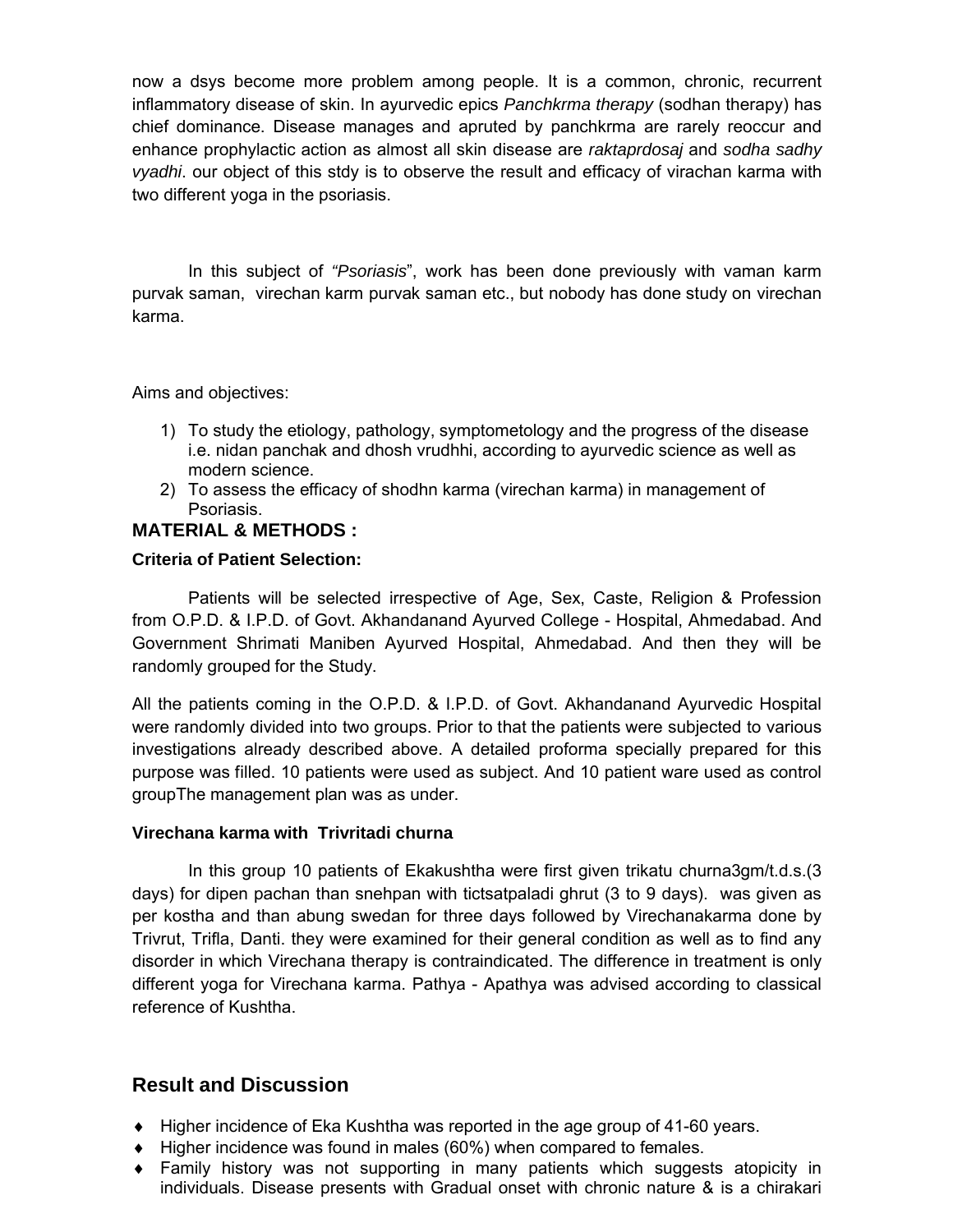now a dsys become more problem among people. It is a common, chronic, recurrent inflammatory disease of skin. In ayurvedic epics *Panchkrma therapy* (sodhan therapy) has chief dominance. Disease manages and apruted by panchkrma are rarely reoccur and enhance prophylactic action as almost all skin disease are *raktaprdosaj* and *sodha sadhy vyadhi*. our object of this stdy is to observe the result and efficacy of virachan karma with two different yoga in the psoriasis.

In this subject of *"Psoriasis*", work has been done previously with vaman karm purvak saman, virechan karm purvak saman etc., but nobody has done study on virechan karma.

Aims and objectives:

1) To study the etiology, pathology, symptometology and the progress of the disease i.e. nidan panchak and dhosh vrudhhi, according to ayurvedic science as well as modern science.
2) To assess the efficacy of shodhn karma (virechan karma) in management of Psoriasis.

## MATERIAL & METHODS :

**Criteria of Patient Selection:**

Patients will be selected irrespective of Age, Sex, Caste, Religion & Profession from O.P.D. & I.P.D. of Govt. Akhandanand Ayurved College - Hospital, Ahmedabad. And Government Shrimati Maniben Ayurved Hospital, Ahmedabad. And then they will be randomly grouped for the Study.

All the patients coming in the O.P.D. & I.P.D. of Govt. Akhandanand Ayurvedic Hospital were randomly divided into two groups. Prior to that the patients were subjected to various investigations already described above. A detailed proforma specially prepared for this purpose was filled. 10 patients were used as subject. And 10 patient ware used as control groupThe management plan was as under.

**Virechana karma with Trivritadi churna**

In this group 10 patients of Ekakushtha were first given trikatu churna3gm/t.d.s.(3 days) for dipen pachan than snehpan with tictsatpaladi ghrut (3 to 9 days). was given as per kostha and than abung swedan for three days followed by Virechanakarma done by Trivrut, Trifla, Danti. they were examined for their general condition as well as to find any disorder in which Virechana therapy is contraindicated. The difference in treatment is only different yoga for Virechana karma. Pathya - Apathya was advised according to classical reference of Kushtha.

## Result and Discussion

- Higher incidence of Eka Kushtha was reported in the age group of 41-60 years.
- Higher incidence was found in males (60%) when compared to females.
- Family history was not supporting in many patients which suggests atopicity in individuals. Disease presents with Gradual onset with chronic nature & is a chirakari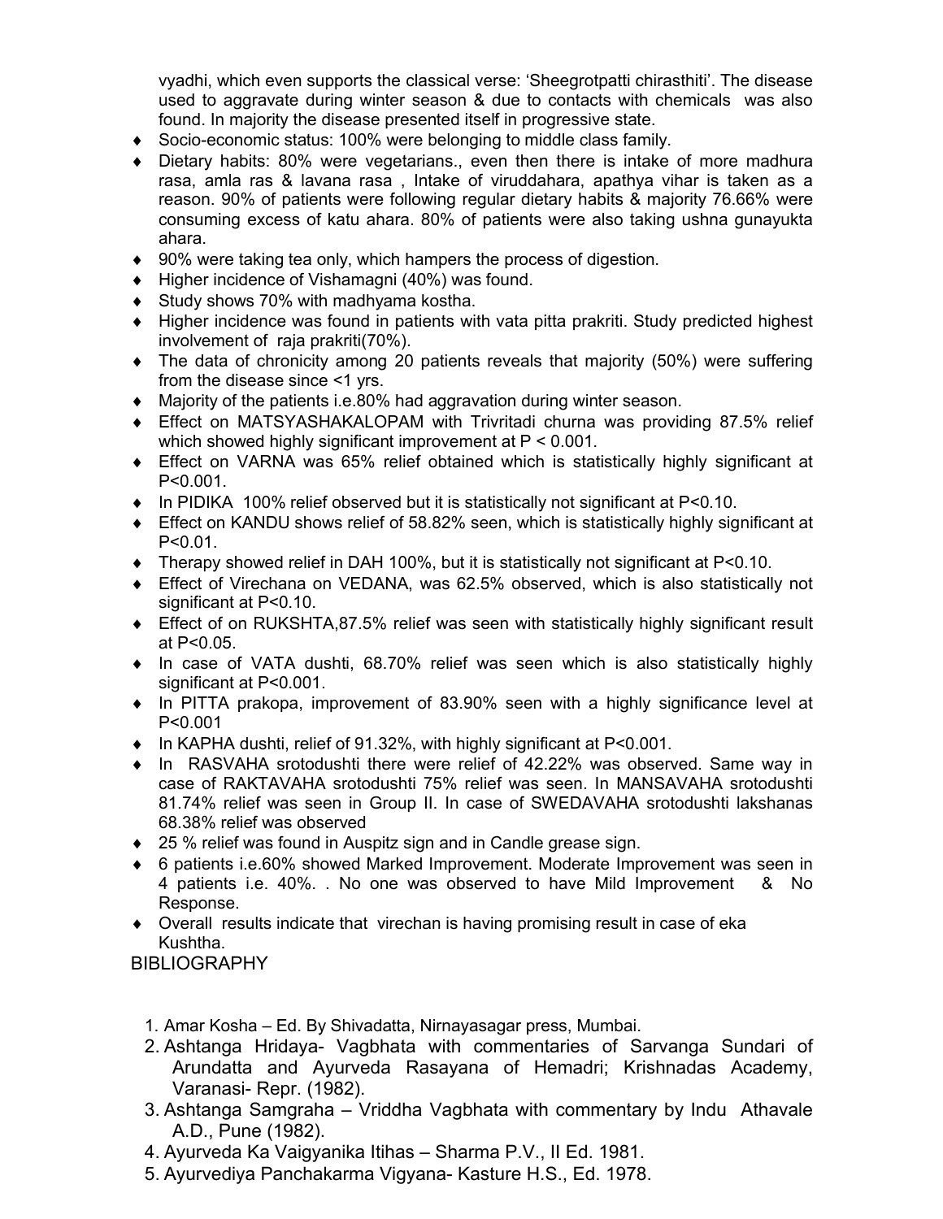vyadhi, which even supports the classical verse: 'Sheegrotpatti chirasthiti'. The disease used to aggravate during winter season & due to contacts with chemicals was also found. In majority the disease presented itself in progressive state.

- Socio-economic status: 100% were belonging to middle class family.
- Dietary habits: 80% were vegetarians., even then there is intake of more madhura rasa, amla ras & lavana rasa , Intake of viruddahara, apathya vihar is taken as a reason. 90% of patients were following regular dietary habits & majority 76.66% were consuming excess of katu ahara. 80% of patients were also taking ushna gunayukta ahara.
- 90% were taking tea only, which hampers the process of digestion.
- Higher incidence of Vishamagni (40%) was found.
- Study shows 70% with madhyama kostha.
- Higher incidence was found in patients with vata pitta prakriti. Study predicted highest involvement of raja prakriti(70%).
- The data of chronicity among 20 patients reveals that majority (50%) were suffering from the disease since <1 yrs.
- Majority of the patients i.e.80% had aggravation during winter season.
- Effect on MATSYASHAKALOPAM with Trivritadi churna was providing 87.5% relief which showed highly significant improvement at $P < 0.001$.
- Effect on VARNA was 65% relief obtained which is statistically highly significant at $P<0.001$.
- In PIDIKA 100% relief observed but it is statistically not significant at $P<0.10$.
- Effect on KANDU shows relief of 58.82% seen, which is statistically highly significant at $P<0.01$.
- Therapy showed relief in DAH 100%, but it is statistically not significant at $P<0.10$.
- Effect of Virechana on VEDANA, was 62.5% observed, which is also statistically not significant at $P<0.10$.
- Effect of on RUKSHTA,87.5% relief was seen with statistically highly significant result at $P<0.05$.
- In case of VATA dushti, 68.70% relief was seen which is also statistically highly significant at $P<0.001$.
- In PITTA prakopa, improvement of 83.90% seen with a highly significance level at $P<0.001$
- In KAPHA dushti, relief of 91.32%, with highly significant at $P<0.001$.
- In RASVAHA srotodushti there were relief of 42.22% was observed. Same way in case of RAKTAVAHA srotodushti 75% relief was seen. In MANSAVAHA srotodushti 81.74% relief was seen in Group II. In case of SWEDAVAHA srotodushti lakshanas 68.38% relief was observed
- 25 % relief was found in Auspitz sign and in Candle grease sign.
- 6 patients i.e.60% showed Marked Improvement. Moderate Improvement was seen in 4 patients i.e. 40%. . No one was observed to have Mild Improvement & No Response.
- Overall results indicate that virechan is having promising result in case of eka Kushtha.

BIBLIOGRAPHY

1. Amar Kosha – Ed. By Shivadatta, Nirnayasagar press, Mumbai.
2. Ashtanga Hridaya- Vagbhata with commentaries of Sarvanga Sundari of Arundatta and Ayurveda Rasayana of Hemadri; Krishnadas Academy, Varanasi- Repr. (1982).
3. Ashtanga Samgraha – Vriddha Vagbhata with commentary by Indu Athavale A.D., Pune (1982).
4. Ayurveda Ka Vaigyanika Itihas – Sharma P.V., II Ed. 1981.
5. Ayurvediya Panchakarma Vigyana- Kasture H.S., Ed. 1978.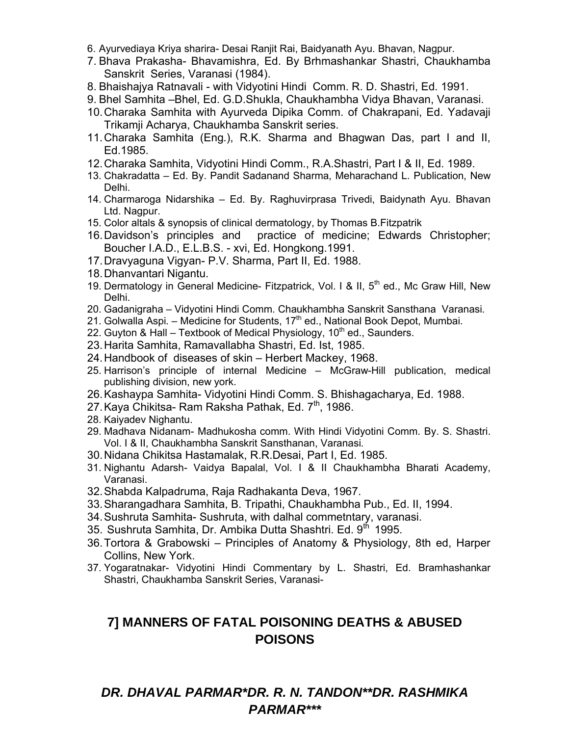6. Ayurvediaya Kriya sharira- Desai Ranjit Rai, Baidyanath Ayu. Bhavan, Nagpur.
7. Bhava Prakasha- Bhavamishra, Ed. By Brhmashankar Shastri, Chaukhamba Sanskrit Series, Varanasi (1984).
8. Bhaishajya Ratnavali - with Vidyotini Hindi Comm. R. D. Shastri, Ed. 1991.
9. Bhel Samhita –Bhel, Ed. G.D.Shukla, Chaukhambha Vidya Bhavan, Varanasi.
10. Charaka Samhita with Ayurveda Dipika Comm. of Chakrapani, Ed. Yadavaji Trikamji Acharya, Chaukhamba Sanskrit series.
11. Charaka Samhita (Eng.), R.K. Sharma and Bhagwan Das, part I and II, Ed.1985.
12. Charaka Samhita, Vidyotini Hindi Comm., R.A.Shastri, Part I & II, Ed. 1989.
13. Chakradatta – Ed. By. Pandit Sadanand Sharma, Meharachand L. Publication, New Delhi.
14. Charmaroga Nidarshika – Ed. By. Raghuvirprasa Trivedi, Baidynath Ayu. Bhavan Ltd. Nagpur.
15. Color altals & synopsis of clinical dermatology, by Thomas B.Fitzpatrik
16. Davidson's principles and practice of medicine; Edwards Christopher; Boucher I.A.D., E.L.B.S. - xvi, Ed. Hongkong.1991.
17. Dravyaguna Vigyan- P.V. Sharma, Part II, Ed. 1988.
18. Dhanvantari Nigantu.
19. Dermatology in General Medicine- Fitzpatrick, Vol. I & II, 5th ed., Mc Graw Hill, New Delhi.
20. Gadanigraha – Vidyotini Hindi Comm. Chaukhambha Sanskrit Sansthana Varanasi.
21. Golwalla Aspi. – Medicine for Students, 17th ed., National Book Depot, Mumbai.
22. Guyton & Hall – Textbook of Medical Physiology, 10th ed., Saunders.
23. Harita Samhita, Ramavallabha Shastri, Ed. Ist, 1985.
24. Handbook of diseases of skin – Herbert Mackey, 1968.
25. Harrison's principle of internal Medicine – McGraw-Hill publication, medical publishing division, new york.
26. Kashaypa Samhita- Vidyotini Hindi Comm. S. Bhishagacharya, Ed. 1988.
27. Kaya Chikitsa- Ram Raksha Pathak, Ed. 7th, 1986.
28. Kaiyadev Nighantu.
29. Madhava Nidanam- Madhukosha comm. With Hindi Vidyotini Comm. By. S. Shastri. Vol. I & II, Chaukhambha Sanskrit Sansthanan, Varanasi.
30. Nidana Chikitsa Hastamalak, R.R.Desai, Part I, Ed. 1985.
31. Nighantu Adarsh- Vaidya Bapalal, Vol. I & II Chaukhambha Bharati Academy, Varanasi.
32. Shabda Kalpadruma, Raja Radhakanta Deva, 1967.
33. Sharangadhara Samhita, B. Tripathi, Chaukhambha Pub., Ed. II, 1994.
34. Sushruta Samhita- Sushruta, with dalhal commetntary, varanasi.
35. Sushruta Samhita, Dr. Ambika Dutta Shashtri. Ed. 9th 1995.
36. Tortora & Grabowski – Principles of Anatomy & Physiology, 8th ed, Harper Collins, New York.
37. Yogaratnakar- Vidyotini Hindi Commentary by L. Shastri, Ed. Bramhashankar Shastri, Chaukhamba Sanskrit Series, Varanasi-

## 7] MANNERS OF FATAL POISONING DEATHS & ABUSED POISONS

***DR. DHAVAL PARMAR*DR. R. N. TANDON**DR. RASHMIKA PARMAR****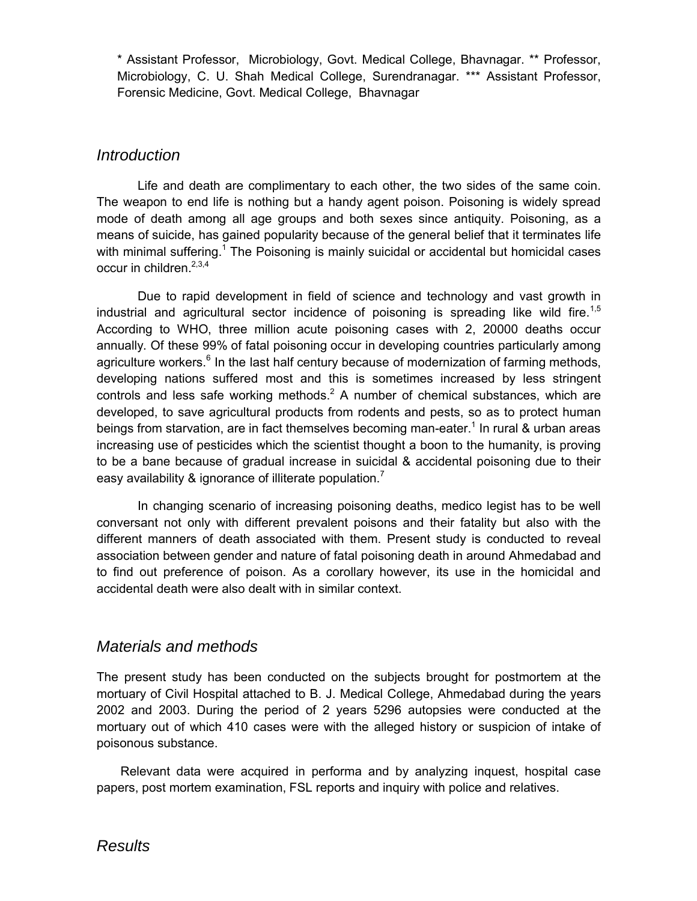* Assistant Professor, Microbiology, Govt. Medical College, Bhavnagar. ** Professor, Microbiology, C. U. Shah Medical College, Surendranagar. *** Assistant Professor, Forensic Medicine, Govt. Medical College, Bhavnagar

## Introduction

Life and death are complimentary to each other, the two sides of the same coin. The weapon to end life is nothing but a handy agent poison. Poisoning is widely spread mode of death among all age groups and both sexes since antiquity. Poisoning, as a means of suicide, has gained popularity because of the general belief that it terminates life with minimal suffering.[1] The Poisoning is mainly suicidal or accidental but homicidal cases occur in children.[2,3,4]

Due to rapid development in field of science and technology and vast growth in industrial and agricultural sector incidence of poisoning is spreading like wild fire.[1,5] According to WHO, three million acute poisoning cases with 2, 20000 deaths occur annually. Of these 99% of fatal poisoning occur in developing countries particularly among agriculture workers.[6] In the last half century because of modernization of farming methods, developing nations suffered most and this is sometimes increased by less stringent controls and less safe working methods.[2] A number of chemical substances, which are developed, to save agricultural products from rodents and pests, so as to protect human beings from starvation, are in fact themselves becoming man-eater.[1] In rural & urban areas increasing use of pesticides which the scientist thought a boon to the humanity, is proving to be a bane because of gradual increase in suicidal & accidental poisoning due to their easy availability & ignorance of illiterate population.[7]

In changing scenario of increasing poisoning deaths, medico legist has to be well conversant not only with different prevalent poisons and their fatality but also with the different manners of death associated with them. Present study is conducted to reveal association between gender and nature of fatal poisoning death in around Ahmedabad and to find out preference of poison. As a corollary however, its use in the homicidal and accidental death were also dealt with in similar context.

## Materials and methods

The present study has been conducted on the subjects brought for postmortem at the mortuary of Civil Hospital attached to B. J. Medical College, Ahmedabad during the years 2002 and 2003. During the period of 2 years 5296 autopsies were conducted at the mortuary out of which 410 cases were with the alleged history or suspicion of intake of poisonous substance.

Relevant data were acquired in performa and by analyzing inquest, hospital case papers, post mortem examination, FSL reports and inquiry with police and relatives.

## Results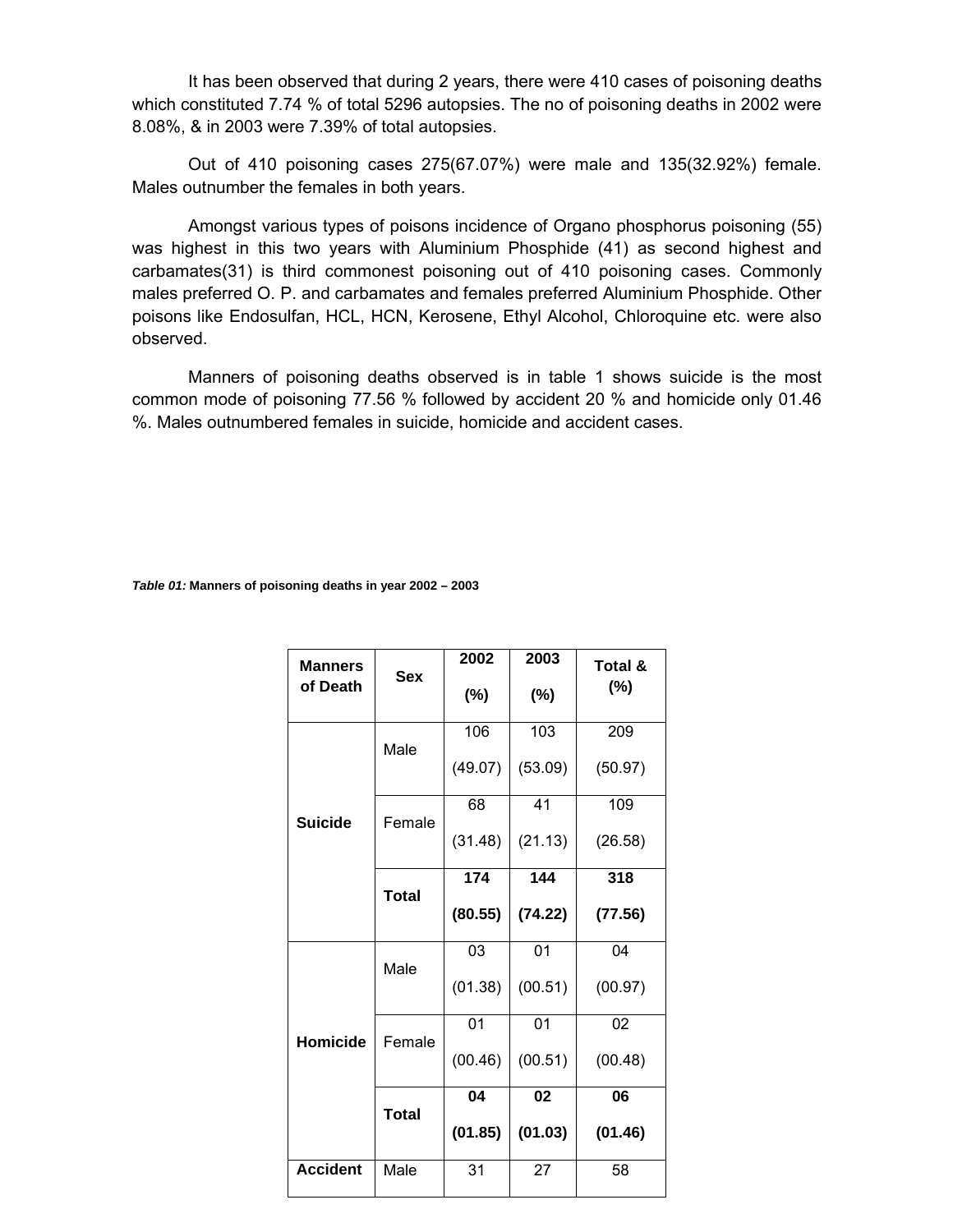It has been observed that during 2 years, there were 410 cases of poisoning deaths which constituted 7.74 % of total 5296 autopsies. The no of poisoning deaths in 2002 were 8.08%, & in 2003 were 7.39% of total autopsies.

Out of 410 poisoning cases 275(67.07%) were male and 135(32.92%) female. Males outnumber the females in both years.

Amongst various types of poisons incidence of Organo phosphorus poisoning (55) was highest in this two years with Aluminium Phosphide (41) as second highest and carbamates(31) is third commonest poisoning out of 410 poisoning cases. Commonly males preferred O. P. and carbamates and females preferred Aluminium Phosphide. Other poisons like Endosulfan, HCL, HCN, Kerosene, Ethyl Alcohol, Chloroquine etc. were also observed.

Manners of poisoning deaths observed is in table 1 shows suicide is the most common mode of poisoning 77.56 % followed by accident 20 % and homicide only 01.46 %. Males outnumbered females in suicide, homicide and accident cases.

***Table 01:*** **Manners of poisoning deaths in year 2002 – 2003**

| Manners of Death | Sex | 2002 (%) | 2003 (%) | Total & (%) |
|---|---|---|---|---|
| **Suicide** | Male | 106 (49.07) | 103 (53.09) | 209 (50.97) |
| | Female | 68 (31.48) | 41 (21.13) | 109 (26.58) |
| | **Total** | **174 (80.55)** | **144 (74.22)** | **318 (77.56)** |
| **Homicide** | Male | 03 (01.38) | 01 (00.51) | 04 (00.97) |
| | Female | 01 (00.46) | 01 (00.51) | 02 (00.48) |
| | **Total** | **04 (01.85)** | **02 (01.03)** | **06 (01.46)** |
| **Accident** | Male | 31 | 27 | 58 |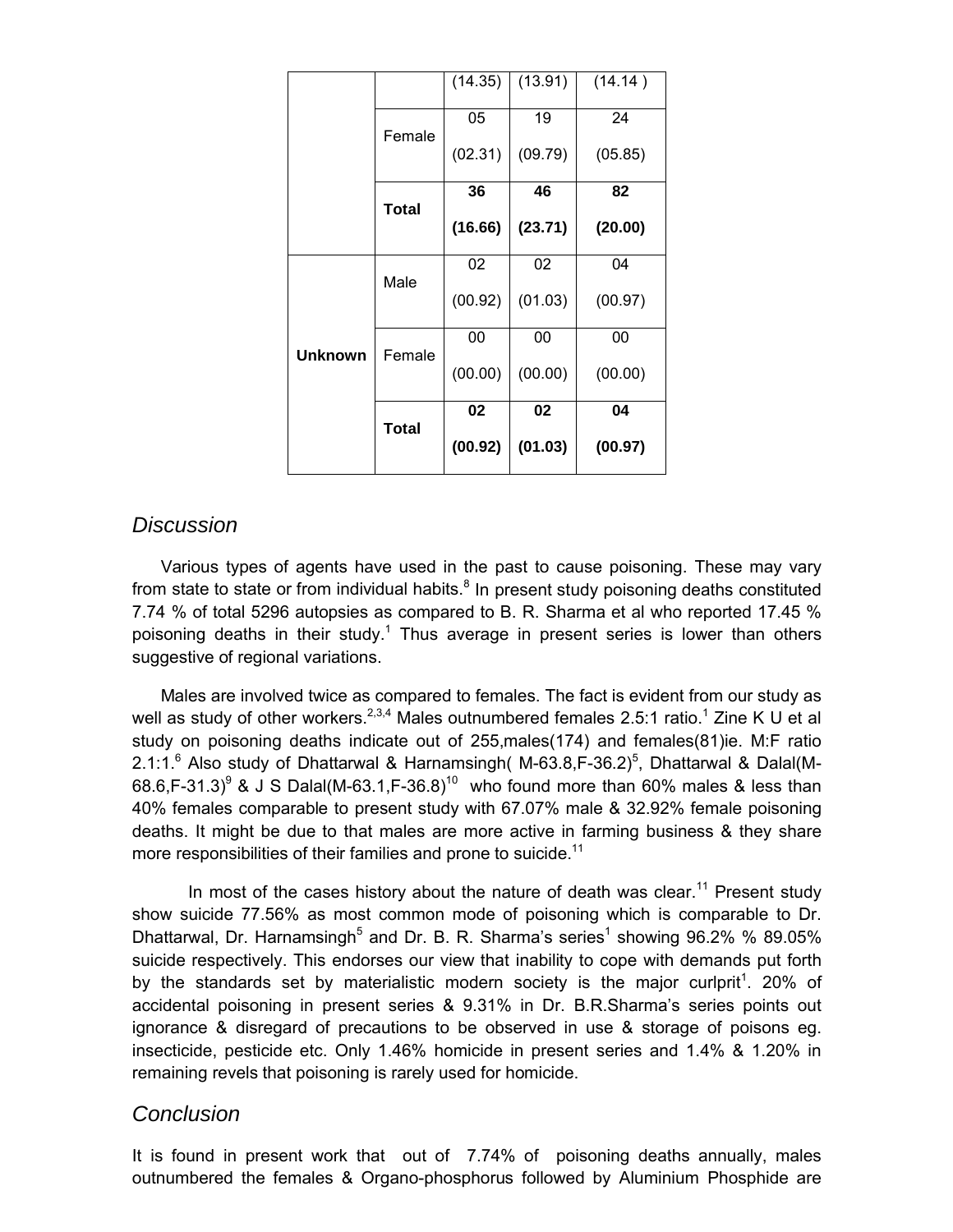| | | | | |
|---|---|---|---|---|
| | | (14.35) | (13.91) | (14.14 ) |
| | Female | 05<br>(02.31) | 19<br>(09.79) | 24<br>(05.85) |
| | **Total** | **36**<br>**(16.66)** | **46**<br>**(23.71)** | **82**<br>**(20.00)** |
| **Unknown** | Male | 02<br>(00.92) | 02<br>(01.03) | 04<br>(00.97) |
| | Female | 00<br>(00.00) | 00<br>(00.00) | 00<br>(00.00) |
| | **Total** | **02**<br>**(00.92)** | **02**<br>**(01.03)** | **04**<br>**(00.97)** |

## *Discussion*

Various types of agents have used in the past to cause poisoning. These may vary from state to state or from individual habits.[8] In present study poisoning deaths constituted 7.74 % of total 5296 autopsies as compared to B. R. Sharma et al who reported 17.45 % poisoning deaths in their study.[1] Thus average in present series is lower than others suggestive of regional variations.

Males are involved twice as compared to females. The fact is evident from our study as well as study of other workers.[2,3,4] Males outnumbered females 2.5:1 ratio.[1] Zine K U et al study on poisoning deaths indicate out of 255,males(174) and females(81)ie. M:F ratio 2.1:1.[6] Also study of Dhattarwal & Harnamsingh( M-63.8,F-36.2)[5], Dhattarwal & Dalal(M-68.6,F-31.3)[9] & J S Dalal(M-63.1,F-36.8)[10] who found more than 60% males & less than 40% females comparable to present study with 67.07% male & 32.92% female poisoning deaths. It might be due to that males are more active in farming business & they share more responsibilities of their families and prone to suicide.[11]

In most of the cases history about the nature of death was clear.[11] Present study show suicide 77.56% as most common mode of poisoning which is comparable to Dr. Dhattarwal, Dr. Harnamsingh[5] and Dr. B. R. Sharma's series[1] showing 96.2% % 89.05% suicide respectively. This endorses our view that inability to cope with demands put forth by the standards set by materialistic modern society is the major curlprit[1]. 20% of accidental poisoning in present series & 9.31% in Dr. B.R.Sharma's series points out ignorance & disregard of precautions to be observed in use & storage of poisons eg. insecticide, pesticide etc. Only 1.46% homicide in present series and 1.4% & 1.20% in remaining revels that poisoning is rarely used for homicide.

## *Conclusion*

It is found in present work that out of 7.74% of poisoning deaths annually, males outnumbered the females & Organo-phosphorus followed by Aluminium Phosphide are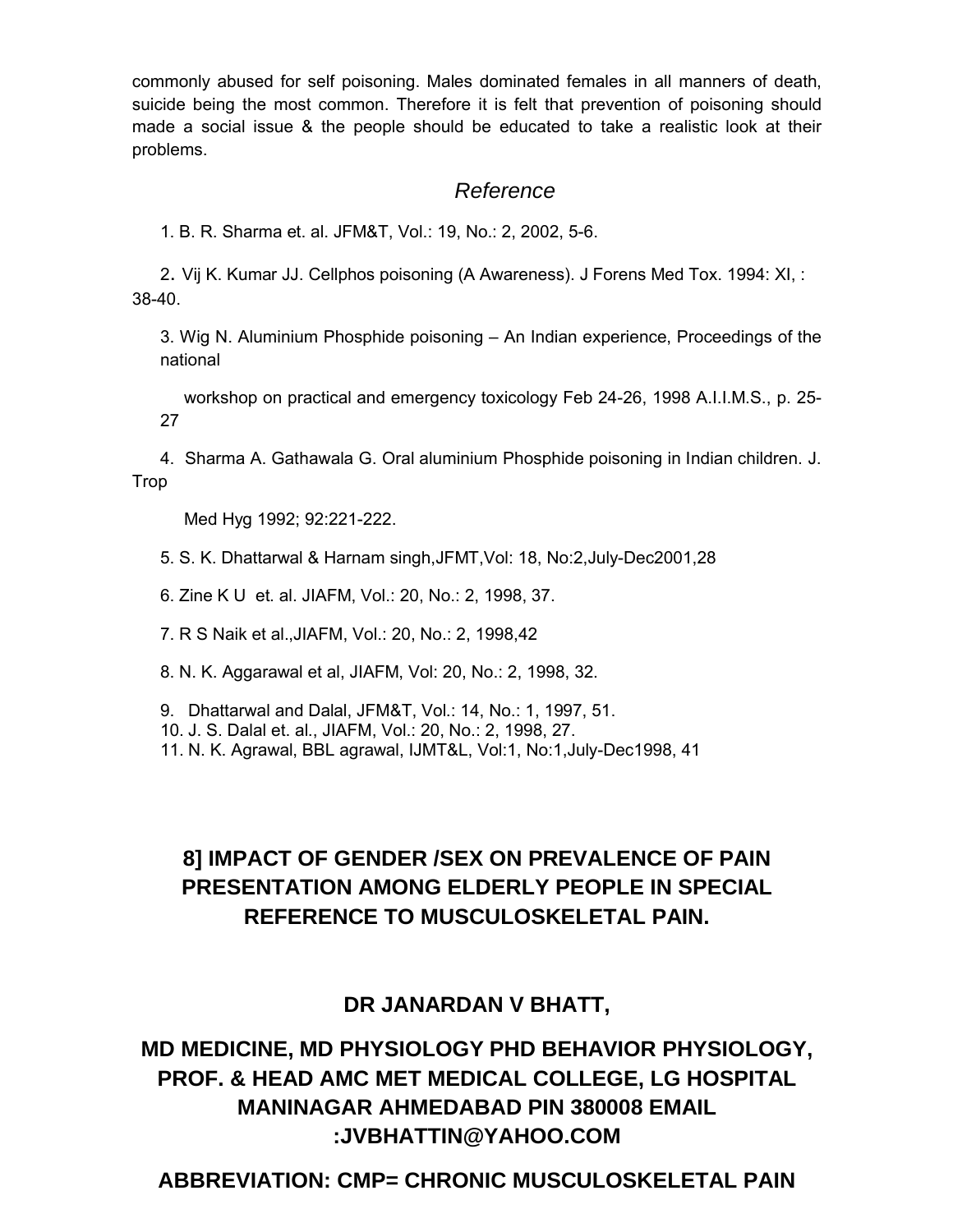commonly abused for self poisoning. Males dominated females in all manners of death, suicide being the most common. Therefore it is felt that prevention of poisoning should made a social issue & the people should be educated to take a realistic look at their problems.

## *Reference*

1. B. R. Sharma et. al. JFM&T, Vol.: 19, No.: 2, 2002, 5-6.

2. Vij K. Kumar JJ. Cellphos poisoning (A Awareness). J Forens Med Tox. 1994: XI, : 38-40.

3. Wig N. Aluminium Phosphide poisoning – An Indian experience, Proceedings of the national workshop on practical and emergency toxicology Feb 24-26, 1998 A.I.I.M.S., p. 25-27

4. Sharma A. Gathawala G. Oral aluminium Phosphide poisoning in Indian children. J. Trop Med Hyg 1992; 92:221-222.

5. S. K. Dhattarwal & Harnam singh,JFMT,Vol: 18, No:2,July-Dec2001,28

6. Zine K U et. al. JIAFM, Vol.: 20, No.: 2, 1998, 37.

7. R S Naik et al.,JIAFM, Vol.: 20, No.: 2, 1998,42

8. N. K. Aggarawal et al, JIAFM, Vol: 20, No.: 2, 1998, 32.

9. Dhattarwal and Dalal, JFM&T, Vol.: 14, No.: 1, 1997, 51.

10. J. S. Dalal et. al., JIAFM, Vol.: 20, No.: 2, 1998, 27.

11. N. K. Agrawal, BBL agrawal, IJMT&L, Vol:1, No:1,July-Dec1998, 41

# 8] IMPACT OF GENDER /SEX ON PREVALENCE OF PAIN PRESENTATION AMONG ELDERLY PEOPLE IN SPECIAL REFERENCE TO MUSCULOSKELETAL PAIN.

**DR JANARDAN V BHATT,**

**MD MEDICINE, MD PHYSIOLOGY PHD BEHAVIOR PHYSIOLOGY, PROF. & HEAD AMC MET MEDICAL COLLEGE, LG HOSPITAL MANINAGAR AHMEDABAD PIN 380008 EMAIL :JVBHATTIN@YAHOO.COM**

**ABBREVIATION: CMP= CHRONIC MUSCULOSKELETAL PAIN**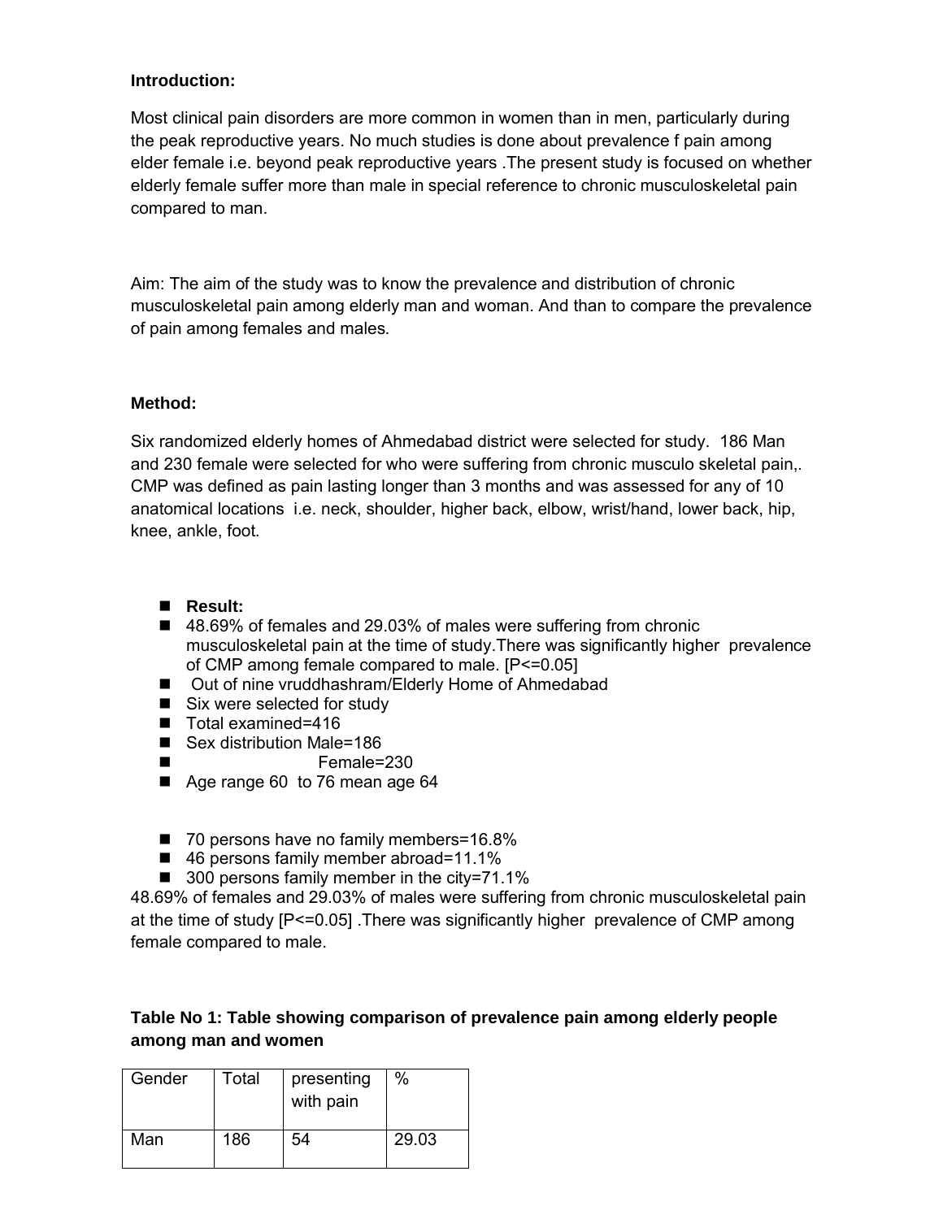**Introduction:**

Most clinical pain disorders are more common in women than in men, particularly during the peak reproductive years. No much studies is done about prevalence f pain among elder female i.e. beyond peak reproductive years .The present study is focused on whether elderly female suffer more than male in special reference to chronic musculoskeletal pain compared to man.

Aim: The aim of the study was to know the prevalence and distribution of chronic musculoskeletal pain among elderly man and woman. And than to compare the prevalence of pain among females and males.

**Method:**

Six randomized elderly homes of Ahmedabad district were selected for study. 186 Man and 230 female were selected for who were suffering from chronic musculo skeletal pain,. CMP was defined as pain lasting longer than 3 months and was assessed for any of 10 anatomical locations i.e. neck, shoulder, higher back, elbow, wrist/hand, lower back, hip, knee, ankle, foot.

- **Result:**
- 48.69% of females and 29.03% of males were suffering from chronic musculoskeletal pain at the time of study.There was significantly higher prevalence of CMP among female compared to male. [P<=0.05]
- Out of nine vruddhashram/Elderly Home of Ahmedabad
- Six were selected for study
- Total examined=416
- Sex distribution Male=186
- Female=230
- Age range 60 to 76 mean age 64

- 70 persons have no family members=16.8%
- 46 persons family member abroad=11.1%
- 300 persons family member in the city=71.1%

48.69% of females and 29.03% of males were suffering from chronic musculoskeletal pain at the time of study [P<=0.05] .There was significantly higher prevalence of CMP among female compared to male.

**Table No 1: Table showing comparison of prevalence pain among elderly people among man and women**

| Gender | Total | presenting with pain | % |
|---|---|---|---|
| Man | 186 | 54 | 29.03 |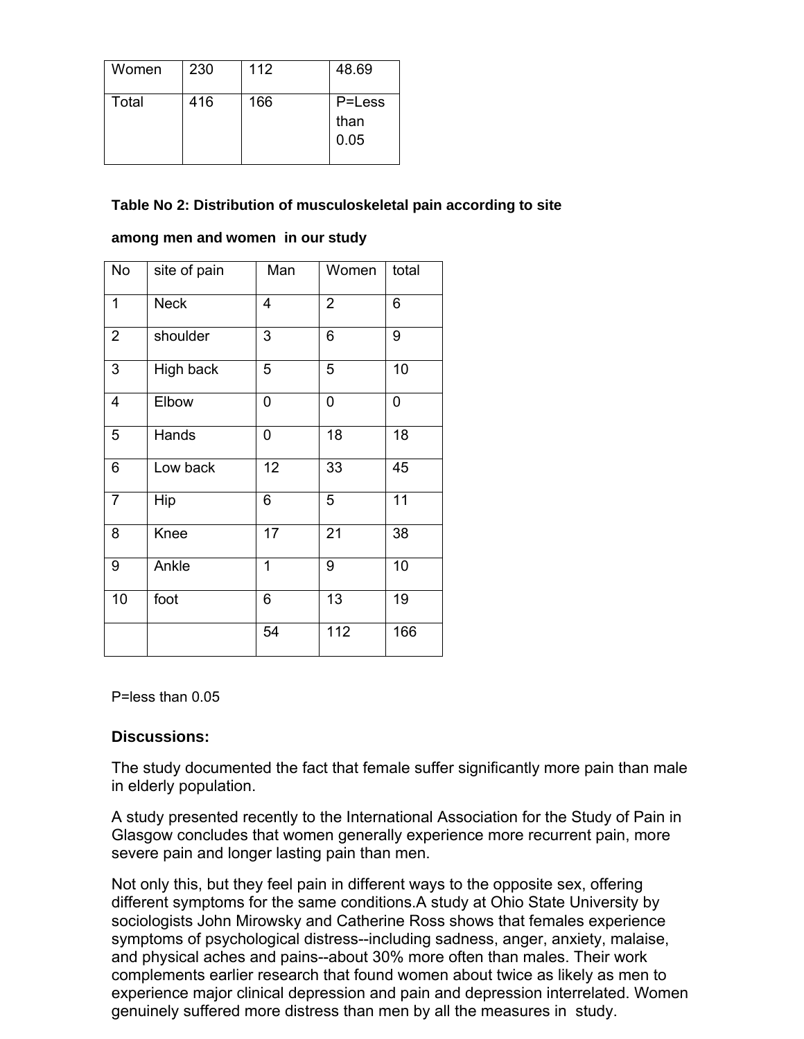| Women | 230 | 112 | 48.69 |
|---|---|---|---|
| Total | 416 | 166 | P=Less than 0.05 |

**Table No 2: Distribution of musculoskeletal pain according to site among men and women in our study**

| No | site of pain | Man | Women | total |
|---|---|---|---|---|
| 1 | Neck | 4 | 2 | 6 |
| 2 | shoulder | 3 | 6 | 9 |
| 3 | High back | 5 | 5 | 10 |
| 4 | Elbow | 0 | 0 | 0 |
| 5 | Hands | 0 | 18 | 18 |
| 6 | Low back | 12 | 33 | 45 |
| 7 | Hip | 6 | 5 | 11 |
| 8 | Knee | 17 | 21 | 38 |
| 9 | Ankle | 1 | 9 | 10 |
| 10 | foot | 6 | 13 | 19 |
| | | 54 | 112 | 166 |

P=less than 0.05

### Discussions:

The study documented the fact that female suffer significantly more pain than male in elderly population.

A study presented recently to the International Association for the Study of Pain in Glasgow concludes that women generally experience more recurrent pain, more severe pain and longer lasting pain than men.

Not only this, but they feel pain in different ways to the opposite sex, offering different symptoms for the same conditions.A study at Ohio State University by sociologists John Mirowsky and Catherine Ross shows that females experience symptoms of psychological distress--including sadness, anger, anxiety, malaise, and physical aches and pains--about 30% more often than males. Their work complements earlier research that found women about twice as likely as men to experience major clinical depression and pain and depression interrelated. Women genuinely suffered more distress than men by all the measures in study.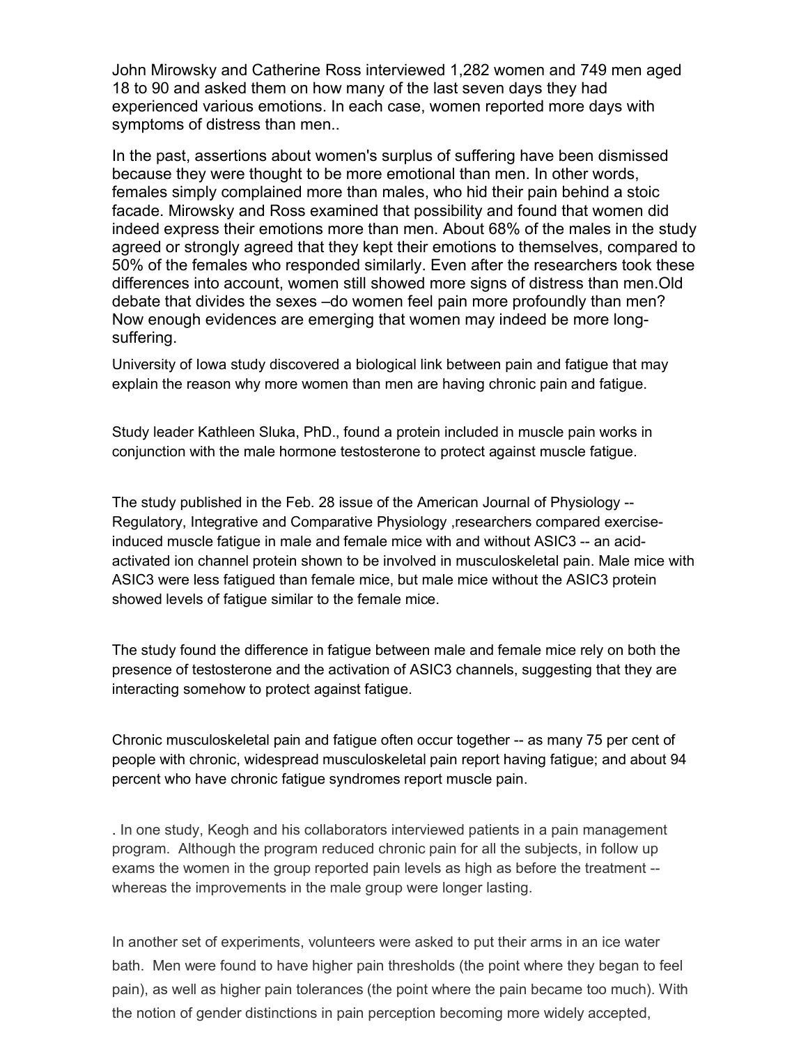John Mirowsky and Catherine Ross interviewed 1,282 women and 749 men aged 18 to 90 and asked them on how many of the last seven days they had experienced various emotions. In each case, women reported more days with symptoms of distress than men..

In the past, assertions about women's surplus of suffering have been dismissed because they were thought to be more emotional than men. In other words, females simply complained more than males, who hid their pain behind a stoic facade. Mirowsky and Ross examined that possibility and found that women did indeed express their emotions more than men. About 68% of the males in the study agreed or strongly agreed that they kept their emotions to themselves, compared to 50% of the females who responded similarly. Even after the researchers took these differences into account, women still showed more signs of distress than men.Old debate that divides the sexes –do women feel pain more profoundly than men? Now enough evidences are emerging that women may indeed be more long-suffering.

University of Iowa study discovered a biological link between pain and fatigue that may explain the reason why more women than men are having chronic pain and fatigue.

Study leader Kathleen Sluka, PhD., found a protein included in muscle pain works in conjunction with the male hormone testosterone to protect against muscle fatigue.

The study published in the Feb. 28 issue of the American Journal of Physiology -- Regulatory, Integrative and Comparative Physiology ,researchers compared exercise-induced muscle fatigue in male and female mice with and without ASIC3 -- an acid-activated ion channel protein shown to be involved in musculoskeletal pain. Male mice with ASIC3 were less fatigued than female mice, but male mice without the ASIC3 protein showed levels of fatigue similar to the female mice.

The study found the difference in fatigue between male and female mice rely on both the presence of testosterone and the activation of ASIC3 channels, suggesting that they are interacting somehow to protect against fatigue.

Chronic musculoskeletal pain and fatigue often occur together -- as many 75 per cent of people with chronic, widespread musculoskeletal pain report having fatigue; and about 94 percent who have chronic fatigue syndromes report muscle pain.

. In one study, Keogh and his collaborators interviewed patients in a pain management program. Although the program reduced chronic pain for all the subjects, in follow up exams the women in the group reported pain levels as high as before the treatment -- whereas the improvements in the male group were longer lasting.

In another set of experiments, volunteers were asked to put their arms in an ice water bath. Men were found to have higher pain thresholds (the point where they began to feel pain), as well as higher pain tolerances (the point where the pain became too much). With the notion of gender distinctions in pain perception becoming more widely accepted,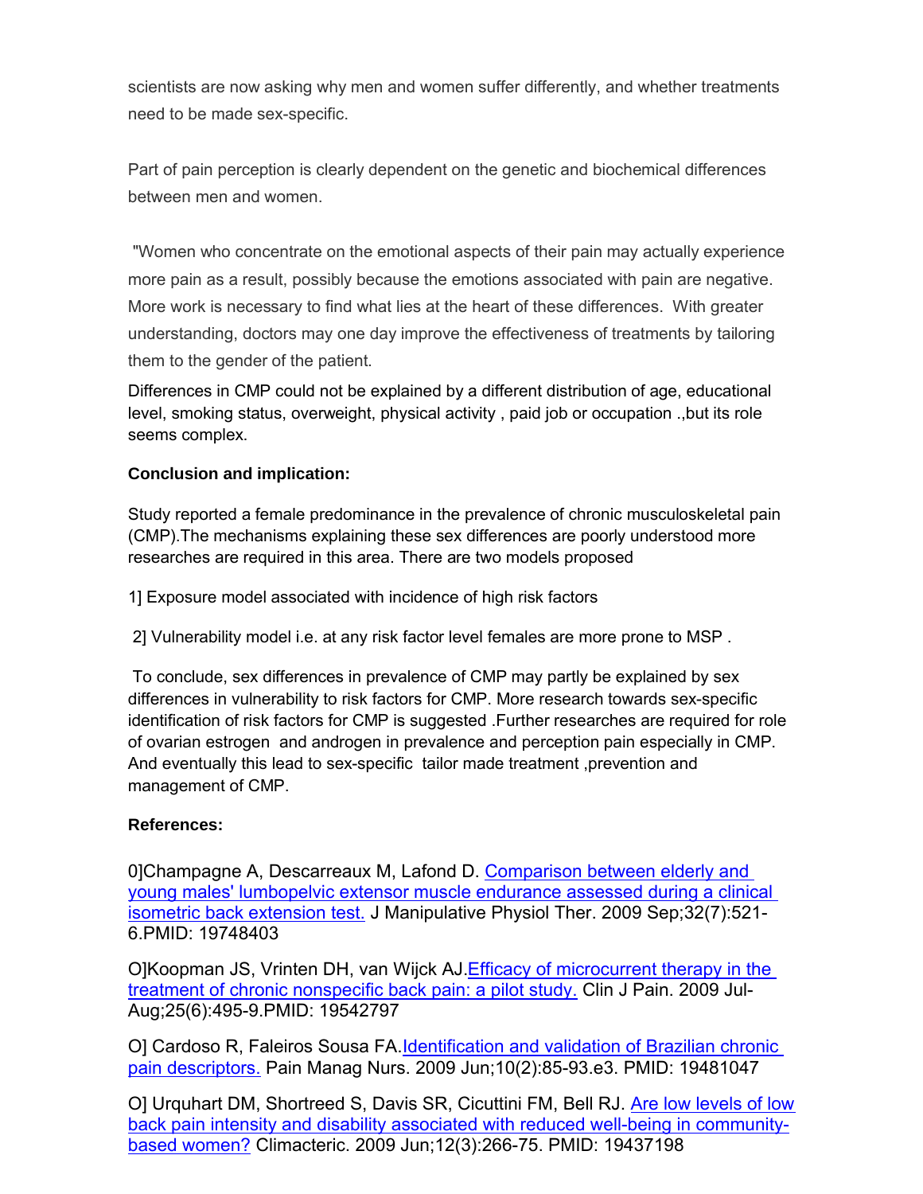scientists are now asking why men and women suffer differently, and whether treatments need to be made sex-specific.

Part of pain perception is clearly dependent on the genetic and biochemical differences between men and women.

"Women who concentrate on the emotional aspects of their pain may actually experience more pain as a result, possibly because the emotions associated with pain are negative. More work is necessary to find what lies at the heart of these differences. With greater understanding, doctors may one day improve the effectiveness of treatments by tailoring them to the gender of the patient.

Differences in CMP could not be explained by a different distribution of age, educational level, smoking status, overweight, physical activity , paid job or occupation .,but its role seems complex.

**Conclusion and implication:**

Study reported a female predominance in the prevalence of chronic musculoskeletal pain (CMP).The mechanisms explaining these sex differences are poorly understood more researches are required in this area. There are two models proposed

1] Exposure model associated with incidence of high risk factors

2] Vulnerability model i.e. at any risk factor level females are more prone to MSP .

To conclude, sex differences in prevalence of CMP may partly be explained by sex differences in vulnerability to risk factors for CMP. More research towards sex-specific identification of risk factors for CMP is suggested .Further researches are required for role of ovarian estrogen and androgen in prevalence and perception pain especially in CMP. And eventually this lead to sex-specific tailor made treatment ,prevention and management of CMP.

**References:**

0]Champagne A, Descarreaux M, Lafond D. Comparison between elderly and young males' lumbopelvic extensor muscle endurance assessed during a clinical isometric back extension test. J Manipulative Physiol Ther. 2009 Sep;32(7):521-6.PMID: 19748403

O]Koopman JS, Vrinten DH, van Wijck AJ.Efficacy of microcurrent therapy in the treatment of chronic nonspecific back pain: a pilot study. Clin J Pain. 2009 Jul-Aug;25(6):495-9.PMID: 19542797

O] Cardoso R, Faleiros Sousa FA.Identification and validation of Brazilian chronic pain descriptors. Pain Manag Nurs. 2009 Jun;10(2):85-93.e3. PMID: 19481047

O] Urquhart DM, Shortreed S, Davis SR, Cicuttini FM, Bell RJ. Are low levels of low back pain intensity and disability associated with reduced well-being in community-based women? Climacteric. 2009 Jun;12(3):266-75. PMID: 19437198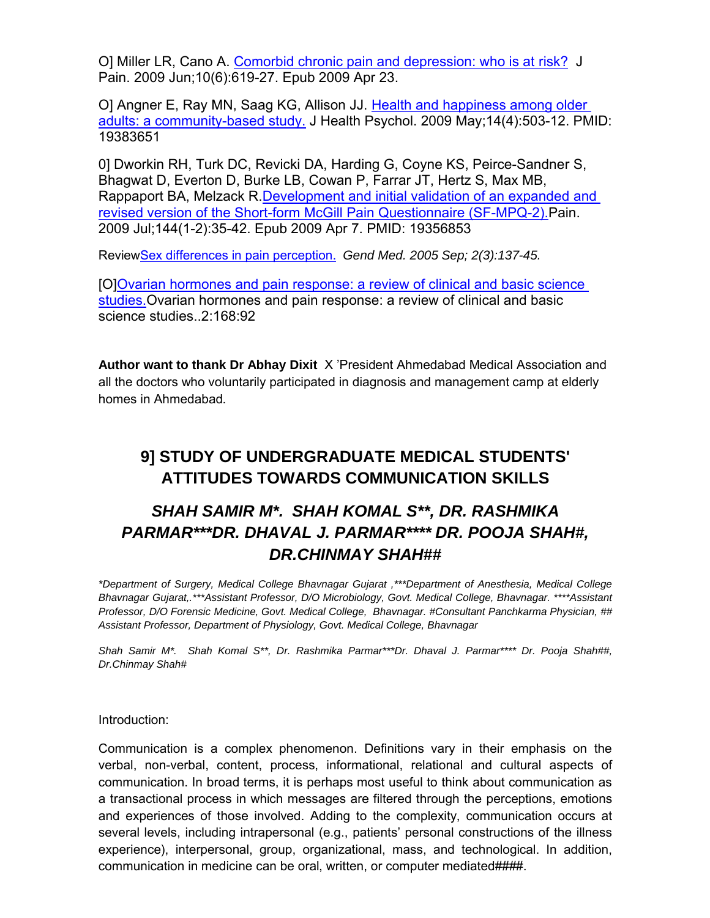O] Miller LR, Cano A. Comorbid chronic pain and depression: who is at risk? J Pain. 2009 Jun;10(6):619-27. Epub 2009 Apr 23.

O] Angner E, Ray MN, Saag KG, Allison JJ. Health and happiness among older adults: a community-based study. J Health Psychol. 2009 May;14(4):503-12. PMID: 19383651

0] Dworkin RH, Turk DC, Revicki DA, Harding G, Coyne KS, Peirce-Sandner S, Bhagwat D, Everton D, Burke LB, Cowan P, Farrar JT, Hertz S, Max MB, Rappaport BA, Melzack R.Development and initial validation of an expanded and revised version of the Short-form McGill Pain Questionnaire (SF-MPQ-2).Pain. 2009 Jul;144(1-2):35-42. Epub 2009 Apr 7. PMID: 19356853

ReviewSex differences in pain perception. *Gend Med. 2005 Sep; 2(3):137-45.*

[O]Ovarian hormones and pain response: a review of clinical and basic science studies.Ovarian hormones and pain response: a review of clinical and basic science studies..2:168:92

**Author want to thank Dr Abhay Dixit** X 'President Ahmedabad Medical Association and all the doctors who voluntarily participated in diagnosis and management camp at elderly homes in Ahmedabad.

## 9] STUDY OF UNDERGRADUATE MEDICAL STUDENTS' ATTITUDES TOWARDS COMMUNICATION SKILLS

### *SHAH SAMIR M*. SHAH KOMAL S**, DR. RASHMIKA PARMAR***DR. DHAVAL J. PARMAR**** DR. POOJA SHAH#, DR.CHINMAY SHAH##*

*\*Department of Surgery, Medical College Bhavnagar Gujarat ,\*\*\*Department of Anesthesia, Medical College Bhavnagar Gujarat,.\*\*\*Assistant Professor, D/O Microbiology, Govt. Medical College, Bhavnagar. \*\*\*\*Assistant Professor, D/O Forensic Medicine, Govt. Medical College, Bhavnagar. #Consultant Panchkarma Physician, ## Assistant Professor, Department of Physiology, Govt. Medical College, Bhavnagar*

*Shah Samir M*. Shah Komal S**, Dr. Rashmika Parmar***Dr. Dhaval J. Parmar**** Dr. Pooja Shah##, Dr.Chinmay Shah#*

Introduction:

Communication is a complex phenomenon. Definitions vary in their emphasis on the verbal, non-verbal, content, process, informational, relational and cultural aspects of communication. In broad terms, it is perhaps most useful to think about communication as a transactional process in which messages are filtered through the perceptions, emotions and experiences of those involved. Adding to the complexity, communication occurs at several levels, including intrapersonal (e.g., patients' personal constructions of the illness experience), interpersonal, group, organizational, mass, and technological. In addition, communication in medicine can be oral, written, or computer mediated####.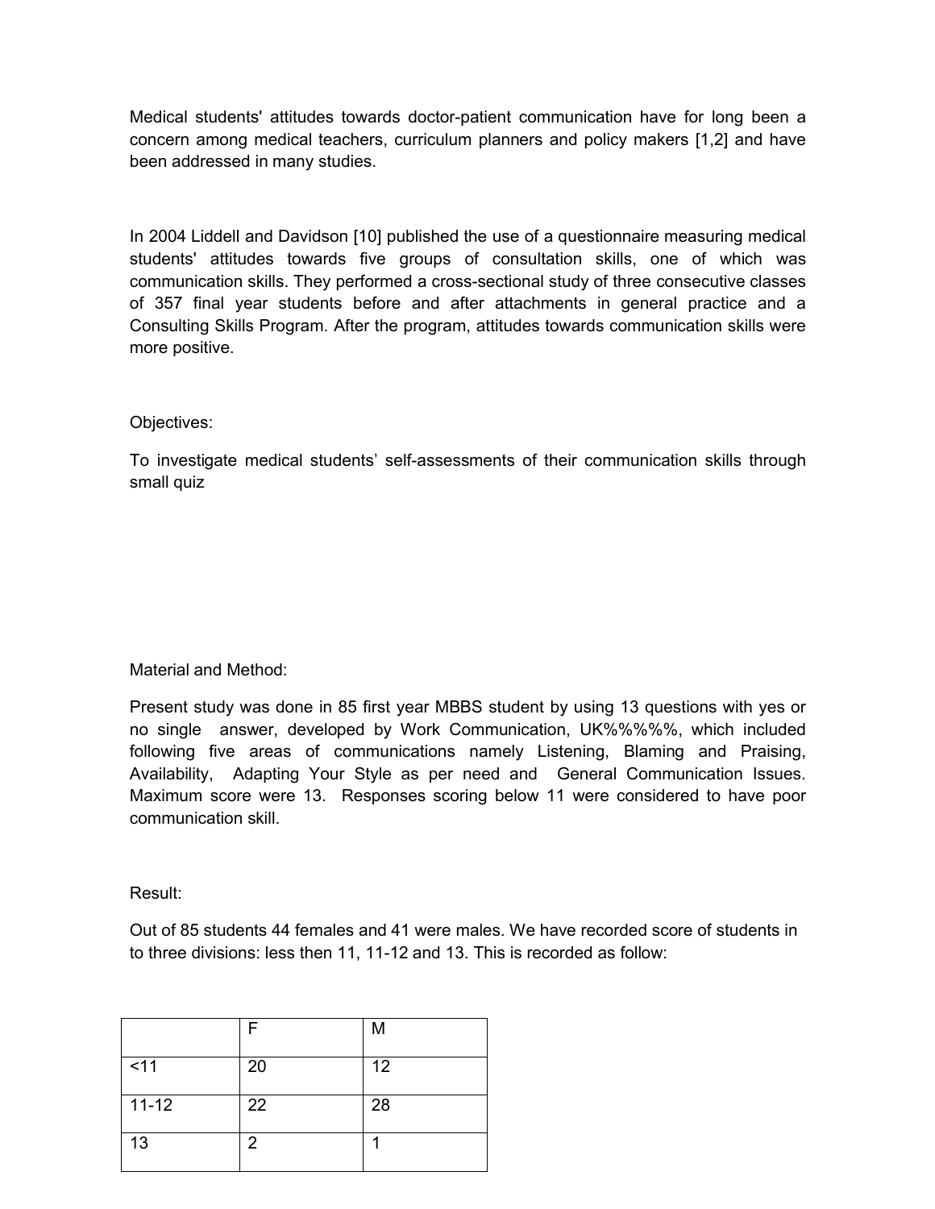Medical students' attitudes towards doctor-patient communication have for long been a concern among medical teachers, curriculum planners and policy makers [1,2] and have been addressed in many studies.

In 2004 Liddell and Davidson [10] published the use of a questionnaire measuring medical students' attitudes towards five groups of consultation skills, one of which was communication skills. They performed a cross-sectional study of three consecutive classes of 357 final year students before and after attachments in general practice and a Consulting Skills Program. After the program, attitudes towards communication skills were more positive.

Objectives:

To investigate medical students' self-assessments of their communication skills through small quiz

Material and Method:

Present study was done in 85 first year MBBS student by using 13 questions with yes or no single answer, developed by Work Communication, UK%%%%%, which included following five areas of communications namely Listening, Blaming and Praising, Availability, Adapting Your Style as per need and General Communication Issues. Maximum score were 13. Responses scoring below 11 were considered to have poor communication skill.

Result:

Out of 85 students 44 females and 41 were males. We have recorded score of students in to three divisions: less then 11, 11-12 and 13. This is recorded as follow:

| | F | M |
|---|---|---|
| <11 | 20 | 12 |
| 11-12 | 22 | 28 |
| 13 | 2 | 1 |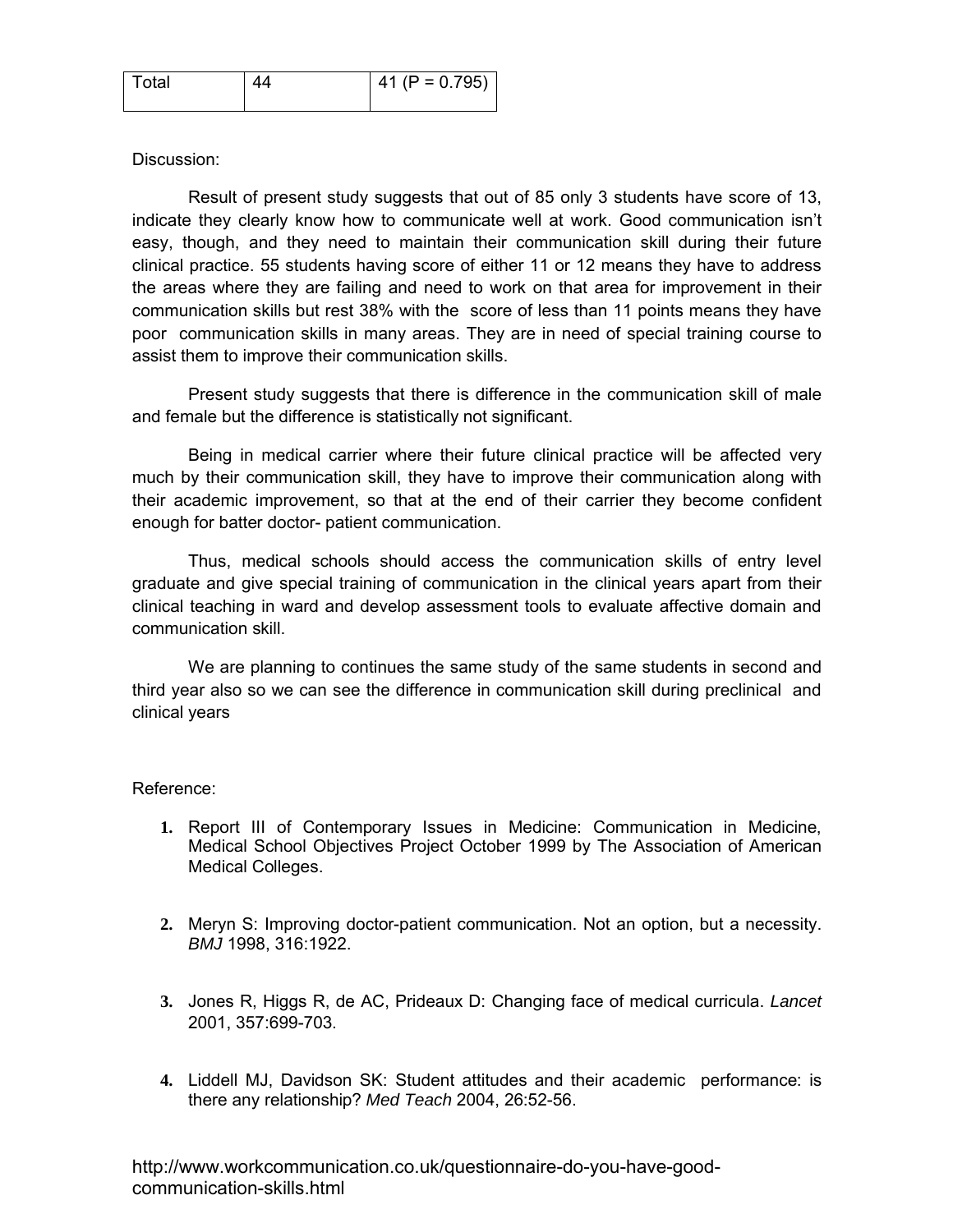| Total | 44 | 41 (P = 0.795) |
|---|---|---|

Discussion:

Result of present study suggests that out of 85 only 3 students have score of 13, indicate they clearly know how to communicate well at work. Good communication isn't easy, though, and they need to maintain their communication skill during their future clinical practice. 55 students having score of either 11 or 12 means they have to address the areas where they are failing and need to work on that area for improvement in their communication skills but rest 38% with the score of less than 11 points means they have poor communication skills in many areas. They are in need of special training course to assist them to improve their communication skills.

Present study suggests that there is difference in the communication skill of male and female but the difference is statistically not significant.

Being in medical carrier where their future clinical practice will be affected very much by their communication skill, they have to improve their communication along with their academic improvement, so that at the end of their carrier they become confident enough for batter doctor- patient communication.

Thus, medical schools should access the communication skills of entry level graduate and give special training of communication in the clinical years apart from their clinical teaching in ward and develop assessment tools to evaluate affective domain and communication skill.

We are planning to continues the same study of the same students in second and third year also so we can see the difference in communication skill during preclinical and clinical years

Reference:

1. Report III of Contemporary Issues in Medicine: Communication in Medicine, Medical School Objectives Project October 1999 by The Association of American Medical Colleges.

2. Meryn S: Improving doctor-patient communication. Not an option, but a necessity. *BMJ* 1998, 316:1922.

3. Jones R, Higgs R, de AC, Prideaux D: Changing face of medical curricula. *Lancet* 2001, 357:699-703.

4. Liddell MJ, Davidson SK: Student attitudes and their academic performance: is there any relationship? *Med Teach* 2004, 26:52-56.

http://www.workcommunication.co.uk/questionnaire-do-you-have-good-communication-skills.html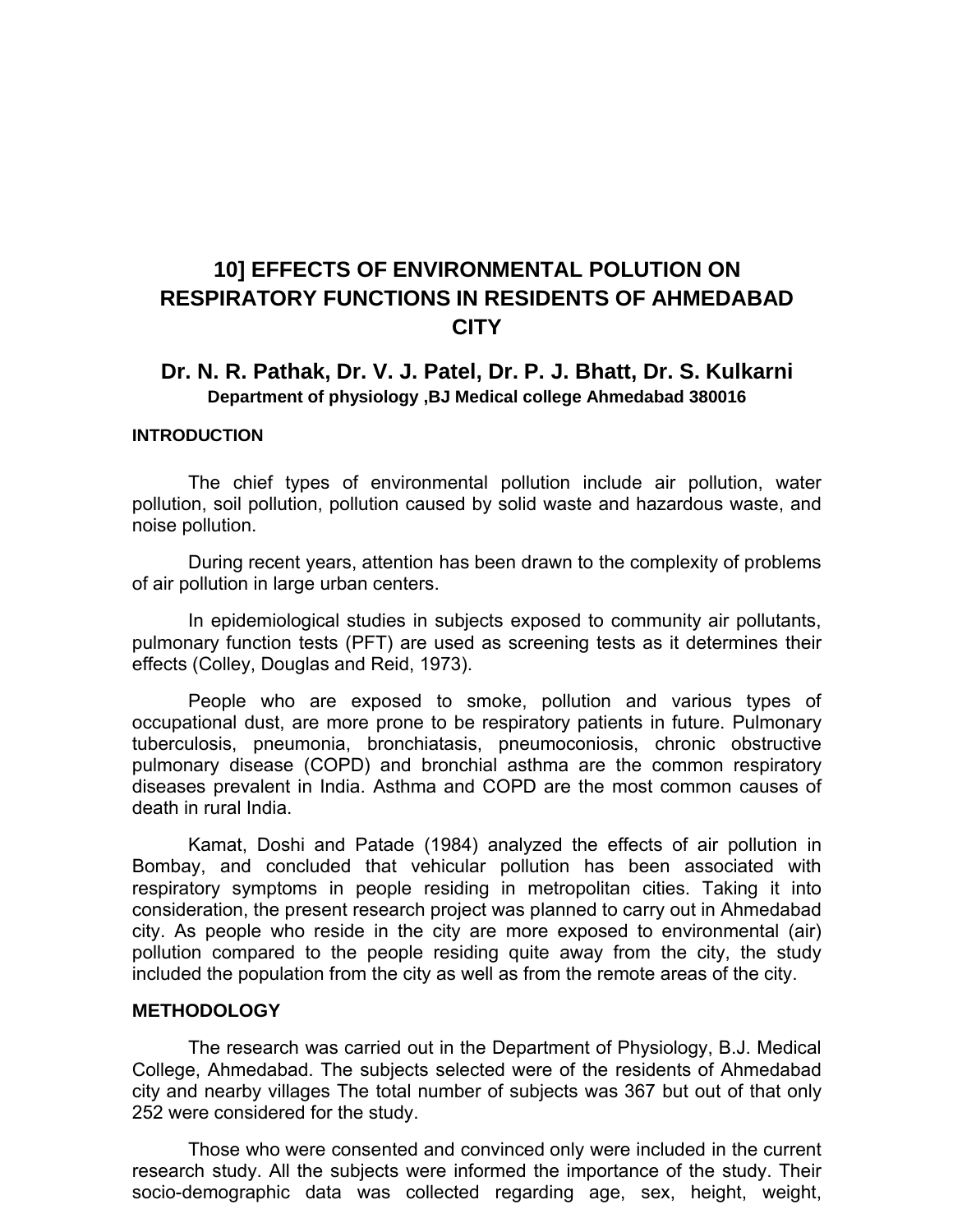# 10] EFFECTS OF ENVIRONMENTAL POLUTION ON RESPIRATORY FUNCTIONS IN RESIDENTS OF AHMEDABAD CITY

## Dr. N. R. Pathak, Dr. V. J. Patel, Dr. P. J. Bhatt, Dr. S. Kulkarni

**Department of physiology ,BJ Medical college Ahmedabad 380016**

### INTRODUCTION

The chief types of environmental pollution include air pollution, water pollution, soil pollution, pollution caused by solid waste and hazardous waste, and noise pollution.

During recent years, attention has been drawn to the complexity of problems of air pollution in large urban centers.

In epidemiological studies in subjects exposed to community air pollutants, pulmonary function tests (PFT) are used as screening tests as it determines their effects (Colley, Douglas and Reid, 1973).

People who are exposed to smoke, pollution and various types of occupational dust, are more prone to be respiratory patients in future. Pulmonary tuberculosis, pneumonia, bronchiatasis, pneumoconiosis, chronic obstructive pulmonary disease (COPD) and bronchial asthma are the common respiratory diseases prevalent in India. Asthma and COPD are the most common causes of death in rural India.

Kamat, Doshi and Patade (1984) analyzed the effects of air pollution in Bombay, and concluded that vehicular pollution has been associated with respiratory symptoms in people residing in metropolitan cities. Taking it into consideration, the present research project was planned to carry out in Ahmedabad city. As people who reside in the city are more exposed to environmental (air) pollution compared to the people residing quite away from the city, the study included the population from the city as well as from the remote areas of the city.

### METHODOLOGY

The research was carried out in the Department of Physiology, B.J. Medical College, Ahmedabad. The subjects selected were of the residents of Ahmedabad city and nearby villages The total number of subjects was 367 but out of that only 252 were considered for the study.

Those who were consented and convinced only were included in the current research study. All the subjects were informed the importance of the study. Their socio-demographic data was collected regarding age, sex, height, weight,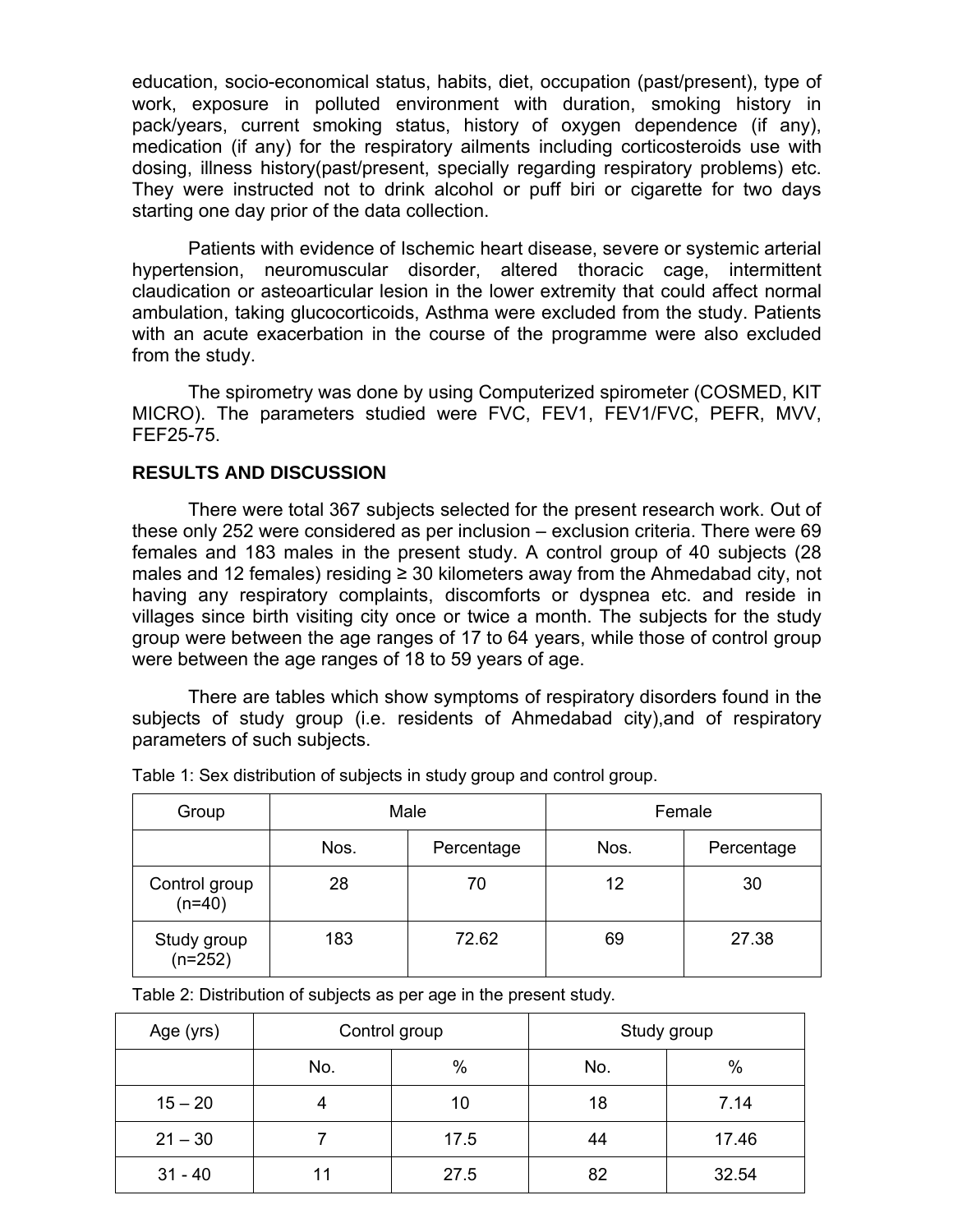education, socio-economical status, habits, diet, occupation (past/present), type of work, exposure in polluted environment with duration, smoking history in pack/years, current smoking status, history of oxygen dependence (if any), medication (if any) for the respiratory ailments including corticosteroids use with dosing, illness history(past/present, specially regarding respiratory problems) etc. They were instructed not to drink alcohol or puff biri or cigarette for two days starting one day prior of the data collection.

Patients with evidence of Ischemic heart disease, severe or systemic arterial hypertension, neuromuscular disorder, altered thoracic cage, intermittent claudication or asteoarticular lesion in the lower extremity that could affect normal ambulation, taking glucocorticoids, Asthma were excluded from the study. Patients with an acute exacerbation in the course of the programme were also excluded from the study.

The spirometry was done by using Computerized spirometer (COSMED, KIT MICRO). The parameters studied were FVC, FEV1, FEV1/FVC, PEFR, MVV, FEF25-75.

## RESULTS AND DISCUSSION

There were total 367 subjects selected for the present research work. Out of these only 252 were considered as per inclusion – exclusion criteria. There were 69 females and 183 males in the present study. A control group of 40 subjects (28 males and 12 females) residing ≥ 30 kilometers away from the Ahmedabad city, not having any respiratory complaints, discomforts or dyspnea etc. and reside in villages since birth visiting city once or twice a month. The subjects for the study group were between the age ranges of 17 to 64 years, while those of control group were between the age ranges of 18 to 59 years of age.

There are tables which show symptoms of respiratory disorders found in the subjects of study group (i.e. residents of Ahmedabad city),and of respiratory parameters of such subjects.

Table 1: Sex distribution of subjects in study group and control group.

| Group | Male | | Female | |
|---|---|---|---|---|
| | Nos. | Percentage | Nos. | Percentage |
| Control group (n=40) | 28 | 70 | 12 | 30 |
| Study group (n=252) | 183 | 72.62 | 69 | 27.38 |

Table 2: Distribution of subjects as per age in the present study.

| Age (yrs) | Control group | | Study group | |
|---|---|---|---|---|
| | No. | % | No. | % |
| 15 – 20 | 4 | 10 | 18 | 7.14 |
| 21 – 30 | 7 | 17.5 | 44 | 17.46 |
| 31 - 40 | 11 | 27.5 | 82 | 32.54 |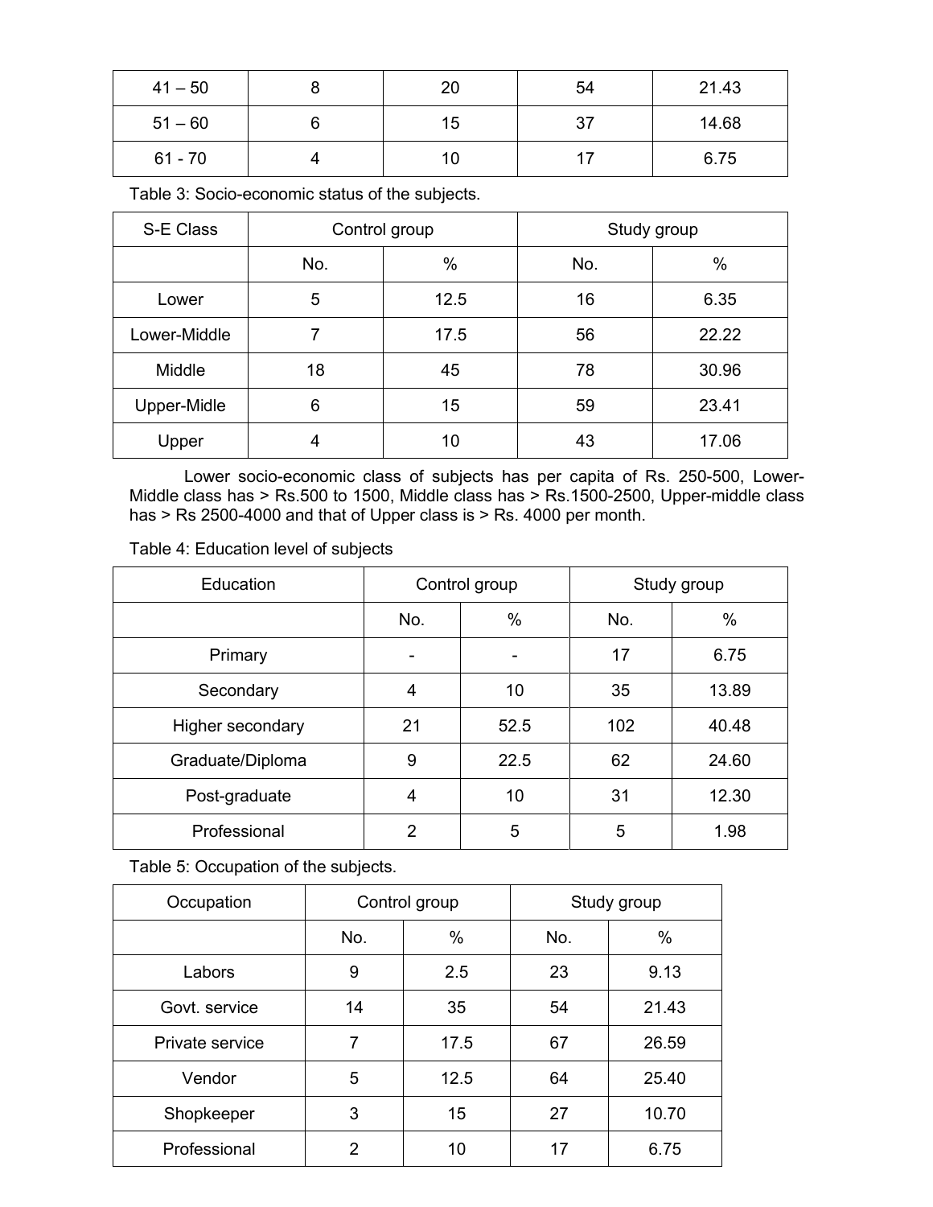| 41 – 50 | 8 | 20 | 54 | 21.43 |
|---|---|---|---|---|
| 51 – 60 | 6 | 15 | 37 | 14.68 |
| 61 - 70 | 4 | 10 | 17 | 6.75 |

Table 3: Socio-economic status of the subjects.

| S-E Class | Control group | | Study group | |
|---|---|---|---|---|
| | No. | % | No. | % |
| Lower | 5 | 12.5 | 16 | 6.35 |
| Lower-Middle | 7 | 17.5 | 56 | 22.22 |
| Middle | 18 | 45 | 78 | 30.96 |
| Upper-Midle | 6 | 15 | 59 | 23.41 |
| Upper | 4 | 10 | 43 | 17.06 |

Lower socio-economic class of subjects has per capita of Rs. 250-500, Lower-Middle class has > Rs.500 to 1500, Middle class has > Rs.1500-2500, Upper-middle class has > Rs 2500-4000 and that of Upper class is > Rs. 4000 per month.

Table 4: Education level of subjects

| Education | Control group | | Study group | |
|---|---|---|---|---|
| | No. | % | No. | % |
| Primary | - | - | 17 | 6.75 |
| Secondary | 4 | 10 | 35 | 13.89 |
| Higher secondary | 21 | 52.5 | 102 | 40.48 |
| Graduate/Diploma | 9 | 22.5 | 62 | 24.60 |
| Post-graduate | 4 | 10 | 31 | 12.30 |
| Professional | 2 | 5 | 5 | 1.98 |

Table 5: Occupation of the subjects.

| Occupation | Control group | | Study group | |
|---|---|---|---|---|
| | No. | % | No. | % |
| Labors | 9 | 2.5 | 23 | 9.13 |
| Govt. service | 14 | 35 | 54 | 21.43 |
| Private service | 7 | 17.5 | 67 | 26.59 |
| Vendor | 5 | 12.5 | 64 | 25.40 |
| Shopkeeper | 3 | 15 | 27 | 10.70 |
| Professional | 2 | 10 | 17 | 6.75 |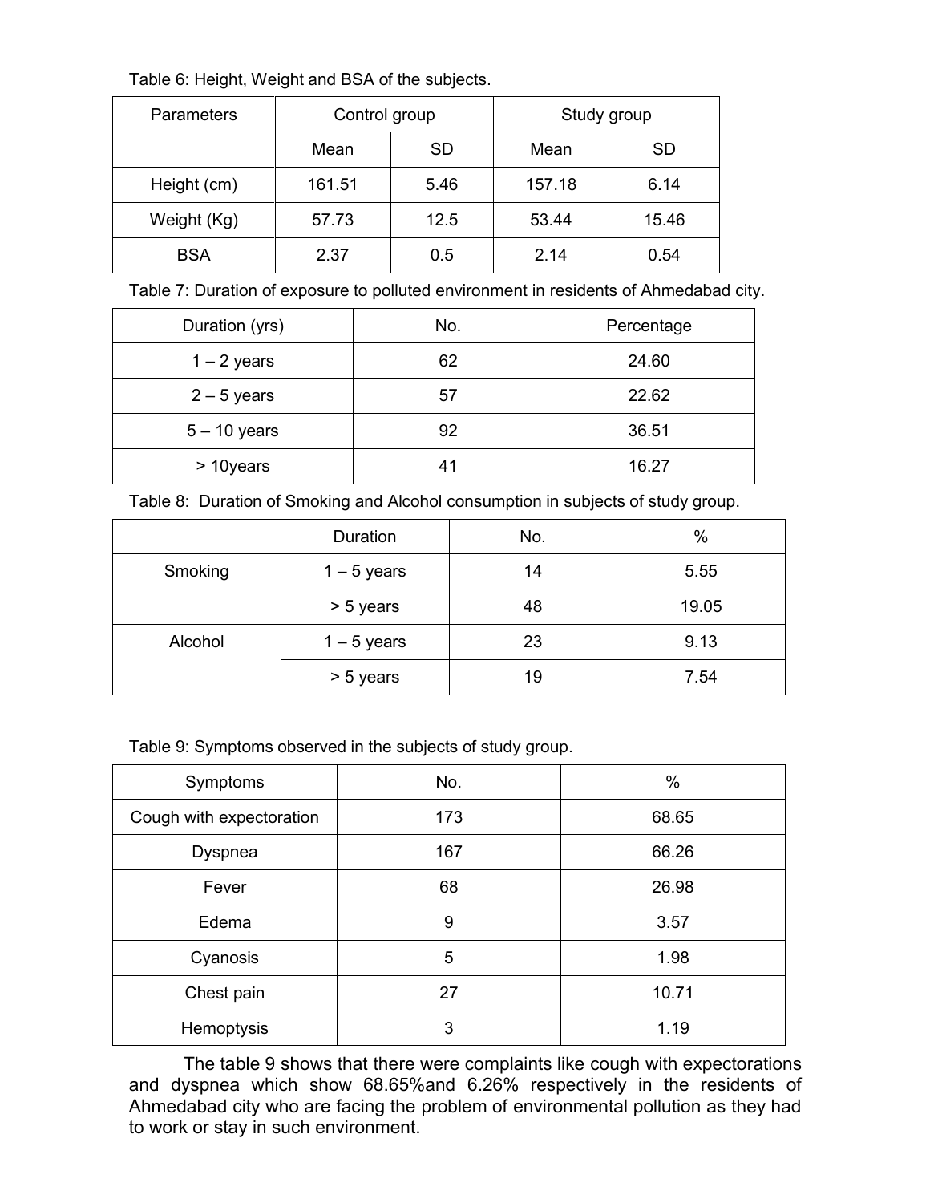Table 6: Height, Weight and BSA of the subjects.

| Parameters | Control group | | Study group | |
|---|---|---|---|---|
| | Mean | SD | Mean | SD |
| Height (cm) | 161.51 | 5.46 | 157.18 | 6.14 |
| Weight (Kg) | 57.73 | 12.5 | 53.44 | 15.46 |
| BSA | 2.37 | 0.5 | 2.14 | 0.54 |

Table 7: Duration of exposure to polluted environment in residents of Ahmedabad city.

| Duration (yrs) | No. | Percentage |
|---|---|---|
| 1 – 2 years | 62 | 24.60 |
| 2 – 5 years | 57 | 22.62 |
| 5 – 10 years | 92 | 36.51 |
| > 10years | 41 | 16.27 |

Table 8: Duration of Smoking and Alcohol consumption in subjects of study group.

| | Duration | No. | % |
|---|---|---|---|
| Smoking | 1 – 5 years | 14 | 5.55 |
| | > 5 years | 48 | 19.05 |
| Alcohol | 1 – 5 years | 23 | 9.13 |
| | > 5 years | 19 | 7.54 |

Table 9: Symptoms observed in the subjects of study group.

| Symptoms | No. | % |
|---|---|---|
| Cough with expectoration | 173 | 68.65 |
| Dyspnea | 167 | 66.26 |
| Fever | 68 | 26.98 |
| Edema | 9 | 3.57 |
| Cyanosis | 5 | 1.98 |
| Chest pain | 27 | 10.71 |
| Hemoptysis | 3 | 1.19 |

The table 9 shows that there were complaints like cough with expectorations and dyspnea which show 68.65%and 6.26% respectively in the residents of Ahmedabad city who are facing the problem of environmental pollution as they had to work or stay in such environment.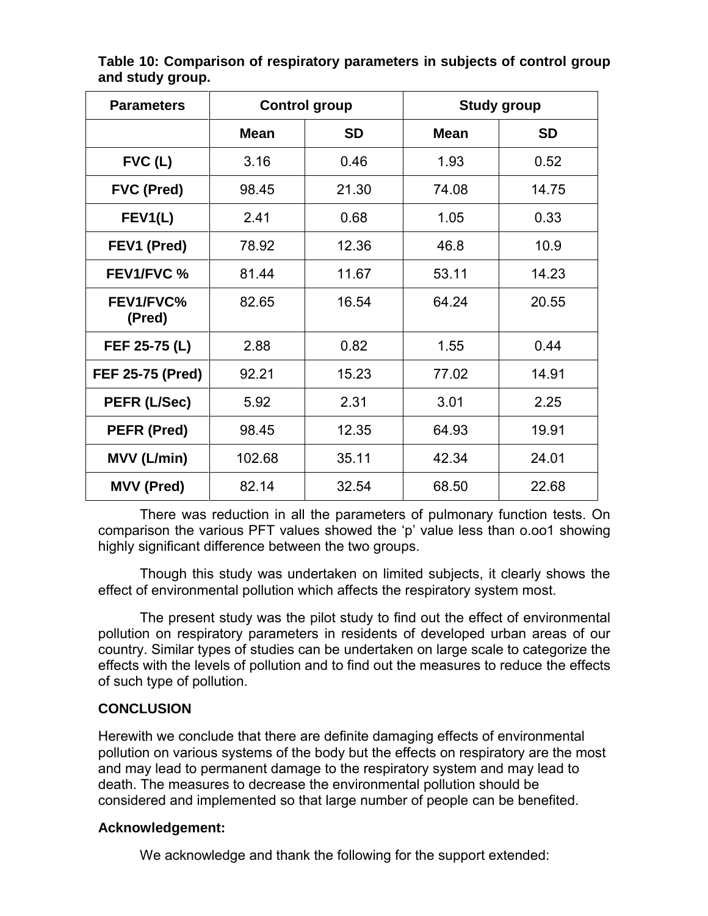**Table 10: Comparison of respiratory parameters in subjects of control group and study group.**

| Parameters | Control group | | Study group | |
|---|---|---|---|---|
| | Mean | SD | Mean | SD |
| FVC (L) | 3.16 | 0.46 | 1.93 | 0.52 |
| FVC (Pred) | 98.45 | 21.30 | 74.08 | 14.75 |
| FEV1(L) | 2.41 | 0.68 | 1.05 | 0.33 |
| FEV1 (Pred) | 78.92 | 12.36 | 46.8 | 10.9 |
| FEV1/FVC % | 81.44 | 11.67 | 53.11 | 14.23 |
| FEV1/FVC% (Pred) | 82.65 | 16.54 | 64.24 | 20.55 |
| FEF 25-75 (L) | 2.88 | 0.82 | 1.55 | 0.44 |
| FEF 25-75 (Pred) | 92.21 | 15.23 | 77.02 | 14.91 |
| PEFR (L/Sec) | 5.92 | 2.31 | 3.01 | 2.25 |
| PEFR (Pred) | 98.45 | 12.35 | 64.93 | 19.91 |
| MVV (L/min) | 102.68 | 35.11 | 42.34 | 24.01 |
| MVV (Pred) | 82.14 | 32.54 | 68.50 | 22.68 |

There was reduction in all the parameters of pulmonary function tests. On comparison the various PFT values showed the 'p' value less than o.oo1 showing highly significant difference between the two groups.

Though this study was undertaken on limited subjects, it clearly shows the effect of environmental pollution which affects the respiratory system most.

The present study was the pilot study to find out the effect of environmental pollution on respiratory parameters in residents of developed urban areas of our country. Similar types of studies can be undertaken on large scale to categorize the effects with the levels of pollution and to find out the measures to reduce the effects of such type of pollution.

## CONCLUSION

Herewith we conclude that there are definite damaging effects of environmental pollution on various systems of the body but the effects on respiratory are the most and may lead to permanent damage to the respiratory system and may lead to death. The measures to decrease the environmental pollution should be considered and implemented so that large number of people can be benefited.

## Acknowledgement:

We acknowledge and thank the following for the support extended: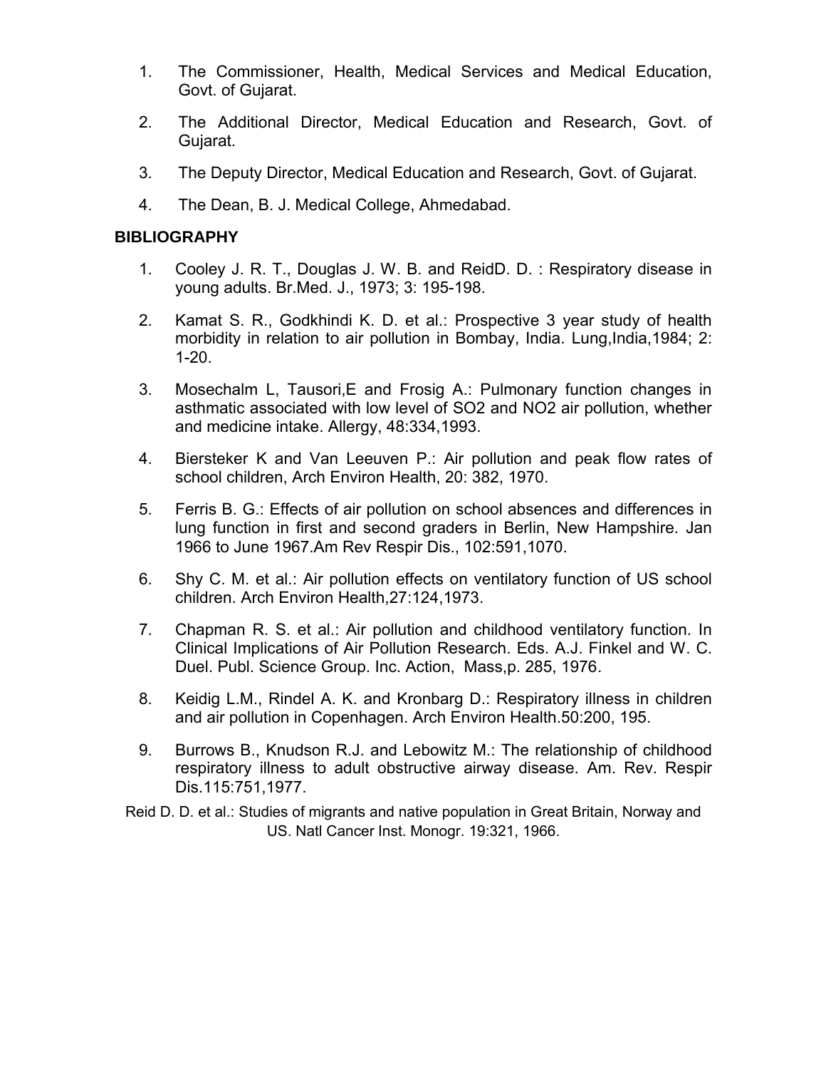1. The Commissioner, Health, Medical Services and Medical Education, Govt. of Gujarat.
2. The Additional Director, Medical Education and Research, Govt. of Gujarat.
3. The Deputy Director, Medical Education and Research, Govt. of Gujarat.
4. The Dean, B. J. Medical College, Ahmedabad.

**BIBLIOGRAPHY**

1. Cooley J. R. T., Douglas J. W. B. and ReidD. D. : Respiratory disease in young adults. Br.Med. J., 1973; 3: 195-198.
2. Kamat S. R., Godkhindi K. D. et al.: Prospective 3 year study of health morbidity in relation to air pollution in Bombay, India. Lung,India,1984; 2: 1-20.
3. Mosechalm L, Tausori,E and Frosig A.: Pulmonary function changes in asthmatic associated with low level of SO2 and NO2 air pollution, whether and medicine intake. Allergy, 48:334,1993.
4. Biersteker K and Van Leeuven P.: Air pollution and peak flow rates of school children, Arch Environ Health, 20: 382, 1970.
5. Ferris B. G.: Effects of air pollution on school absences and differences in lung function in first and second graders in Berlin, New Hampshire. Jan 1966 to June 1967.Am Rev Respir Dis., 102:591,1070.
6. Shy C. M. et al.: Air pollution effects on ventilatory function of US school children. Arch Environ Health,27:124,1973.
7. Chapman R. S. et al.: Air pollution and childhood ventilatory function. In Clinical Implications of Air Pollution Research. Eds. A.J. Finkel and W. C. Duel. Publ. Science Group. Inc. Action, Mass,p. 285, 1976.
8. Keidig L.M., Rindel A. K. and Kronbarg D.: Respiratory illness in children and air pollution in Copenhagen. Arch Environ Health.50:200, 195.
9. Burrows B., Knudson R.J. and Lebowitz M.: The relationship of childhood respiratory illness to adult obstructive airway disease. Am. Rev. Respir Dis.115:751,1977.

Reid D. D. et al.: Studies of migrants and native population in Great Britain, Norway and US. Natl Cancer Inst. Monogr. 19:321, 1966.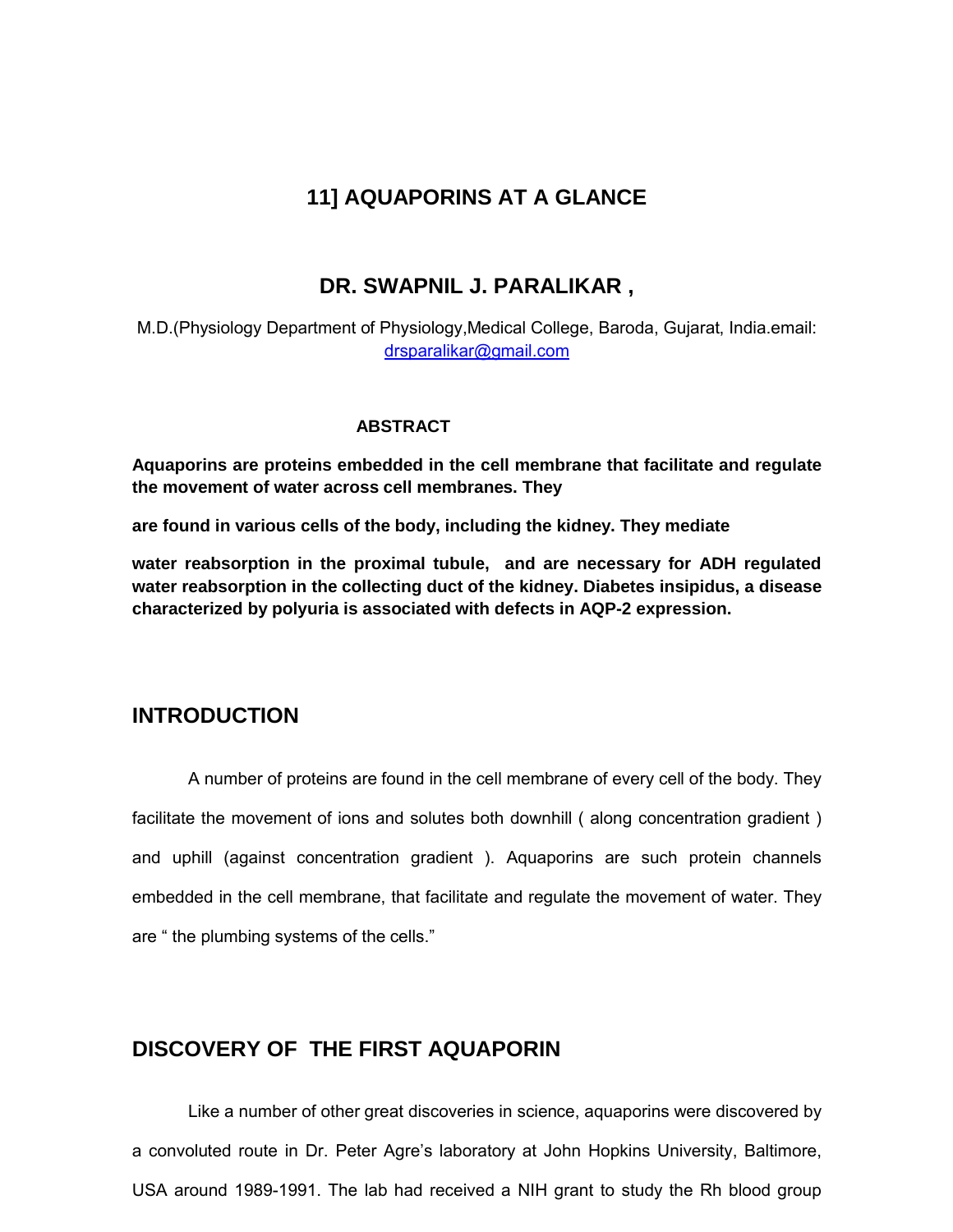# 11] AQUAPORINS AT A GLANCE

## DR. SWAPNIL J. PARALIKAR ,

M.D.(Physiology Department of Physiology,Medical College, Baroda, Gujarat, India.email: drsparalikar@gmail.com

**ABSTRACT**

**Aquaporins are proteins embedded in the cell membrane that facilitate and regulate the movement of water across cell membranes. They**

**are found in various cells of the body, including the kidney. They mediate**

**water reabsorption in the proximal tubule, and are necessary for ADH regulated water reabsorption in the collecting duct of the kidney. Diabetes insipidus, a disease characterized by polyuria is associated with defects in AQP-2 expression.**

## INTRODUCTION

A number of proteins are found in the cell membrane of every cell of the body. They facilitate the movement of ions and solutes both downhill ( along concentration gradient ) and uphill (against concentration gradient ). Aquaporins are such protein channels embedded in the cell membrane, that facilitate and regulate the movement of water. They are " the plumbing systems of the cells."

## DISCOVERY OF THE FIRST AQUAPORIN

Like a number of other great discoveries in science, aquaporins were discovered by a convoluted route in Dr. Peter Agre's laboratory at John Hopkins University, Baltimore, USA around 1989-1991. The lab had received a NIH grant to study the Rh blood group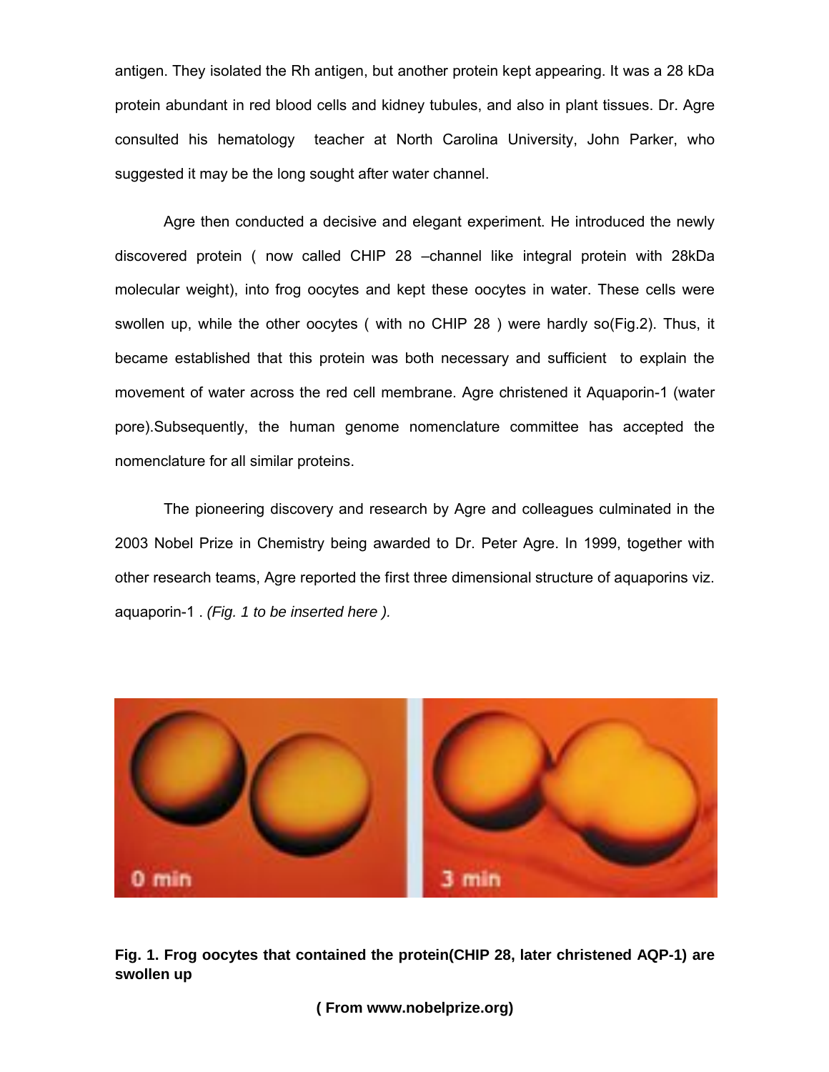antigen. They isolated the Rh antigen, but another protein kept appearing. It was a 28 kDa protein abundant in red blood cells and kidney tubules, and also in plant tissues. Dr. Agre consulted his hematology teacher at North Carolina University, John Parker, who suggested it may be the long sought after water channel.

Agre then conducted a decisive and elegant experiment. He introduced the newly discovered protein ( now called CHIP 28 –channel like integral protein with 28kDa molecular weight), into frog oocytes and kept these oocytes in water. These cells were swollen up, while the other oocytes ( with no CHIP 28 ) were hardly so(Fig.2). Thus, it became established that this protein was both necessary and sufficient to explain the movement of water across the red cell membrane. Agre christened it Aquaporin-1 (water pore).Subsequently, the human genome nomenclature committee has accepted the nomenclature for all similar proteins.

The pioneering discovery and research by Agre and colleagues culminated in the 2003 Nobel Prize in Chemistry being awarded to Dr. Peter Agre. In 1999, together with other research teams, Agre reported the first three dimensional structure of aquaporins viz. aquaporin-1 . *(Fig. 1 to be inserted here ).*

**Fig. 1. Frog oocytes that contained the protein(CHIP 28, later christened AQP-1) are swollen up**

**( From www.nobelprize.org)**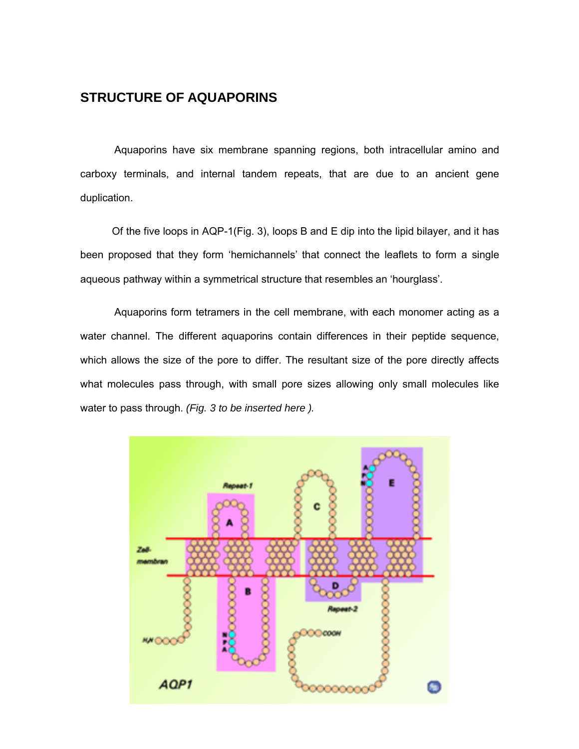## STRUCTURE OF AQUAPORINS

Aquaporins have six membrane spanning regions, both intracellular amino and carboxy terminals, and internal tandem repeats, that are due to an ancient gene duplication.

Of the five loops in AQP-1(Fig. 3), loops B and E dip into the lipid bilayer, and it has been proposed that they form 'hemichannels' that connect the leaflets to form a single aqueous pathway within a symmetrical structure that resembles an 'hourglass'.

Aquaporins form tetramers in the cell membrane, with each monomer acting as a water channel. The different aquaporins contain differences in their peptide sequence, which allows the size of the pore to differ. The resultant size of the pore directly affects what molecules pass through, with small pore sizes allowing only small molecules like water to pass through. *(Fig. 3 to be inserted here ).*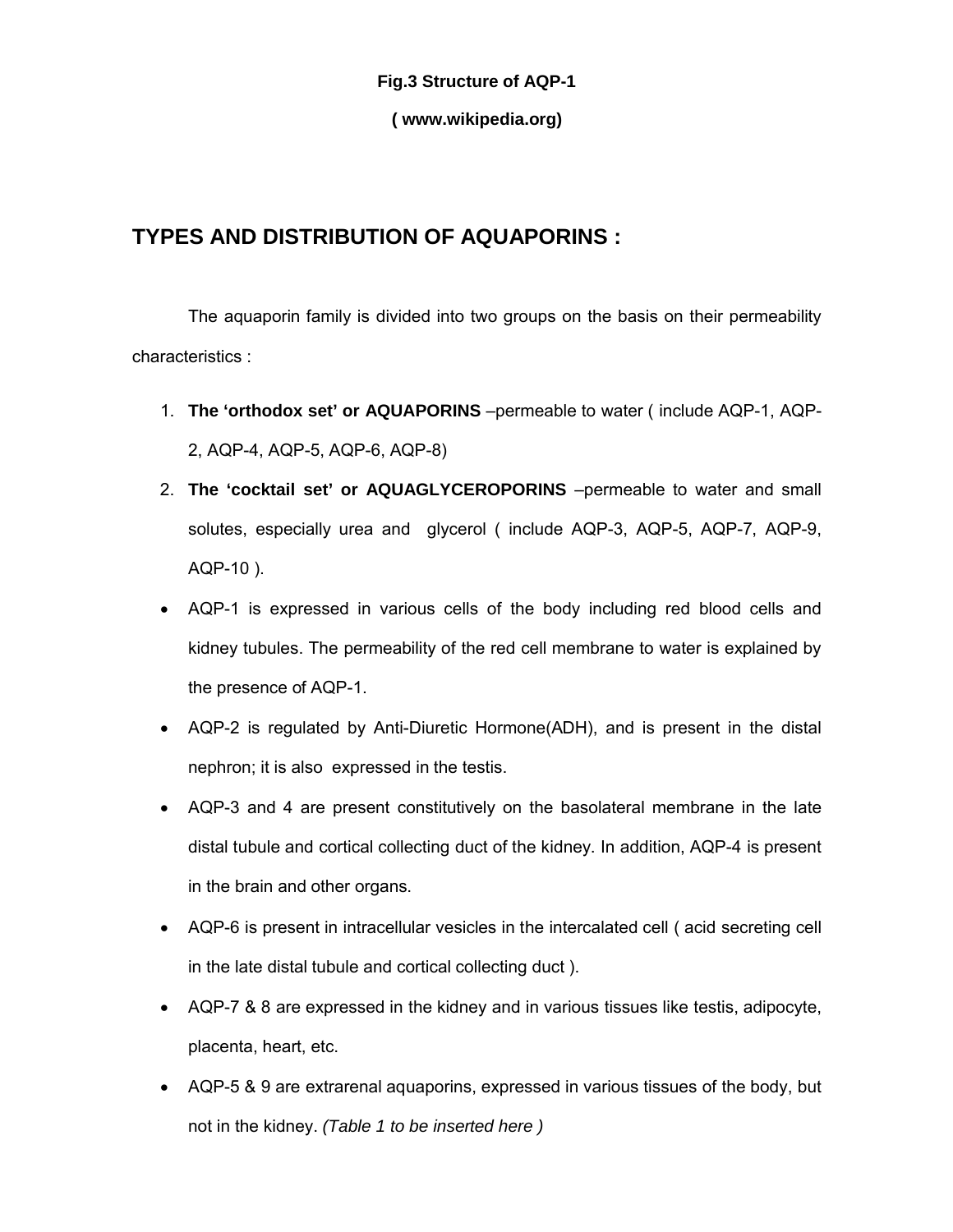**Fig.3 Structure of AQP-1**

**( www.wikipedia.org)**

## TYPES AND DISTRIBUTION OF AQUAPORINS :

The aquaporin family is divided into two groups on the basis on their permeability characteristics :

1. **The 'orthodox set' or AQUAPORINS** –permeable to water ( include AQP-1, AQP-2, AQP-4, AQP-5, AQP-6, AQP-8)
2. **The 'cocktail set' or AQUAGLYCEROPORINS** –permeable to water and small solutes, especially urea and glycerol ( include AQP-3, AQP-5, AQP-7, AQP-9, AQP-10 ).

- AQP-1 is expressed in various cells of the body including red blood cells and kidney tubules. The permeability of the red cell membrane to water is explained by the presence of AQP-1.
- AQP-2 is regulated by Anti-Diuretic Hormone(ADH), and is present in the distal nephron; it is also expressed in the testis.
- AQP-3 and 4 are present constitutively on the basolateral membrane in the late distal tubule and cortical collecting duct of the kidney. In addition, AQP-4 is present in the brain and other organs.
- AQP-6 is present in intracellular vesicles in the intercalated cell ( acid secreting cell in the late distal tubule and cortical collecting duct ).
- AQP-7 & 8 are expressed in the kidney and in various tissues like testis, adipocyte, placenta, heart, etc.
- AQP-5 & 9 are extrarenal aquaporins, expressed in various tissues of the body, but not in the kidney. *(Table 1 to be inserted here )*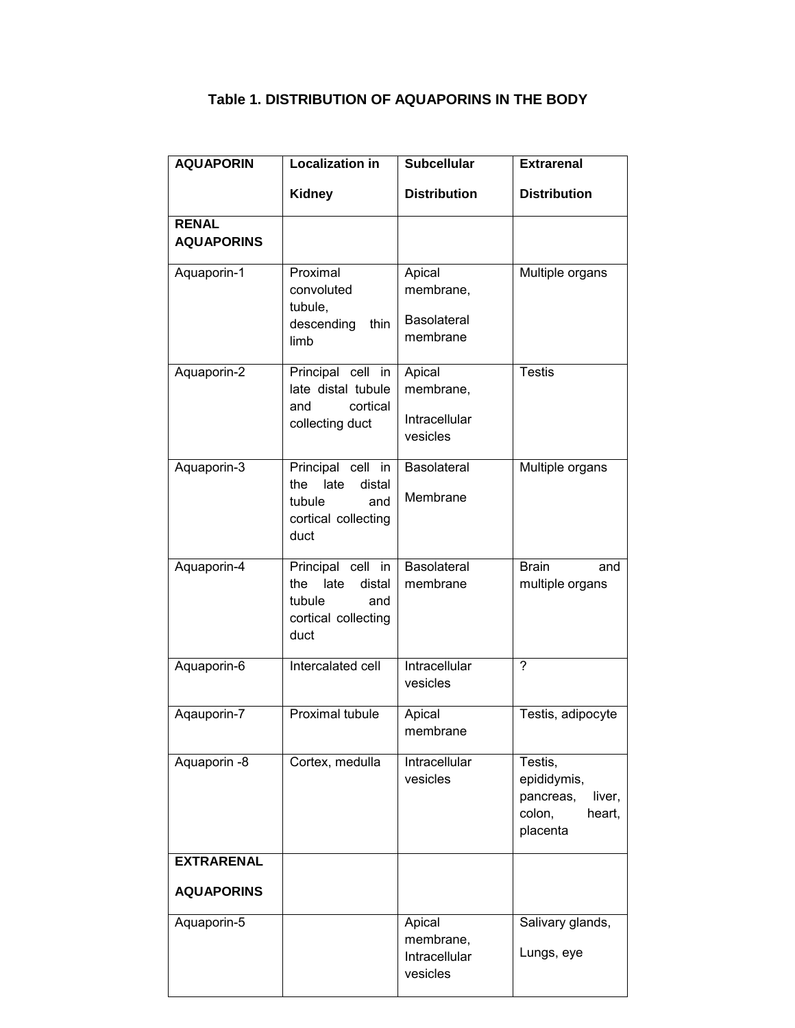**Table 1. DISTRIBUTION OF AQUAPORINS IN THE BODY**

| AQUAPORIN | Localization in Kidney | Subcellular Distribution | Extrarenal Distribution |
|---|---|---|---|
| **RENAL AQUAPORINS** | | | |
| Aquaporin-1 | Proximal convoluted tubule, descending thin limb | Apical membrane, Basolateral membrane | Multiple organs |
| Aquaporin-2 | Principal cell in late distal tubule and cortical collecting duct | Apical membrane, Intracellular vesicles | Testis |
| Aquaporin-3 | Principal cell in the late distal tubule and cortical collecting duct | Basolateral Membrane | Multiple organs |
| Aquaporin-4 | Principal cell in the late distal tubule and cortical collecting duct | Basolateral membrane | Brain and multiple organs |
| Aquaporin-6 | Intercalated cell | Intracellular vesicles | ? |
| Aqauporin-7 | Proximal tubule | Apical membrane | Testis, adipocyte |
| Aquaporin -8 | Cortex, medulla | Intracellular vesicles | Testis, epididymis, pancreas, liver, colon, heart, placenta |
| **EXTRARENAL AQUAPORINS** | | | |
| Aquaporin-5 | | Apical membrane, Intracellular vesicles | Salivary glands, Lungs, eye |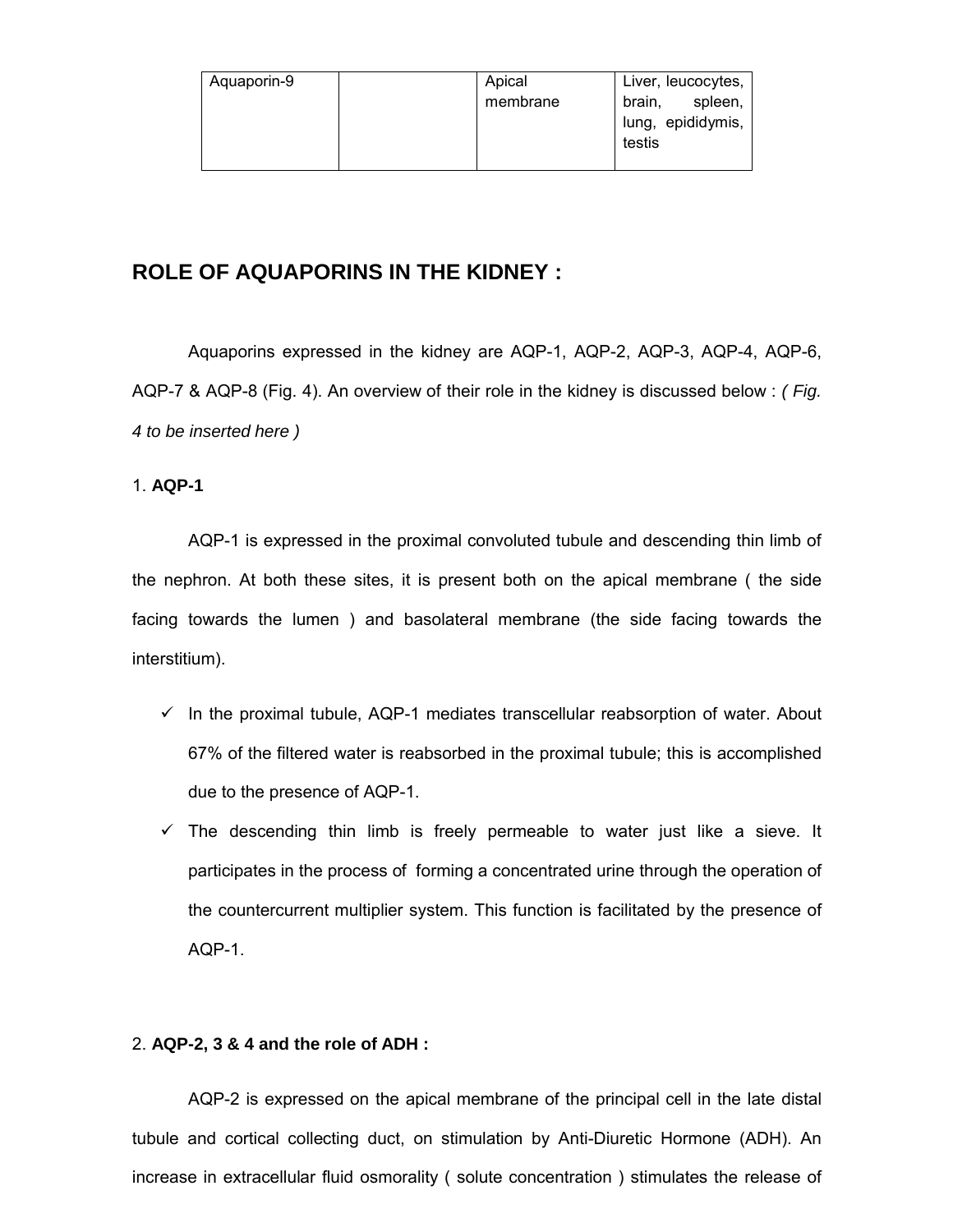| Aquaporin-9 | | Apical membrane | Liver, leucocytes, brain, spleen, lung, epididymis, testis |
|---|---|---|---|

## ROLE OF AQUAPORINS IN THE KIDNEY :

Aquaporins expressed in the kidney are AQP-1, AQP-2, AQP-3, AQP-4, AQP-6, AQP-7 & AQP-8 (Fig. 4). An overview of their role in the kidney is discussed below : *( Fig. 4 to be inserted here )*

1. **AQP-1**

AQP-1 is expressed in the proximal convoluted tubule and descending thin limb of the nephron. At both these sites, it is present both on the apical membrane ( the side facing towards the lumen ) and basolateral membrane (the side facing towards the interstitium).

- ✓ In the proximal tubule, AQP-1 mediates transcellular reabsorption of water. About 67% of the filtered water is reabsorbed in the proximal tubule; this is accomplished due to the presence of AQP-1.
- ✓ The descending thin limb is freely permeable to water just like a sieve. It participates in the process of forming a concentrated urine through the operation of the countercurrent multiplier system. This function is facilitated by the presence of AQP-1.

2. **AQP-2, 3 & 4 and the role of ADH :**

AQP-2 is expressed on the apical membrane of the principal cell in the late distal tubule and cortical collecting duct, on stimulation by Anti-Diuretic Hormone (ADH). An increase in extracellular fluid osmorality ( solute concentration ) stimulates the release of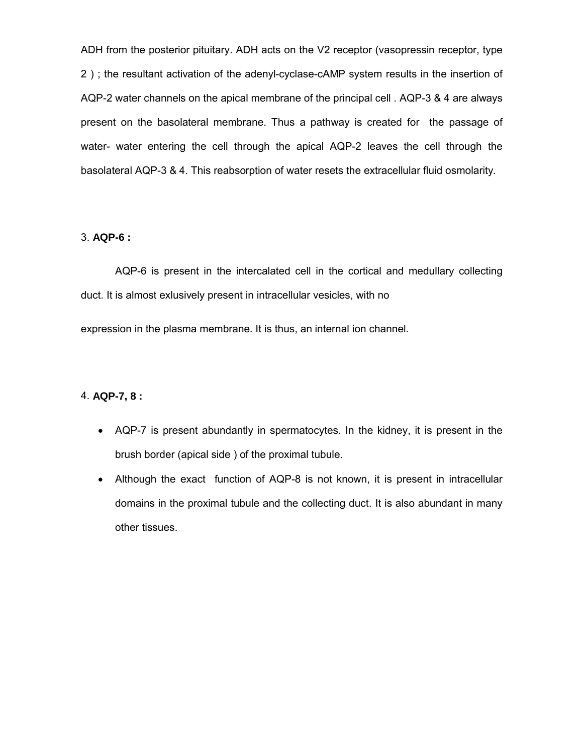ADH from the posterior pituitary. ADH acts on the V2 receptor (vasopressin receptor, type 2 ) ; the resultant activation of the adenyl-cyclase-cAMP system results in the insertion of AQP-2 water channels on the apical membrane of the principal cell . AQP-3 & 4 are always present on the basolateral membrane. Thus a pathway is created for the passage of water- water entering the cell through the apical AQP-2 leaves the cell through the basolateral AQP-3 & 4. This reabsorption of water resets the extracellular fluid osmolarity.

3. **AQP-6 :**

AQP-6 is present in the intercalated cell in the cortical and medullary collecting duct. It is almost exlusively present in intracellular vesicles, with no

expression in the plasma membrane. It is thus, an internal ion channel.

4. **AQP-7, 8 :**

- AQP-7 is present abundantly in spermatocytes. In the kidney, it is present in the brush border (apical side ) of the proximal tubule.
- Although the exact function of AQP-8 is not known, it is present in intracellular domains in the proximal tubule and the collecting duct. It is also abundant in many other tissues.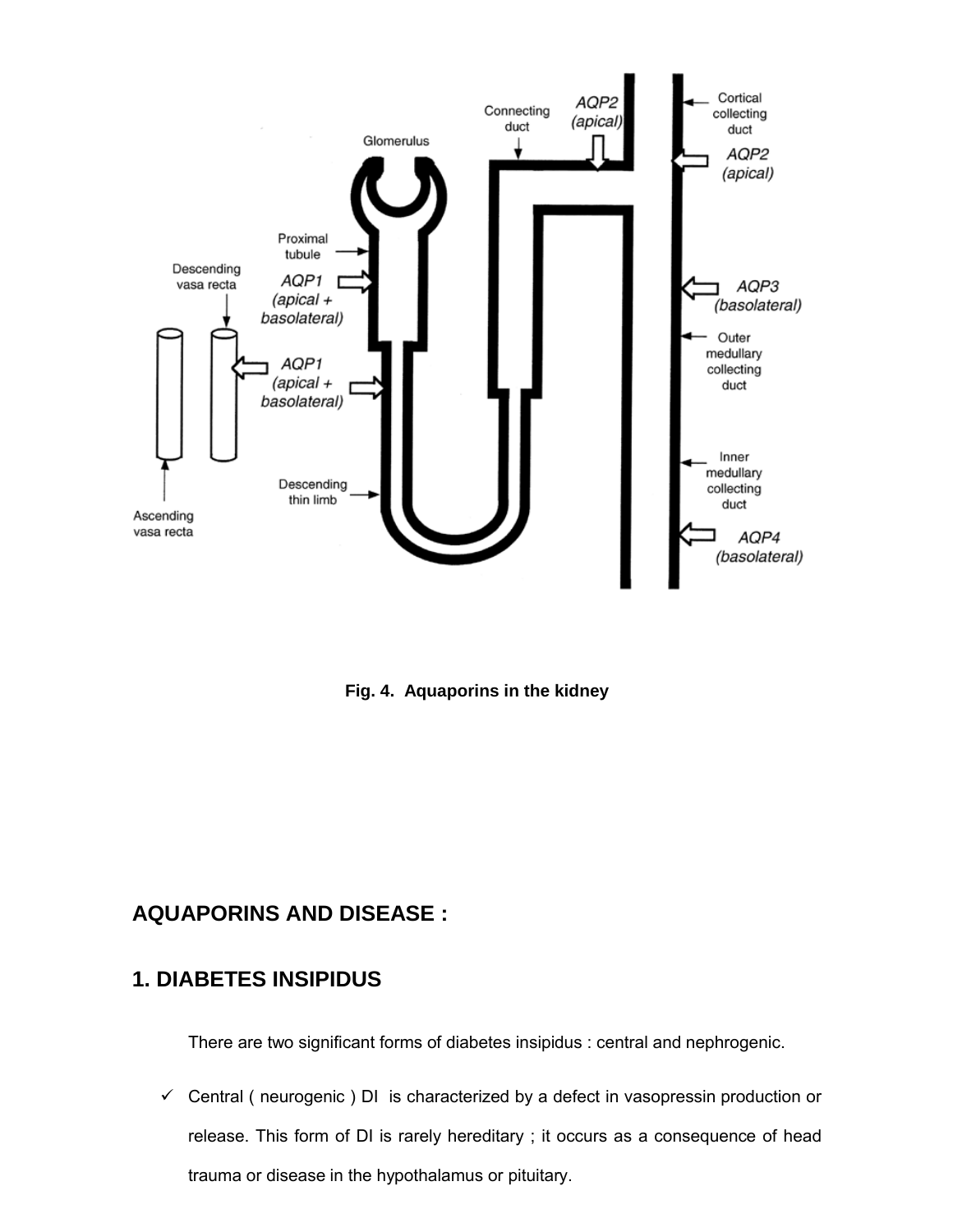Fig. 4. Aquaporins in the kidney

## AQUAPORINS AND DISEASE :

### 1. DIABETES INSIPIDUS

There are two significant forms of diabetes insipidus : central and nephrogenic.

- ✓ Central ( neurogenic ) DI is characterized by a defect in vasopressin production or release. This form of DI is rarely hereditary ; it occurs as a consequence of head trauma or disease in the hypothalamus or pituitary.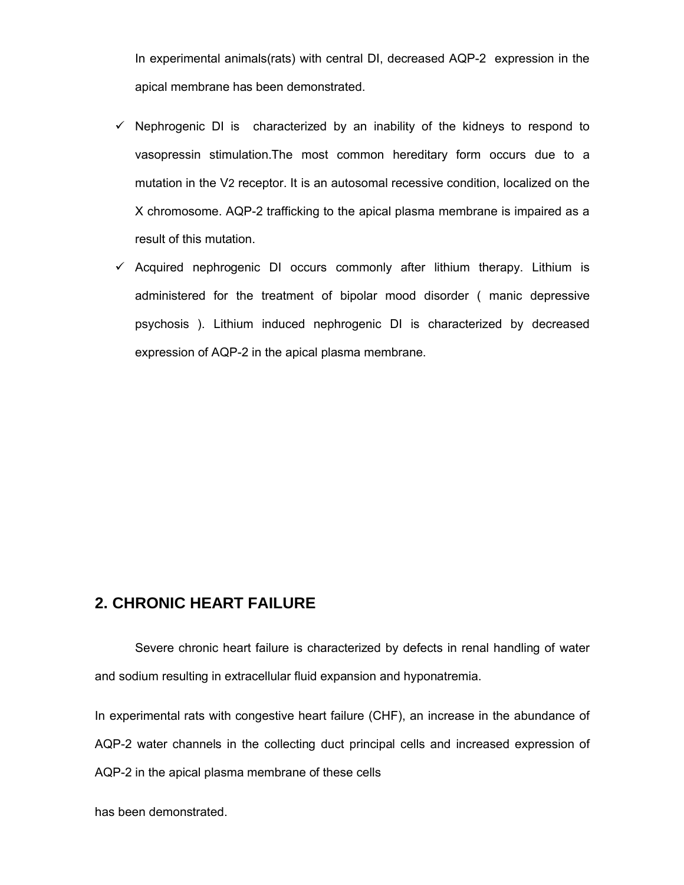In experimental animals(rats) with central DI, decreased AQP-2 expression in the apical membrane has been demonstrated.

- ✓ Nephrogenic DI is characterized by an inability of the kidneys to respond to vasopressin stimulation.The most common hereditary form occurs due to a mutation in the V2 receptor. It is an autosomal recessive condition, localized on the X chromosome. AQP-2 trafficking to the apical plasma membrane is impaired as a result of this mutation.
- ✓ Acquired nephrogenic DI occurs commonly after lithium therapy. Lithium is administered for the treatment of bipolar mood disorder ( manic depressive psychosis ). Lithium induced nephrogenic DI is characterized by decreased expression of AQP-2 in the apical plasma membrane.

## 2. CHRONIC HEART FAILURE

Severe chronic heart failure is characterized by defects in renal handling of water and sodium resulting in extracellular fluid expansion and hyponatremia.

In experimental rats with congestive heart failure (CHF), an increase in the abundance of AQP-2 water channels in the collecting duct principal cells and increased expression of AQP-2 in the apical plasma membrane of these cells

has been demonstrated.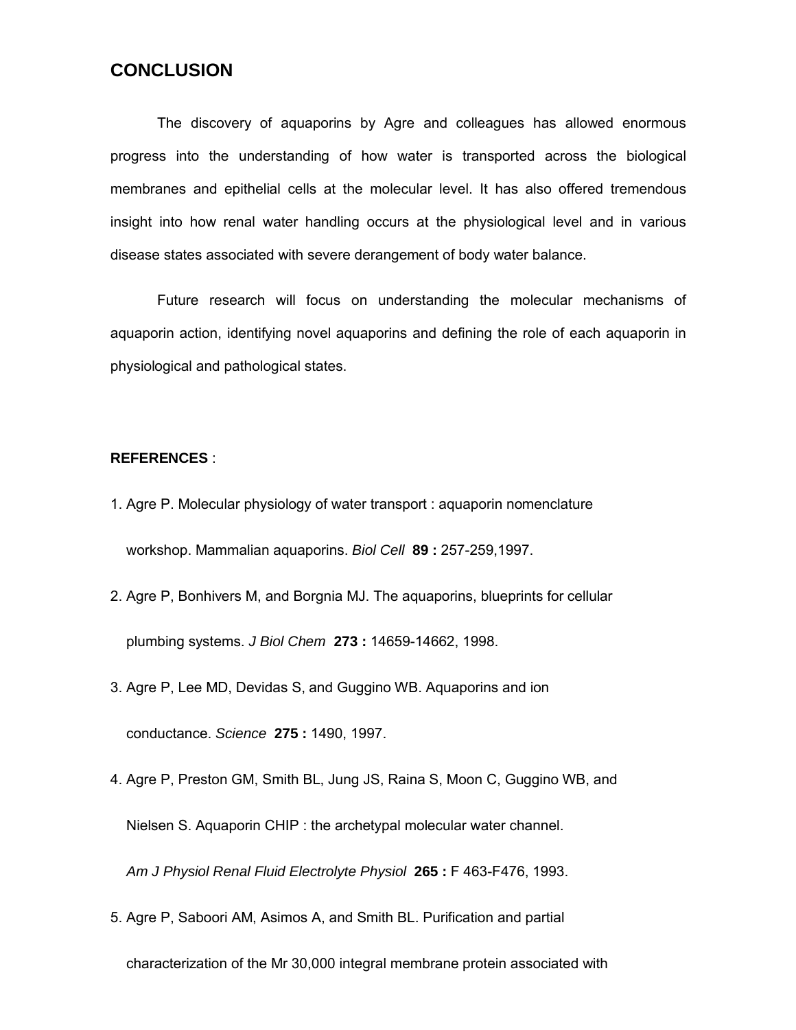## CONCLUSION

The discovery of aquaporins by Agre and colleagues has allowed enormous progress into the understanding of how water is transported across the biological membranes and epithelial cells at the molecular level. It has also offered tremendous insight into how renal water handling occurs at the physiological level and in various disease states associated with severe derangement of body water balance.

Future research will focus on understanding the molecular mechanisms of aquaporin action, identifying novel aquaporins and defining the role of each aquaporin in physiological and pathological states.

**REFERENCES** :

1. Agre P. Molecular physiology of water transport : aquaporin nomenclature workshop. Mammalian aquaporins. *Biol Cell* **89 :** 257-259,1997.
2. Agre P, Bonhivers M, and Borgnia MJ. The aquaporins, blueprints for cellular plumbing systems. *J Biol Chem* **273 :** 14659-14662, 1998.
3. Agre P, Lee MD, Devidas S, and Guggino WB. Aquaporins and ion conductance. *Science* **275 :** 1490, 1997.
4. Agre P, Preston GM, Smith BL, Jung JS, Raina S, Moon C, Guggino WB, and Nielsen S. Aquaporin CHIP : the archetypal molecular water channel. *Am J Physiol Renal Fluid Electrolyte Physiol* **265 :** F 463-F476, 1993.
5. Agre P, Saboori AM, Asimos A, and Smith BL. Purification and partial characterization of the Mr 30,000 integral membrane protein associated with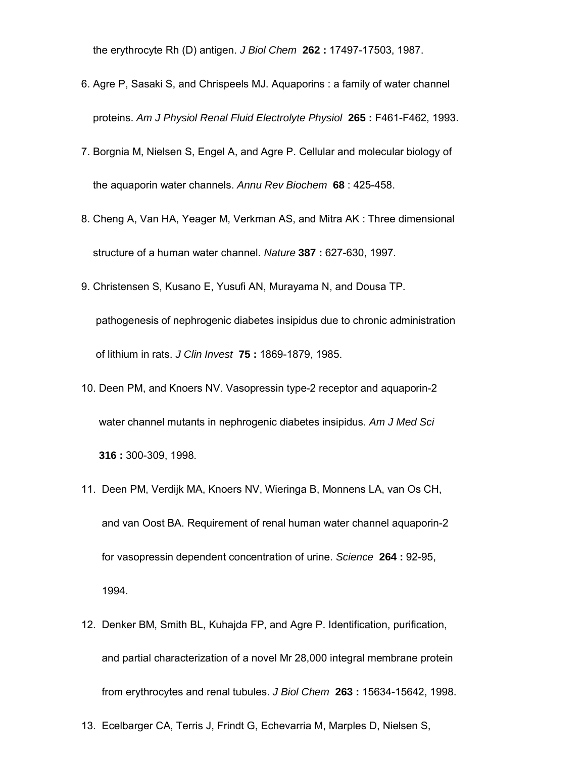the erythrocyte Rh (D) antigen. *J Biol Chem* **262 :** 17497-17503, 1987.

6. Agre P, Sasaki S, and Chrispeels MJ. Aquaporins : a family of water channel proteins. *Am J Physiol Renal Fluid Electrolyte Physiol* **265 :** F461-F462, 1993.
7. Borgnia M, Nielsen S, Engel A, and Agre P. Cellular and molecular biology of the aquaporin water channels. *Annu Rev Biochem* **68** : 425-458.
8. Cheng A, Van HA, Yeager M, Verkman AS, and Mitra AK : Three dimensional structure of a human water channel. *Nature* **387 :** 627-630, 1997.
9. Christensen S, Kusano E, Yusufi AN, Murayama N, and Dousa TP. pathogenesis of nephrogenic diabetes insipidus due to chronic administration of lithium in rats. *J Clin Invest* **75 :** 1869-1879, 1985.
10. Deen PM, and Knoers NV. Vasopressin type-2 receptor and aquaporin-2 water channel mutants in nephrogenic diabetes insipidus. *Am J Med Sci* **316 :** 300-309, 1998.
11. Deen PM, Verdijk MA, Knoers NV, Wieringa B, Monnens LA, van Os CH, and van Oost BA. Requirement of renal human water channel aquaporin-2 for vasopressin dependent concentration of urine. *Science* **264 :** 92-95, 1994.
12. Denker BM, Smith BL, Kuhajda FP, and Agre P. Identification, purification, and partial characterization of a novel Mr 28,000 integral membrane protein from erythrocytes and renal tubules. *J Biol Chem* **263 :** 15634-15642, 1998.
13. Ecelbarger CA, Terris J, Frindt G, Echevarria M, Marples D, Nielsen S,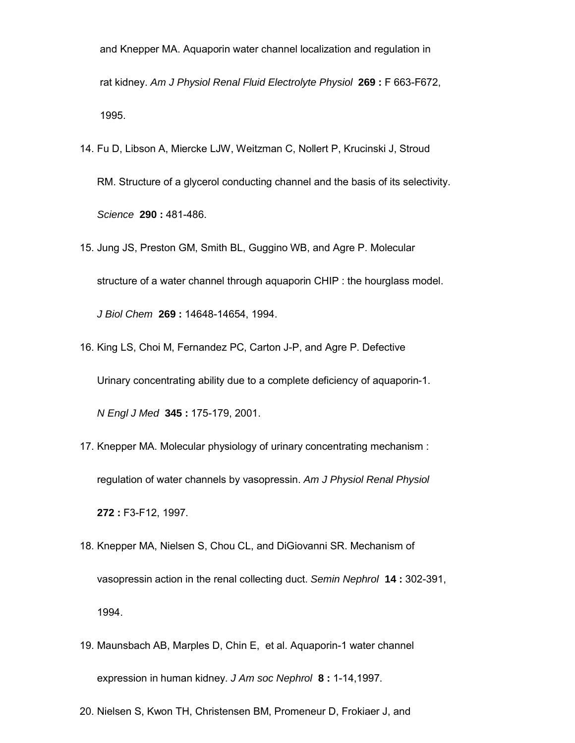and Knepper MA. Aquaporin water channel localization and regulation in rat kidney. *Am J Physiol Renal Fluid Electrolyte Physiol* **269 :** F 663-F672, 1995.

14. Fu D, Libson A, Miercke LJW, Weitzman C, Nollert P, Krucinski J, Stroud RM. Structure of a glycerol conducting channel and the basis of its selectivity. *Science* **290 :** 481-486.
15. Jung JS, Preston GM, Smith BL, Guggino WB, and Agre P. Molecular structure of a water channel through aquaporin CHIP : the hourglass model. *J Biol Chem* **269 :** 14648-14654, 1994.
16. King LS, Choi M, Fernandez PC, Carton J-P, and Agre P. Defective Urinary concentrating ability due to a complete deficiency of aquaporin-1. *N Engl J Med* **345 :** 175-179, 2001.
17. Knepper MA. Molecular physiology of urinary concentrating mechanism : regulation of water channels by vasopressin. *Am J Physiol Renal Physiol* **272 :** F3-F12, 1997.
18. Knepper MA, Nielsen S, Chou CL, and DiGiovanni SR. Mechanism of vasopressin action in the renal collecting duct. *Semin Nephrol* **14 :** 302-391, 1994.
19. Maunsbach AB, Marples D, Chin E, et al. Aquaporin-1 water channel expression in human kidney. *J Am soc Nephrol* **8 :** 1-14,1997.
20. Nielsen S, Kwon TH, Christensen BM, Promeneur D, Frokiaer J, and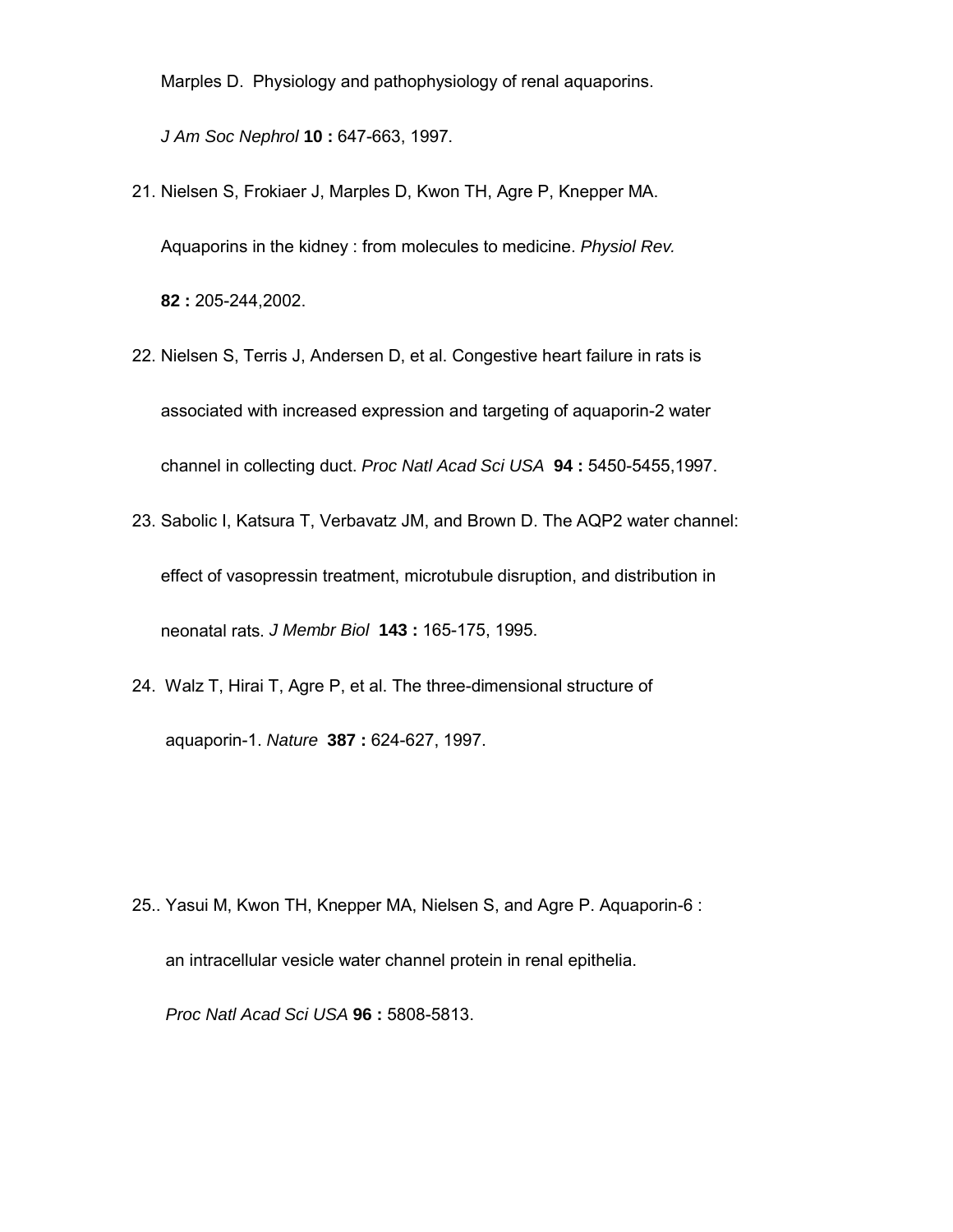Marples D. Physiology and pathophysiology of renal aquaporins. *J Am Soc Nephrol* **10 :** 647-663, 1997.

21. Nielsen S, Frokiaer J, Marples D, Kwon TH, Agre P, Knepper MA. Aquaporins in the kidney : from molecules to medicine. *Physiol Rev.* **82 :** 205-244,2002.

22. Nielsen S, Terris J, Andersen D, et al. Congestive heart failure in rats is associated with increased expression and targeting of aquaporin-2 water channel in collecting duct. *Proc Natl Acad Sci USA* **94 :** 5450-5455,1997.

23. Sabolic I, Katsura T, Verbavatz JM, and Brown D. The AQP2 water channel: effect of vasopressin treatment, microtubule disruption, and distribution in neonatal rats. *J Membr Biol* **143 :** 165-175, 1995.

24. Walz T, Hirai T, Agre P, et al. The three-dimensional structure of aquaporin-1. *Nature* **387 :** 624-627, 1997.

25.. Yasui M, Kwon TH, Knepper MA, Nielsen S, and Agre P. Aquaporin-6 : an intracellular vesicle water channel protein in renal epithelia. *Proc Natl Acad Sci USA* **96 :** 5808-5813.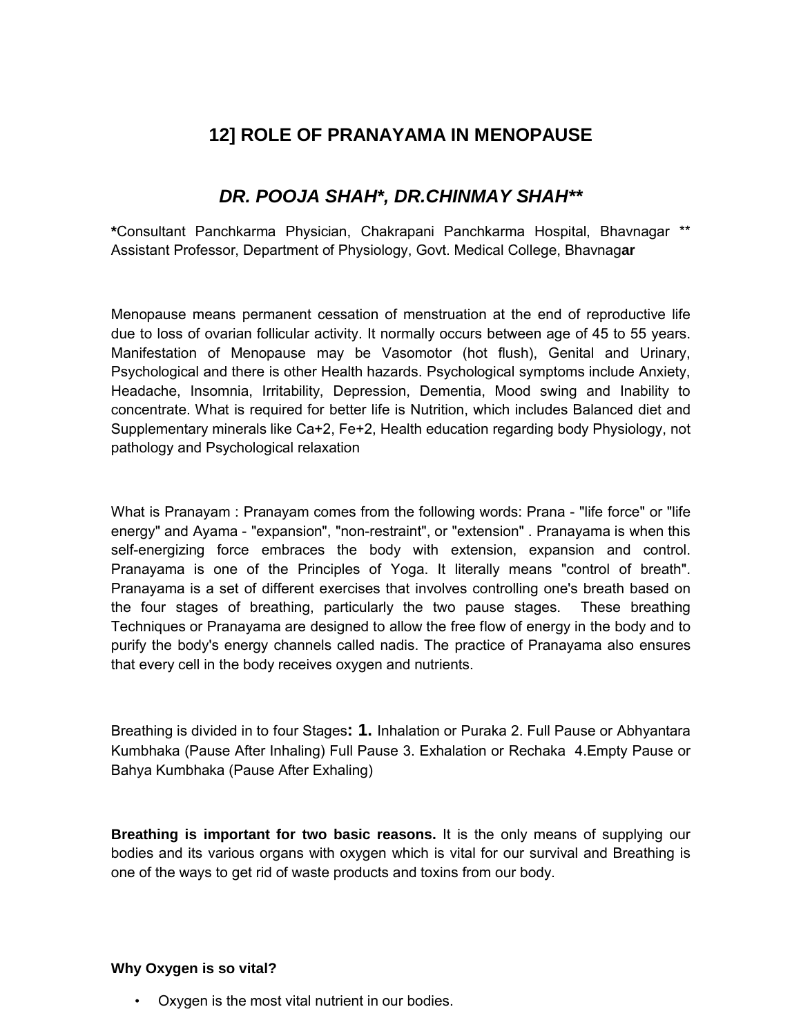# 12] ROLE OF PRANAYAMA IN MENOPAUSE

## *DR. POOJA SHAH*, DR.CHINMAY SHAH***

**\***Consultant Panchkarma Physician, Chakrapani Panchkarma Hospital, Bhavnagar ** Assistant Professor, Department of Physiology, Govt. Medical College, Bhavnag**ar**

Menopause means permanent cessation of menstruation at the end of reproductive life due to loss of ovarian follicular activity. It normally occurs between age of 45 to 55 years. Manifestation of Menopause may be Vasomotor (hot flush), Genital and Urinary, Psychological and there is other Health hazards. Psychological symptoms include Anxiety, Headache, Insomnia, Irritability, Depression, Dementia, Mood swing and Inability to concentrate. What is required for better life is Nutrition, which includes Balanced diet and Supplementary minerals like $Ca^{+2}$, $Fe^{+2}$, Health education regarding body Physiology, not pathology and Psychological relaxation

What is Pranayam : Pranayam comes from the following words: Prana - "life force" or "life energy" and Ayama - "expansion", "non-restraint", or "extension" . Pranayama is when this self-energizing force embraces the body with extension, expansion and control. Pranayama is one of the Principles of Yoga. It literally means "control of breath". Pranayama is a set of different exercises that involves controlling one's breath based on the four stages of breathing, particularly the two pause stages. These breathing Techniques or Pranayama are designed to allow the free flow of energy in the body and to purify the body's energy channels called nadis. The practice of Pranayama also ensures that every cell in the body receives oxygen and nutrients.

Breathing is divided in to four Stages**: 1.** Inhalation or Puraka 2. Full Pause or Abhyantara Kumbhaka (Pause After Inhaling) Full Pause 3. Exhalation or Rechaka 4.Empty Pause or Bahya Kumbhaka (Pause After Exhaling)

**Breathing is important for two basic reasons.** It is the only means of supplying our bodies and its various organs with oxygen which is vital for our survival and Breathing is one of the ways to get rid of waste products and toxins from our body.

**Why Oxygen is so vital?**

- Oxygen is the most vital nutrient in our bodies.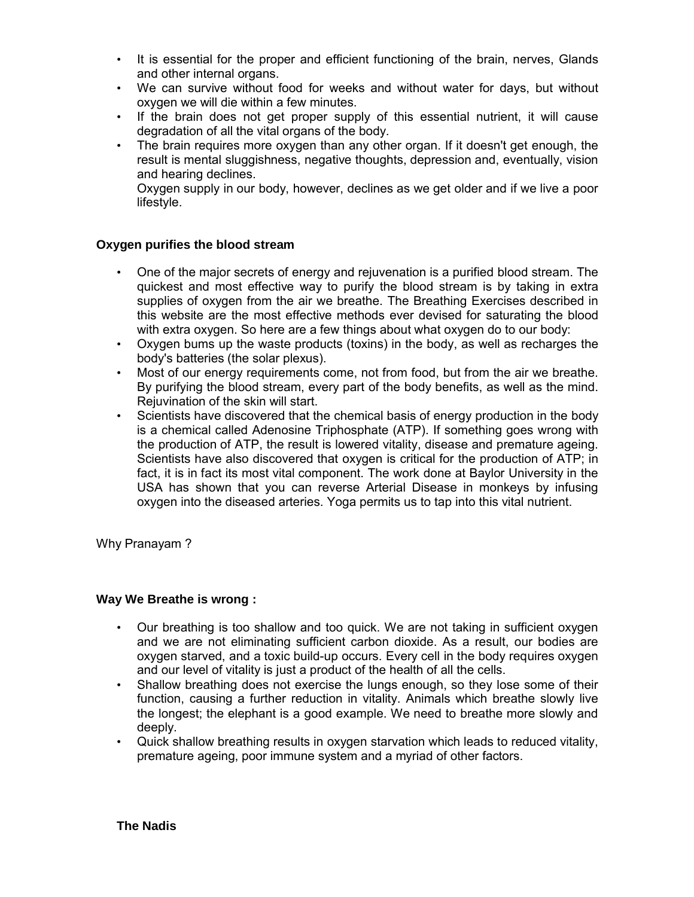- It is essential for the proper and efficient functioning of the brain, nerves, Glands and other internal organs.
- We can survive without food for weeks and without water for days, but without oxygen we will die within a few minutes.
- If the brain does not get proper supply of this essential nutrient, it will cause degradation of all the vital organs of the body.
- The brain requires more oxygen than any other organ. If it doesn't get enough, the result is mental sluggishness, negative thoughts, depression and, eventually, vision and hearing declines.

  Oxygen supply in our body, however, declines as we get older and if we live a poor lifestyle.

**Oxygen purifies the blood stream**

- One of the major secrets of energy and rejuvenation is a purified blood stream. The quickest and most effective way to purify the blood stream is by taking in extra supplies of oxygen from the air we breathe. The Breathing Exercises described in this website are the most effective methods ever devised for saturating the blood with extra oxygen. So here are a few things about what oxygen do to our body:
- Oxygen bums up the waste products (toxins) in the body, as well as recharges the body's batteries (the solar plexus).
- Most of our energy requirements come, not from food, but from the air we breathe. By purifying the blood stream, every part of the body benefits, as well as the mind. Rejuvination of the skin will start.
- Scientists have discovered that the chemical basis of energy production in the body is a chemical called Adenosine Triphosphate (ATP). If something goes wrong with the production of ATP, the result is lowered vitality, disease and premature ageing. Scientists have also discovered that oxygen is critical for the production of ATP; in fact, it is in fact its most vital component. The work done at Baylor University in the USA has shown that you can reverse Arterial Disease in monkeys by infusing oxygen into the diseased arteries. Yoga permits us to tap into this vital nutrient.

Why Pranayam ?

**Way We Breathe is wrong :**

- Our breathing is too shallow and too quick. We are not taking in sufficient oxygen and we are not eliminating sufficient carbon dioxide. As a result, our bodies are oxygen starved, and a toxic build-up occurs. Every cell in the body requires oxygen and our level of vitality is just a product of the health of all the cells.
- Shallow breathing does not exercise the lungs enough, so they lose some of their function, causing a further reduction in vitality. Animals which breathe slowly live the longest; the elephant is a good example. We need to breathe more slowly and deeply.
- Quick shallow breathing results in oxygen starvation which leads to reduced vitality, premature ageing, poor immune system and a myriad of other factors.

**The Nadis**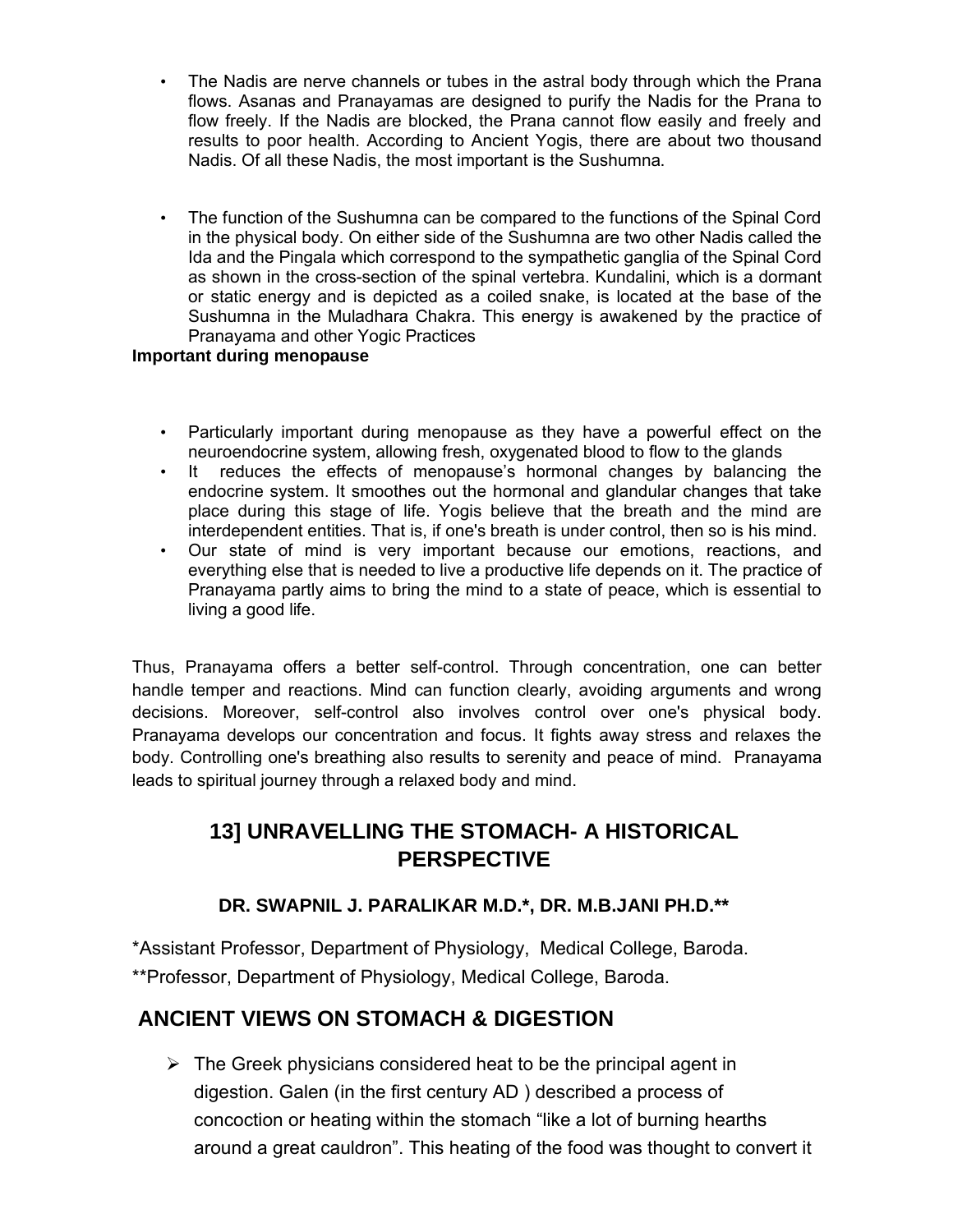- The Nadis are nerve channels or tubes in the astral body through which the Prana flows. Asanas and Pranayamas are designed to purify the Nadis for the Prana to flow freely. If the Nadis are blocked, the Prana cannot flow easily and freely and results to poor health. According to Ancient Yogis, there are about two thousand Nadis. Of all these Nadis, the most important is the Sushumna.

- The function of the Sushumna can be compared to the functions of the Spinal Cord in the physical body. On either side of the Sushumna are two other Nadis called the Ida and the Pingala which correspond to the sympathetic ganglia of the Spinal Cord as shown in the cross-section of the spinal vertebra. Kundalini, which is a dormant or static energy and is depicted as a coiled snake, is located at the base of the Sushumna in the Muladhara Chakra. This energy is awakened by the practice of Pranayama and other Yogic Practices

**Important during menopause**

- Particularly important during menopause as they have a powerful effect on the neuroendocrine system, allowing fresh, oxygenated blood to flow to the glands
- It reduces the effects of menopause's hormonal changes by balancing the endocrine system. It smoothes out the hormonal and glandular changes that take place during this stage of life. Yogis believe that the breath and the mind are interdependent entities. That is, if one's breath is under control, then so is his mind.
- Our state of mind is very important because our emotions, reactions, and everything else that is needed to live a productive life depends on it. The practice of Pranayama partly aims to bring the mind to a state of peace, which is essential to living a good life.

Thus, Pranayama offers a better self-control. Through concentration, one can better handle temper and reactions. Mind can function clearly, avoiding arguments and wrong decisions. Moreover, self-control also involves control over one's physical body. Pranayama develops our concentration and focus. It fights away stress and relaxes the body. Controlling one's breathing also results to serenity and peace of mind. Pranayama leads to spiritual journey through a relaxed body and mind.

# 13] UNRAVELLING THE STOMACH- A HISTORICAL PERSPECTIVE

**DR. SWAPNIL J. PARALIKAR M.D.\*, DR. M.B.JANI PH.D.\*\***

*Assistant Professor, Department of Physiology, Medical College, Baroda.

**Professor, Department of Physiology, Medical College, Baroda.

## ANCIENT VIEWS ON STOMACH & DIGESTION

- The Greek physicians considered heat to be the principal agent in digestion. Galen (in the first century AD ) described a process of concoction or heating within the stomach "like a lot of burning hearths around a great cauldron". This heating of the food was thought to convert it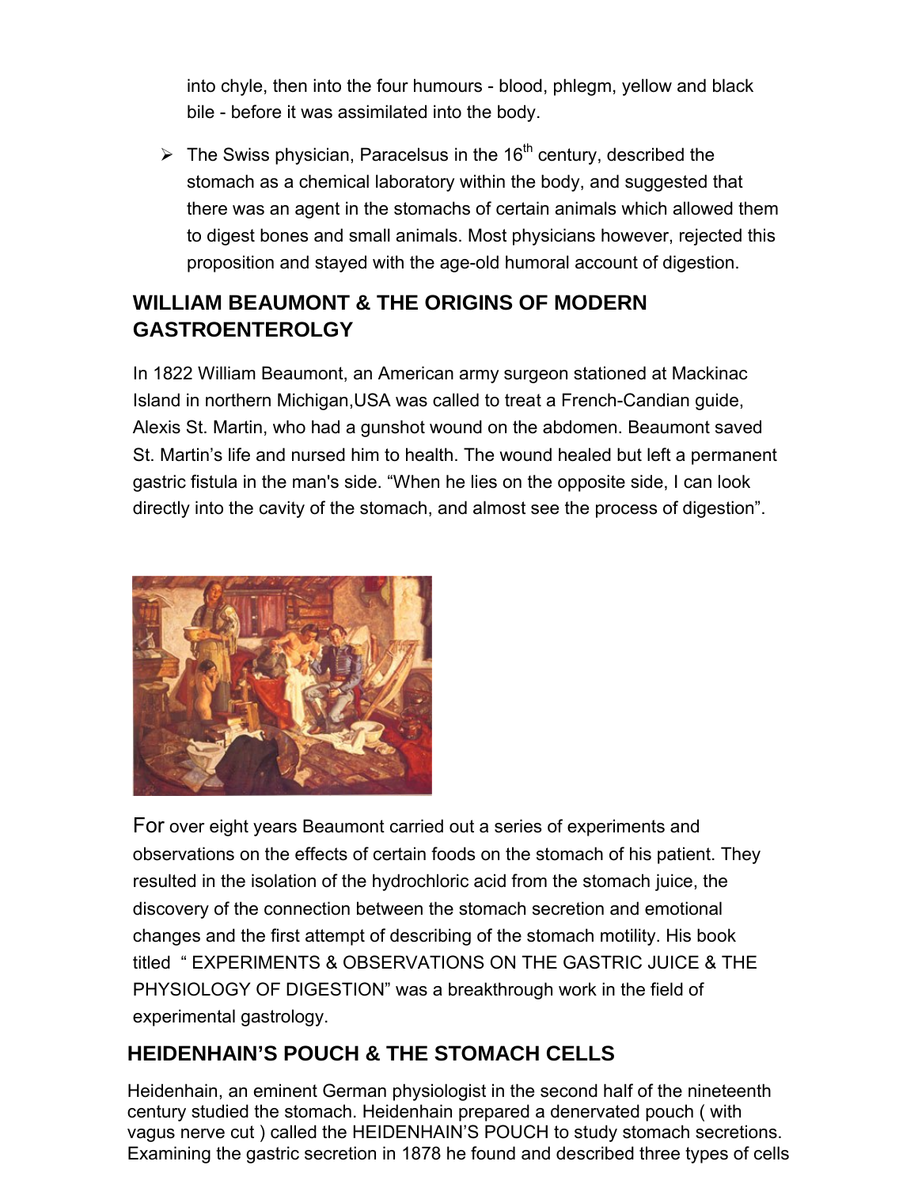into chyle, then into the four humours - blood, phlegm, yellow and black bile - before it was assimilated into the body.

- The Swiss physician, Paracelsus in the 16th century, described the stomach as a chemical laboratory within the body, and suggested that there was an agent in the stomachs of certain animals which allowed them to digest bones and small animals. Most physicians however, rejected this proposition and stayed with the age-old humoral account of digestion.

## WILLIAM BEAUMONT & THE ORIGINS OF MODERN GASTROENTEROLGY

In 1822 William Beaumont, an American army surgeon stationed at Mackinac Island in northern Michigan,USA was called to treat a French-Candian guide, Alexis St. Martin, who had a gunshot wound on the abdomen. Beaumont saved St. Martin's life and nursed him to health. The wound healed but left a permanent gastric fistula in the man's side. "When he lies on the opposite side, I can look directly into the cavity of the stomach, and almost see the process of digestion".

For over eight years Beaumont carried out a series of experiments and observations on the effects of certain foods on the stomach of his patient. They resulted in the isolation of the hydrochloric acid from the stomach juice, the discovery of the connection between the stomach secretion and emotional changes and the first attempt of describing of the stomach motility. His book titled " EXPERIMENTS & OBSERVATIONS ON THE GASTRIC JUICE & THE PHYSIOLOGY OF DIGESTION" was a breakthrough work in the field of experimental gastrology.

## HEIDENHAIN'S POUCH & THE STOMACH CELLS

Heidenhain, an eminent German physiologist in the second half of the nineteenth century studied the stomach. Heidenhain prepared a denervated pouch ( with vagus nerve cut ) called the HEIDENHAIN'S POUCH to study stomach secretions. Examining the gastric secretion in 1878 he found and described three types of cells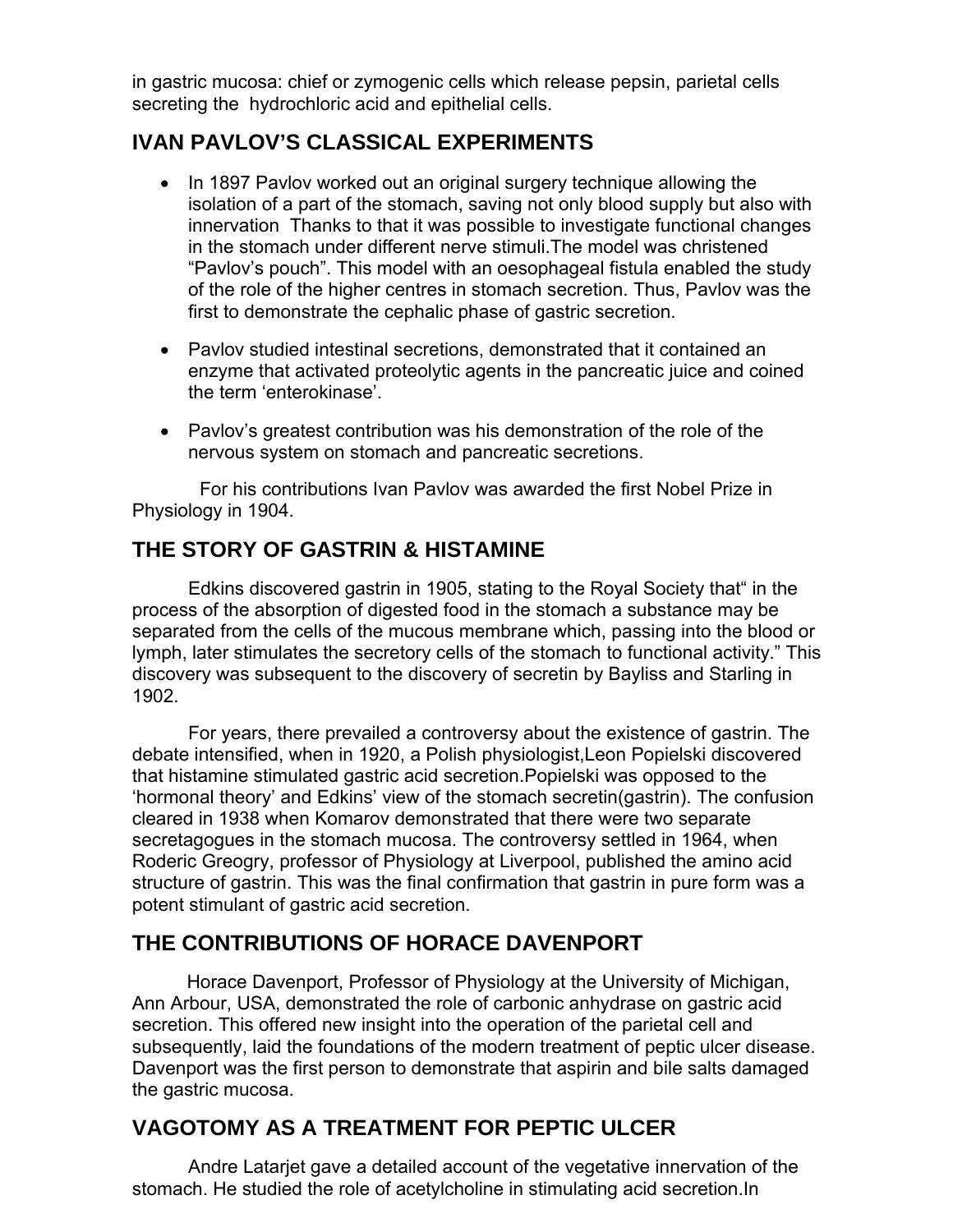in gastric mucosa: chief or zymogenic cells which release pepsin, parietal cells secreting the hydrochloric acid and epithelial cells.

## IVAN PAVLOV'S CLASSICAL EXPERIMENTS

- In 1897 Pavlov worked out an original surgery technique allowing the isolation of a part of the stomach, saving not only blood supply but also with innervation Thanks to that it was possible to investigate functional changes in the stomach under different nerve stimuli.The model was christened "Pavlov's pouch". This model with an oesophageal fistula enabled the study of the role of the higher centres in stomach secretion. Thus, Pavlov was the first to demonstrate the cephalic phase of gastric secretion.

- Pavlov studied intestinal secretions, demonstrated that it contained an enzyme that activated proteolytic agents in the pancreatic juice and coined the term 'enterokinase'.

- Pavlov's greatest contribution was his demonstration of the role of the nervous system on stomach and pancreatic secretions.

For his contributions Ivan Pavlov was awarded the first Nobel Prize in Physiology in 1904.

## THE STORY OF GASTRIN & HISTAMINE

Edkins discovered gastrin in 1905, stating to the Royal Society that" in the process of the absorption of digested food in the stomach a substance may be separated from the cells of the mucous membrane which, passing into the blood or lymph, later stimulates the secretory cells of the stomach to functional activity." This discovery was subsequent to the discovery of secretin by Bayliss and Starling in 1902.

For years, there prevailed a controversy about the existence of gastrin. The debate intensified, when in 1920, a Polish physiologist,Leon Popielski discovered that histamine stimulated gastric acid secretion.Popielski was opposed to the 'hormonal theory' and Edkins' view of the stomach secretin(gastrin). The confusion cleared in 1938 when Komarov demonstrated that there were two separate secretagogues in the stomach mucosa. The controversy settled in 1964, when Roderic Greogry, professor of Physiology at Liverpool, published the amino acid structure of gastrin. This was the final confirmation that gastrin in pure form was a potent stimulant of gastric acid secretion.

## THE CONTRIBUTIONS OF HORACE DAVENPORT

Horace Davenport, Professor of Physiology at the University of Michigan, Ann Arbour, USA, demonstrated the role of carbonic anhydrase on gastric acid secretion. This offered new insight into the operation of the parietal cell and subsequently, laid the foundations of the modern treatment of peptic ulcer disease. Davenport was the first person to demonstrate that aspirin and bile salts damaged the gastric mucosa.

## VAGOTOMY AS A TREATMENT FOR PEPTIC ULCER

Andre Latarjet gave a detailed account of the vegetative innervation of the stomach. He studied the role of acetylcholine in stimulating acid secretion.In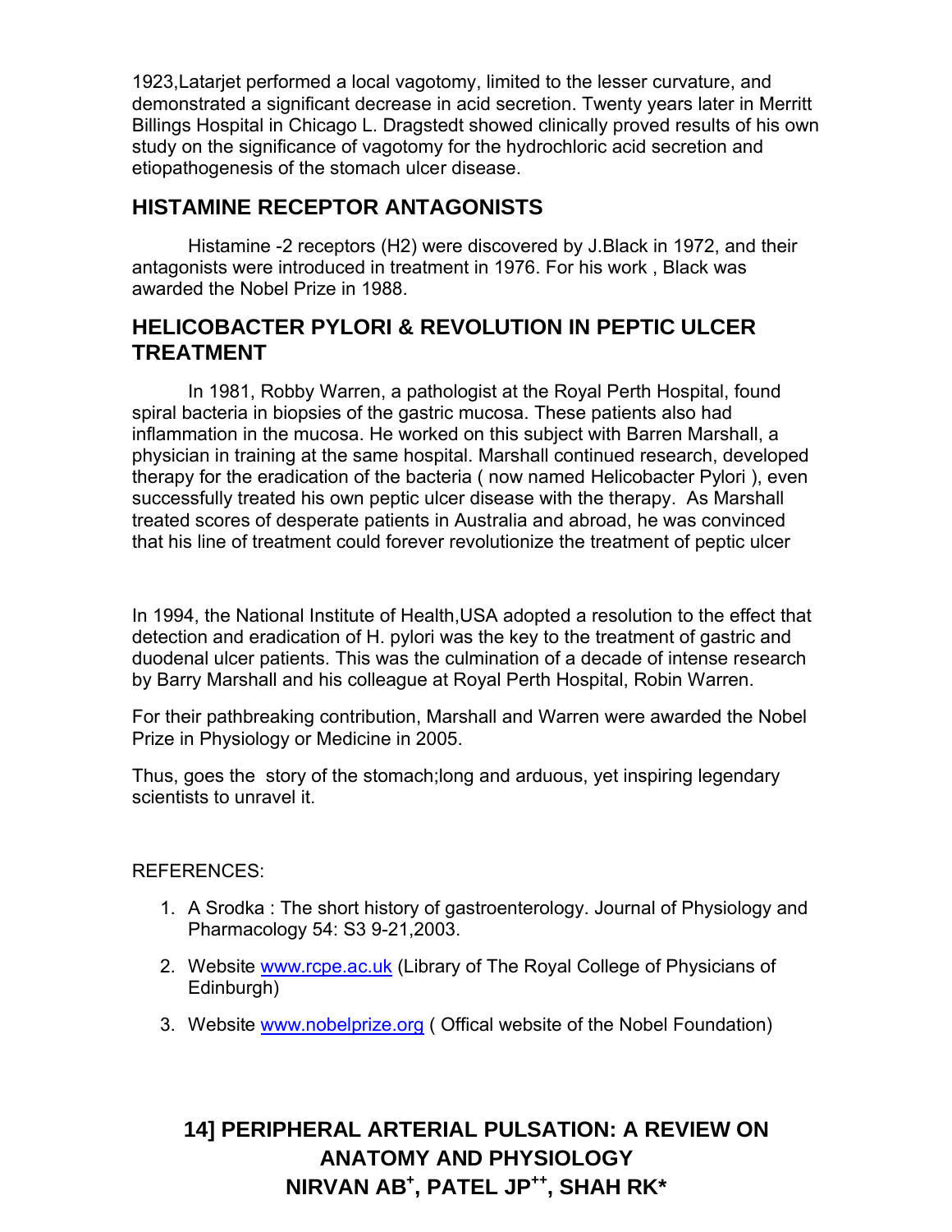1923,Latarjet performed a local vagotomy, limited to the lesser curvature, and demonstrated a significant decrease in acid secretion. Twenty years later in Merritt Billings Hospital in Chicago L. Dragstedt showed clinically proved results of his own study on the significance of vagotomy for the hydrochloric acid secretion and etiopathogenesis of the stomach ulcer disease.

## HISTAMINE RECEPTOR ANTAGONISTS

Histamine -2 receptors (H2) were discovered by J.Black in 1972, and their antagonists were introduced in treatment in 1976. For his work , Black was awarded the Nobel Prize in 1988.

## HELICOBACTER PYLORI & REVOLUTION IN PEPTIC ULCER TREATMENT

In 1981, Robby Warren, a pathologist at the Royal Perth Hospital, found spiral bacteria in biopsies of the gastric mucosa. These patients also had inflammation in the mucosa. He worked on this subject with Barren Marshall, a physician in training at the same hospital. Marshall continued research, developed therapy for the eradication of the bacteria ( now named Helicobacter Pylori ), even successfully treated his own peptic ulcer disease with the therapy. As Marshall treated scores of desperate patients in Australia and abroad, he was convinced that his line of treatment could forever revolutionize the treatment of peptic ulcer

In 1994, the National Institute of Health,USA adopted a resolution to the effect that detection and eradication of H. pylori was the key to the treatment of gastric and duodenal ulcer patients. This was the culmination of a decade of intense research by Barry Marshall and his colleague at Royal Perth Hospital, Robin Warren.

For their pathbreaking contribution, Marshall and Warren were awarded the Nobel Prize in Physiology or Medicine in 2005.

Thus, goes the story of the stomach;long and arduous, yet inspiring legendary scientists to unravel it.

REFERENCES:

1. A Srodka : The short history of gastroenterology. Journal of Physiology and Pharmacology 54: S3 9-21,2003.
2. Website www.rcpe.ac.uk (Library of The Royal College of Physicians of Edinburgh)
3. Website www.nobelprize.org ( Offical website of the Nobel Foundation)

# 14] PERIPHERAL ARTERIAL PULSATION: A REVIEW ON ANATOMY AND PHYSIOLOGY

**NIRVAN AB[+], PATEL JP[++], SHAH RK***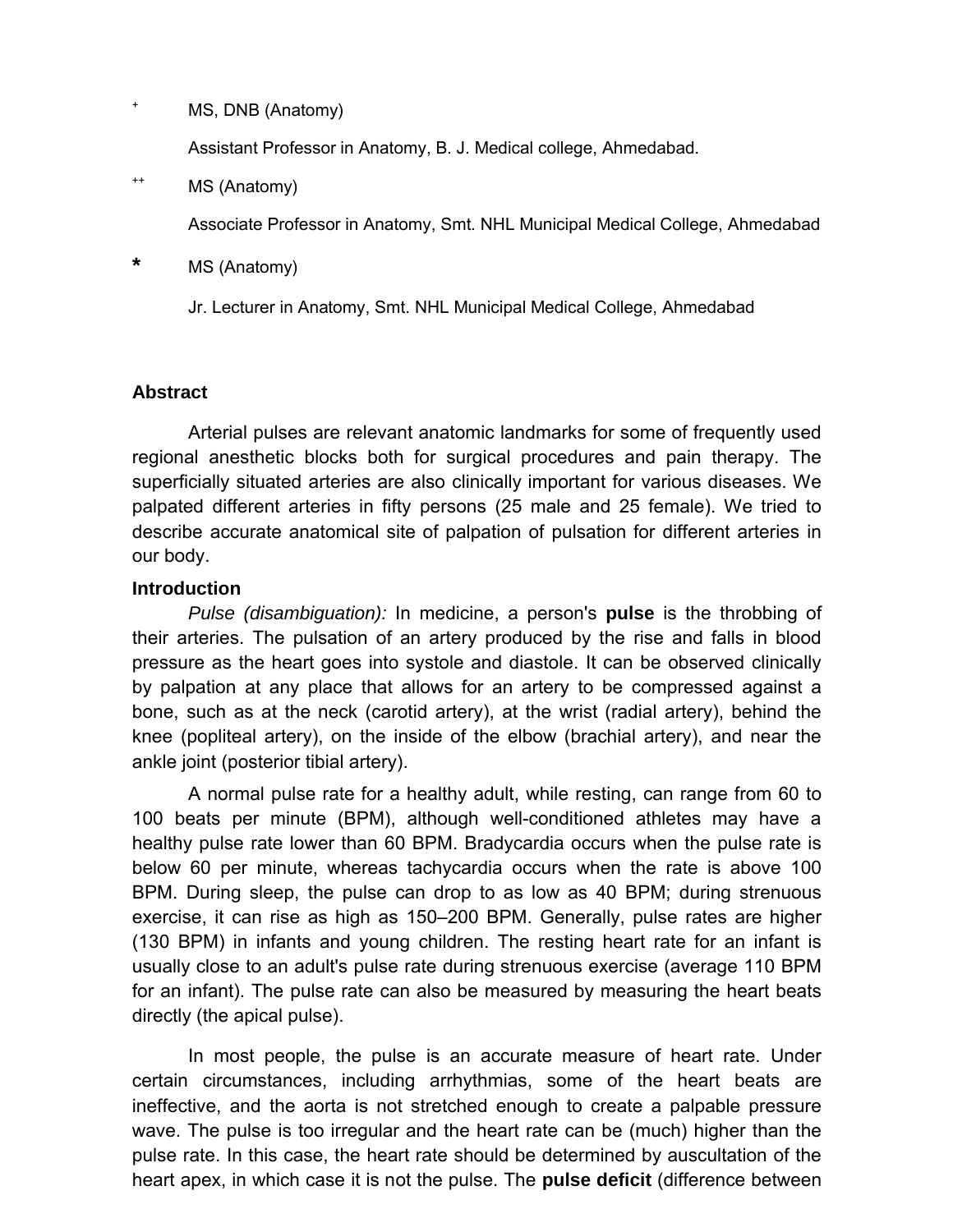+ MS, DNB (Anatomy)

Assistant Professor in Anatomy, B. J. Medical college, Ahmedabad.

++ MS (Anatomy)

Associate Professor in Anatomy, Smt. NHL Municipal Medical College, Ahmedabad

* MS (Anatomy)

Jr. Lecturer in Anatomy, Smt. NHL Municipal Medical College, Ahmedabad

## Abstract

Arterial pulses are relevant anatomic landmarks for some of frequently used regional anesthetic blocks both for surgical procedures and pain therapy. The superficially situated arteries are also clinically important for various diseases. We palpated different arteries in fifty persons (25 male and 25 female). We tried to describe accurate anatomical site of palpation of pulsation for different arteries in our body.

## Introduction

*Pulse (disambiguation):* In medicine, a person's **pulse** is the throbbing of their arteries. The pulsation of an artery produced by the rise and falls in blood pressure as the heart goes into systole and diastole. It can be observed clinically by palpation at any place that allows for an artery to be compressed against a bone, such as at the neck (carotid artery), at the wrist (radial artery), behind the knee (popliteal artery), on the inside of the elbow (brachial artery), and near the ankle joint (posterior tibial artery).

A normal pulse rate for a healthy adult, while resting, can range from 60 to 100 beats per minute (BPM), although well-conditioned athletes may have a healthy pulse rate lower than 60 BPM. Bradycardia occurs when the pulse rate is below 60 per minute, whereas tachycardia occurs when the rate is above 100 BPM. During sleep, the pulse can drop to as low as 40 BPM; during strenuous exercise, it can rise as high as 150–200 BPM. Generally, pulse rates are higher (130 BPM) in infants and young children. The resting heart rate for an infant is usually close to an adult's pulse rate during strenuous exercise (average 110 BPM for an infant). The pulse rate can also be measured by measuring the heart beats directly (the apical pulse).

In most people, the pulse is an accurate measure of heart rate. Under certain circumstances, including arrhythmias, some of the heart beats are ineffective, and the aorta is not stretched enough to create a palpable pressure wave. The pulse is too irregular and the heart rate can be (much) higher than the pulse rate. In this case, the heart rate should be determined by auscultation of the heart apex, in which case it is not the pulse. The **pulse deficit** (difference between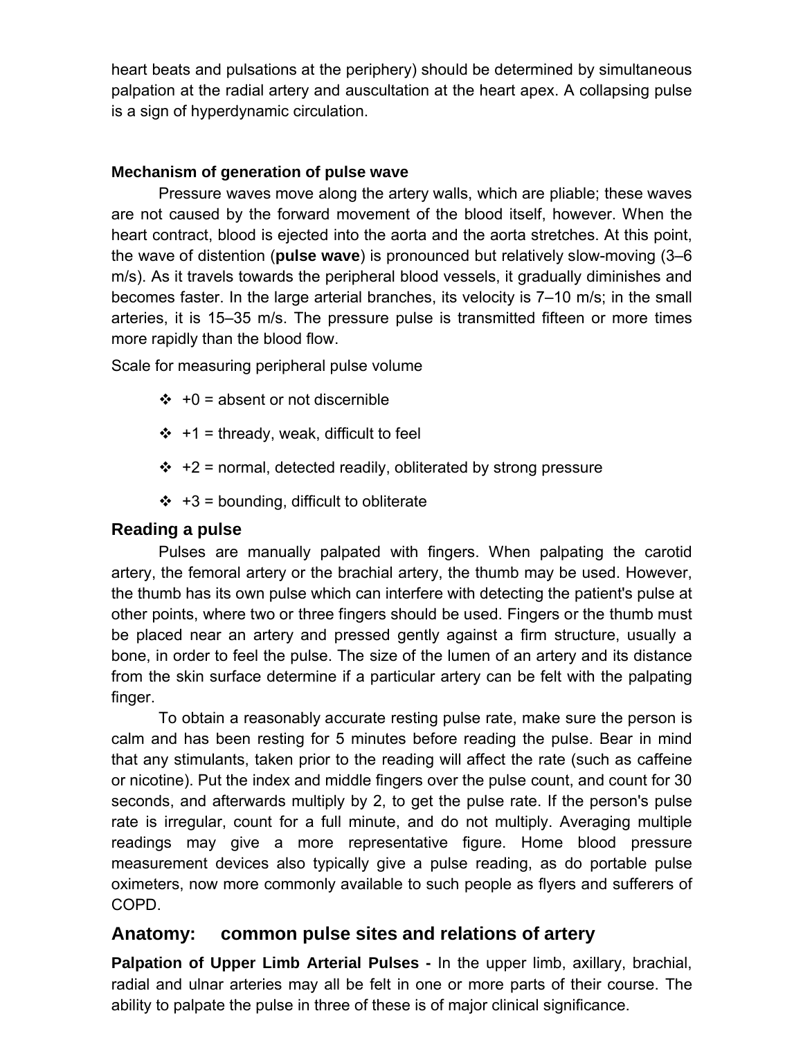heart beats and pulsations at the periphery) should be determined by simultaneous palpation at the radial artery and auscultation at the heart apex. A collapsing pulse is a sign of hyperdynamic circulation.

### Mechanism of generation of pulse wave

Pressure waves move along the artery walls, which are pliable; these waves are not caused by the forward movement of the blood itself, however. When the heart contract, blood is ejected into the aorta and the aorta stretches. At this point, the wave of distention (**pulse wave**) is pronounced but relatively slow-moving (3–6 m/s). As it travels towards the peripheral blood vessels, it gradually diminishes and becomes faster. In the large arterial branches, its velocity is 7–10 m/s; in the small arteries, it is 15–35 m/s. The pressure pulse is transmitted fifteen or more times more rapidly than the blood flow.

Scale for measuring peripheral pulse volume

- +0 = absent or not discernible
- +1 = thready, weak, difficult to feel
- +2 = normal, detected readily, obliterated by strong pressure
- +3 = bounding, difficult to obliterate

### Reading a pulse

Pulses are manually palpated with fingers. When palpating the carotid artery, the femoral artery or the brachial artery, the thumb may be used. However, the thumb has its own pulse which can interfere with detecting the patient's pulse at other points, where two or three fingers should be used. Fingers or the thumb must be placed near an artery and pressed gently against a firm structure, usually a bone, in order to feel the pulse. The size of the lumen of an artery and its distance from the skin surface determine if a particular artery can be felt with the palpating finger.

To obtain a reasonably accurate resting pulse rate, make sure the person is calm and has been resting for 5 minutes before reading the pulse. Bear in mind that any stimulants, taken prior to the reading will affect the rate (such as caffeine or nicotine). Put the index and middle fingers over the pulse count, and count for 30 seconds, and afterwards multiply by 2, to get the pulse rate. If the person's pulse rate is irregular, count for a full minute, and do not multiply. Averaging multiple readings may give a more representative figure. Home blood pressure measurement devices also typically give a pulse reading, as do portable pulse oximeters, now more commonly available to such people as flyers and sufferers of COPD.

## Anatomy: common pulse sites and relations of artery

**Palpation of Upper Limb Arterial Pulses -** In the upper limb, axillary, brachial, radial and ulnar arteries may all be felt in one or more parts of their course. The ability to palpate the pulse in three of these is of major clinical significance.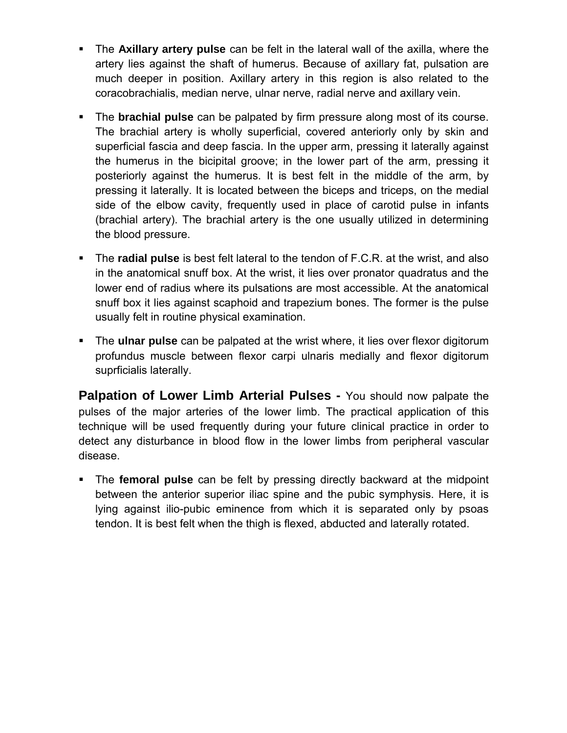- The **Axillary artery pulse** can be felt in the lateral wall of the axilla, where the artery lies against the shaft of humerus. Because of axillary fat, pulsation are much deeper in position. Axillary artery in this region is also related to the coracobrachialis, median nerve, ulnar nerve, radial nerve and axillary vein.

- The **brachial pulse** can be palpated by firm pressure along most of its course. The brachial artery is wholly superficial, covered anteriorly only by skin and superficial fascia and deep fascia. In the upper arm, pressing it laterally against the humerus in the bicipital groove; in the lower part of the arm, pressing it posteriorly against the humerus. It is best felt in the middle of the arm, by pressing it laterally. It is located between the biceps and triceps, on the medial side of the elbow cavity, frequently used in place of carotid pulse in infants (brachial artery). The brachial artery is the one usually utilized in determining the blood pressure.

- The **radial pulse** is best felt lateral to the tendon of F.C.R. at the wrist, and also in the anatomical snuff box. At the wrist, it lies over pronator quadratus and the lower end of radius where its pulsations are most accessible. At the anatomical snuff box it lies against scaphoid and trapezium bones. The former is the pulse usually felt in routine physical examination.

- The **ulnar pulse** can be palpated at the wrist where, it lies over flexor digitorum profundus muscle between flexor carpi ulnaris medially and flexor digitorum suprficialis laterally.

**Palpation of Lower Limb Arterial Pulses -** You should now palpate the pulses of the major arteries of the lower limb. The practical application of this technique will be used frequently during your future clinical practice in order to detect any disturbance in blood flow in the lower limbs from peripheral vascular disease.

- The **femoral pulse** can be felt by pressing directly backward at the midpoint between the anterior superior iliac spine and the pubic symphysis. Here, it is lying against ilio-pubic eminence from which it is separated only by psoas tendon. It is best felt when the thigh is flexed, abducted and laterally rotated.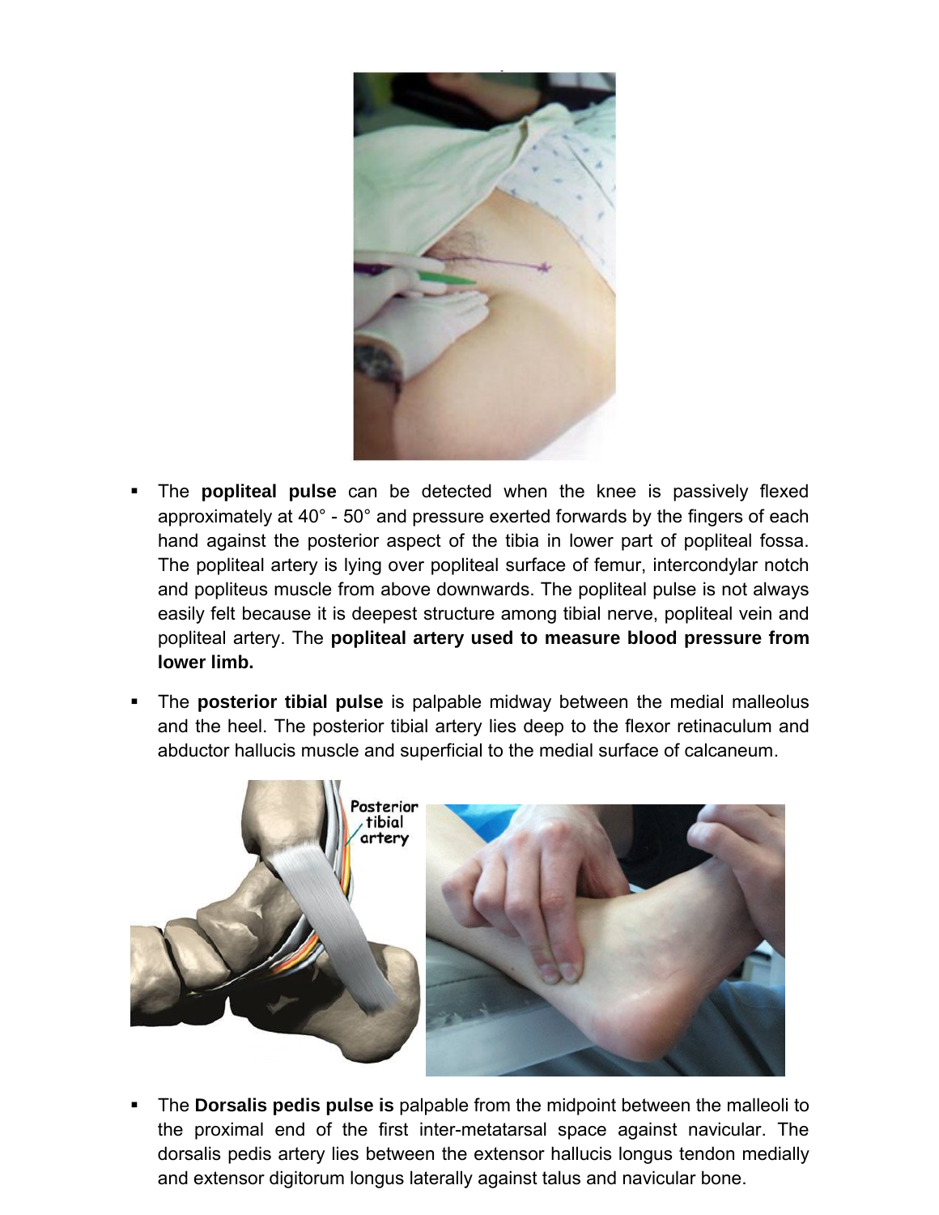- The **popliteal pulse** can be detected when the knee is passively flexed approximately at 40° - 50° and pressure exerted forwards by the fingers of each hand against the posterior aspect of the tibia in lower part of popliteal fossa. The popliteal artery is lying over popliteal surface of femur, intercondylar notch and popliteus muscle from above downwards. The popliteal pulse is not always easily felt because it is deepest structure among tibial nerve, popliteal vein and popliteal artery. The **popliteal artery used to measure blood pressure from lower limb.**

- The **posterior tibial pulse** is palpable midway between the medial malleolus and the heel. The posterior tibial artery lies deep to the flexor retinaculum and abductor hallucis muscle and superficial to the medial surface of calcaneum.

- The **Dorsalis pedis pulse is** palpable from the midpoint between the malleoli to the proximal end of the first inter-metatarsal space against navicular. The dorsalis pedis artery lies between the extensor hallucis longus tendon medially and extensor digitorum longus laterally against talus and navicular bone.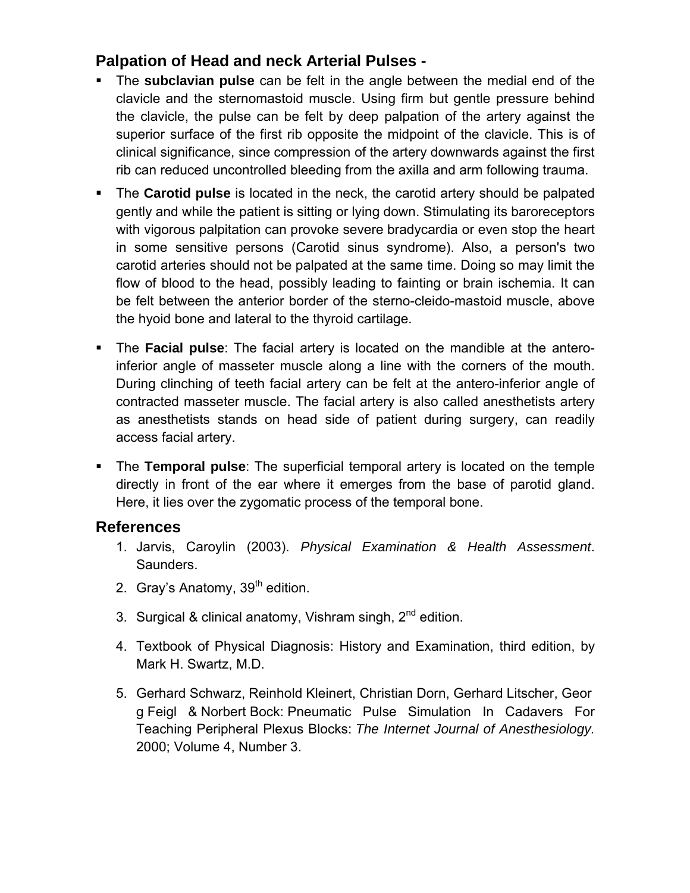## Palpation of Head and neck Arterial Pulses -

- The **subclavian pulse** can be felt in the angle between the medial end of the clavicle and the sternomastoid muscle. Using firm but gentle pressure behind the clavicle, the pulse can be felt by deep palpation of the artery against the superior surface of the first rib opposite the midpoint of the clavicle. This is of clinical significance, since compression of the artery downwards against the first rib can reduced uncontrolled bleeding from the axilla and arm following trauma.
- The **Carotid pulse** is located in the neck, the carotid artery should be palpated gently and while the patient is sitting or lying down. Stimulating its baroreceptors with vigorous palpitation can provoke severe bradycardia or even stop the heart in some sensitive persons (Carotid sinus syndrome). Also, a person's two carotid arteries should not be palpated at the same time. Doing so may limit the flow of blood to the head, possibly leading to fainting or brain ischemia. It can be felt between the anterior border of the sterno-cleido-mastoid muscle, above the hyoid bone and lateral to the thyroid cartilage.
- The **Facial pulse**: The facial artery is located on the mandible at the antero-inferior angle of masseter muscle along a line with the corners of the mouth. During clinching of teeth facial artery can be felt at the antero-inferior angle of contracted masseter muscle. The facial artery is also called anesthetists artery as anesthetists stands on head side of patient during surgery, can readily access facial artery.
- The **Temporal pulse**: The superficial temporal artery is located on the temple directly in front of the ear where it emerges from the base of parotid gland. Here, it lies over the zygomatic process of the temporal bone.

## References

1. Jarvis, Caroylin (2003). *Physical Examination & Health Assessment*. Saunders.
2. Gray's Anatomy, 39th edition.
3. Surgical & clinical anatomy, Vishram singh, 2nd edition.
4. Textbook of Physical Diagnosis: History and Examination, third edition, by Mark H. Swartz, M.D.
5. Gerhard Schwarz, Reinhold Kleinert, Christian Dorn, Gerhard Litscher, Georg Feigl & Norbert Bock: Pneumatic Pulse Simulation In Cadavers For Teaching Peripheral Plexus Blocks: *The Internet Journal of Anesthesiology.* 2000; Volume 4, Number 3.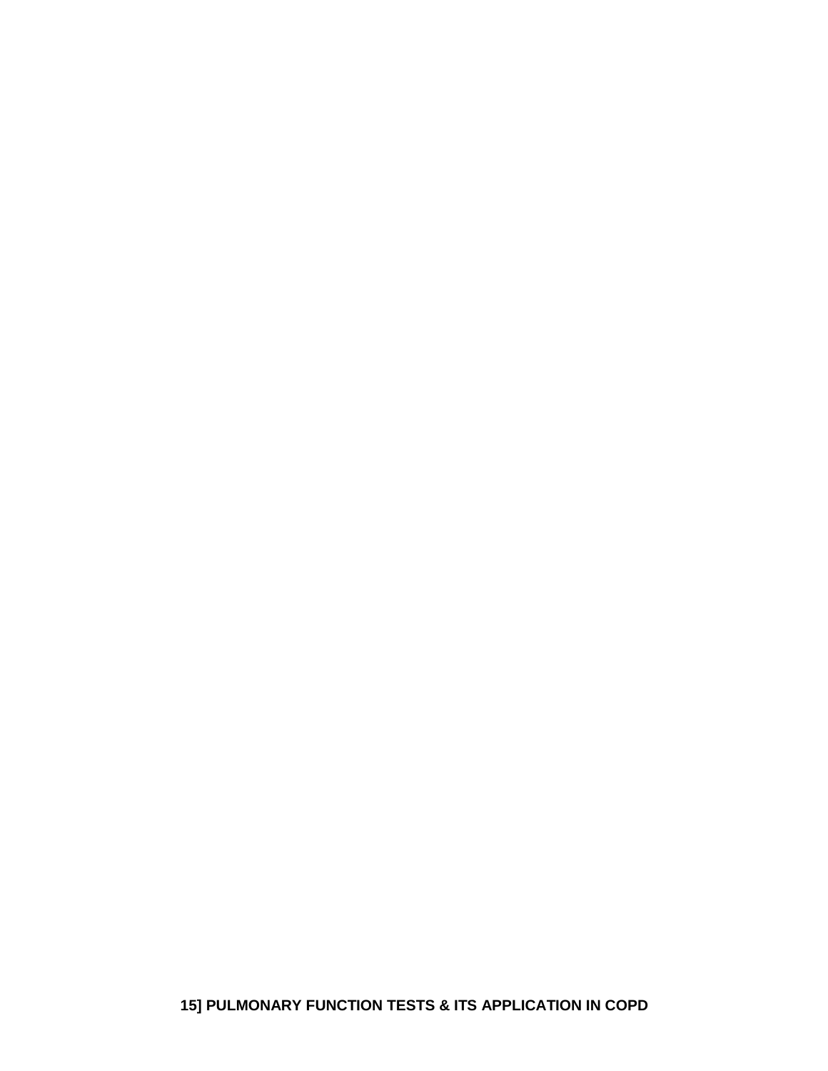**15] PULMONARY FUNCTION TESTS & ITS APPLICATION IN COPD**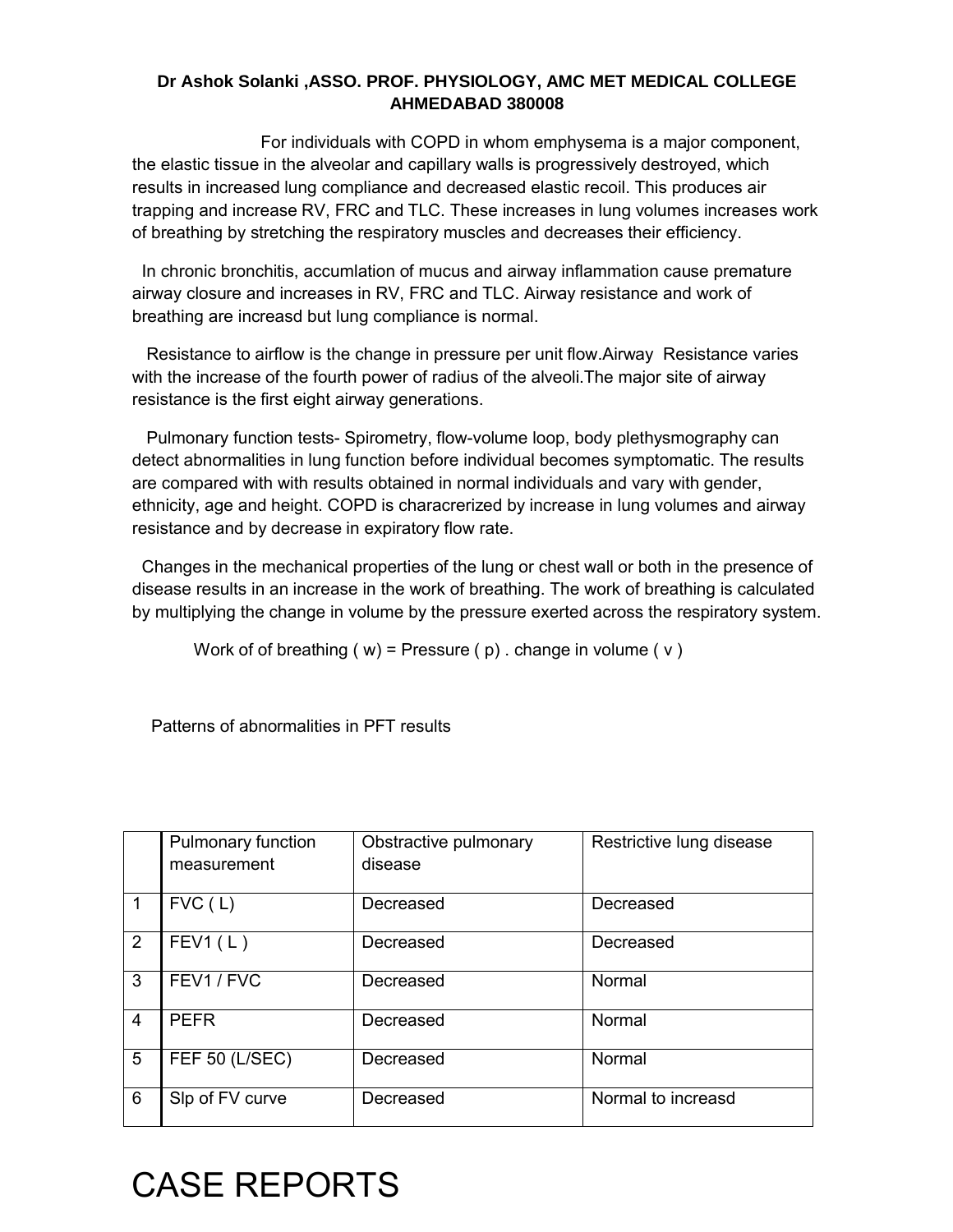**Dr Ashok Solanki ,ASSO. PROF. PHYSIOLOGY, AMC MET MEDICAL COLLEGE AHMEDABAD 380008**

For individuals with COPD in whom emphysema is a major component, the elastic tissue in the alveolar and capillary walls is progressively destroyed, which results in increased lung compliance and decreased elastic recoil. This produces air trapping and increase RV, FRC and TLC. These increases in lung volumes increases work of breathing by stretching the respiratory muscles and decreases their efficiency.

In chronic bronchitis, accumlation of mucus and airway inflammation cause premature airway closure and increases in RV, FRC and TLC. Airway resistance and work of breathing are increasd but lung compliance is normal.

Resistance to airflow is the change in pressure per unit flow.Airway Resistance varies with the increase of the fourth power of radius of the alveoli.The major site of airway resistance is the first eight airway generations.

Pulmonary function tests- Spirometry, flow-volume loop, body plethysmography can detect abnormalities in lung function before individual becomes symptomatic. The results are compared with with results obtained in normal individuals and vary with gender, ethnicity, age and height. COPD is characrerized by increase in lung volumes and airway resistance and by decrease in expiratory flow rate.

Changes in the mechanical properties of the lung or chest wall or both in the presence of disease results in an increase in the work of breathing. The work of breathing is calculated by multiplying the change in volume by the pressure exerted across the respiratory system.

Work of of breathing ( w) = Pressure ( p) . change in volume ( v )

Patterns of abnormalities in PFT results

| | Pulmonary function measurement | Obstractive pulmonary disease | Restrictive lung disease |
|---|---|---|---|
| 1 | FVC ( L) | Decreased | Decreased |
| 2 | FEV1 ( L ) | Decreased | Decreased |
| 3 | FEV1 / FVC | Decreased | Normal |
| 4 | PEFR | Decreased | Normal |
| 5 | FEF 50 (L/SEC) | Decreased | Normal |
| 6 | Slp of FV curve | Decreased | Normal to increasd |

# CASE REPORTS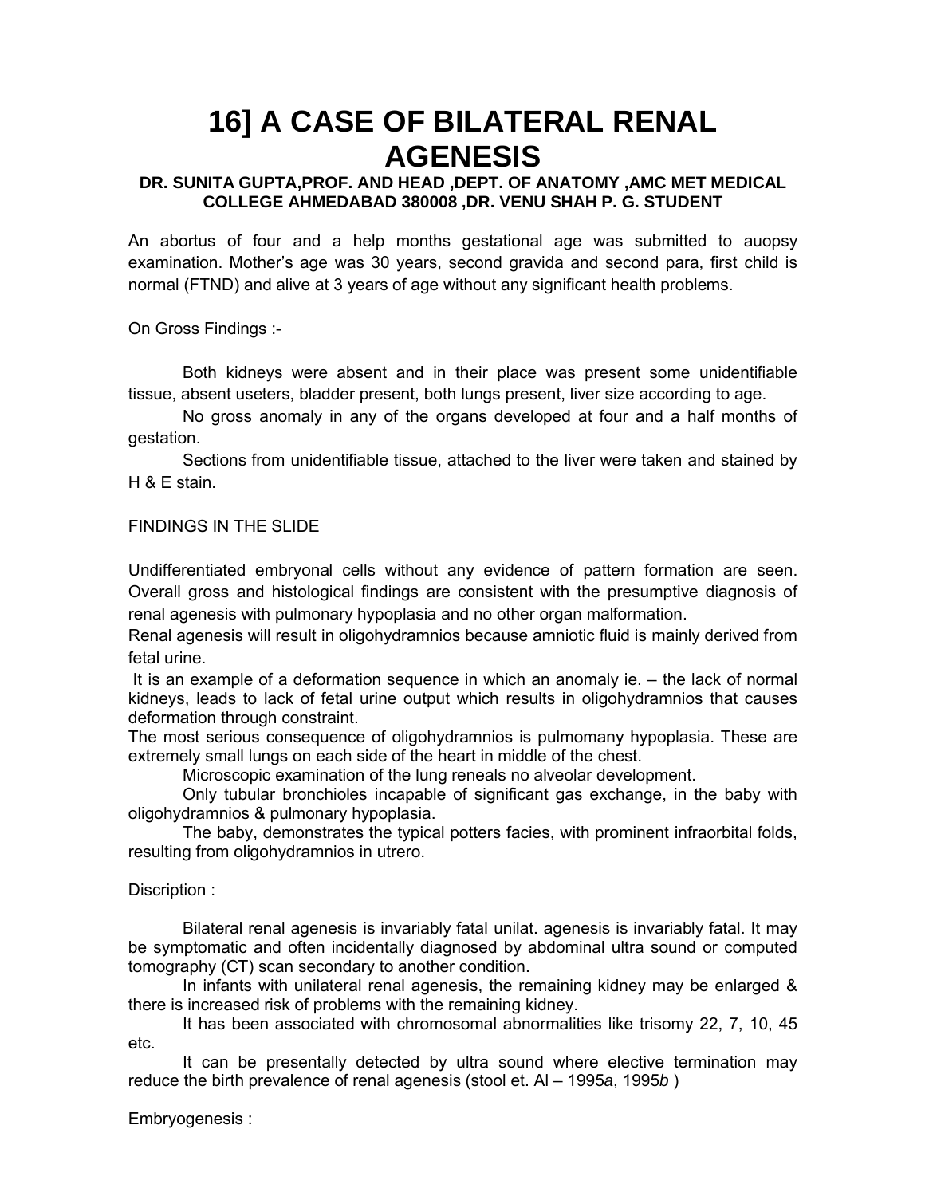# 16] A CASE OF BILATERAL RENAL AGENESIS

**DR. SUNITA GUPTA,PROF. AND HEAD ,DEPT. OF ANATOMY ,AMC MET MEDICAL COLLEGE AHMEDABAD 380008 ,DR. VENU SHAH P. G. STUDENT**

An abortus of four and a help months gestational age was submitted to auopsy examination. Mother's age was 30 years, second gravida and second para, first child is normal (FTND) and alive at 3 years of age without any significant health problems.

On Gross Findings :-

Both kidneys were absent and in their place was present some unidentifiable tissue, absent useters, bladder present, both lungs present, liver size according to age.

No gross anomaly in any of the organs developed at four and a half months of gestation.

Sections from unidentifiable tissue, attached to the liver were taken and stained by H & E stain.

FINDINGS IN THE SLIDE

Undifferentiated embryonal cells without any evidence of pattern formation are seen. Overall gross and histological findings are consistent with the presumptive diagnosis of renal agenesis with pulmonary hypoplasia and no other organ malformation.

Renal agenesis will result in oligohydramnios because amniotic fluid is mainly derived from fetal urine.

It is an example of a deformation sequence in which an anomaly ie. – the lack of normal kidneys, leads to lack of fetal urine output which results in oligohydramnios that causes deformation through constraint.

The most serious consequence of oligohydramnios is pulmomany hypoplasia. These are extremely small lungs on each side of the heart in middle of the chest.

Microscopic examination of the lung reneals no alveolar development.

Only tubular bronchioles incapable of significant gas exchange, in the baby with oligohydramnios & pulmonary hypoplasia.

The baby, demonstrates the typical potters facies, with prominent infraorbital folds, resulting from oligohydramnios in utrero.

Discription :

Bilateral renal agenesis is invariably fatal unilat. agenesis is invariably fatal. It may be symptomatic and often incidentally diagnosed by abdominal ultra sound or computed tomography (CT) scan secondary to another condition.

In infants with unilateral renal agenesis, the remaining kidney may be enlarged & there is increased risk of problems with the remaining kidney.

It has been associated with chromosomal abnormalities like trisomy 22, 7, 10, 45 etc.

It can be presentally detected by ultra sound where elective termination may reduce the birth prevalence of renal agenesis (stool et. Al – 1995*a*, 1995*b* )

Embryogenesis :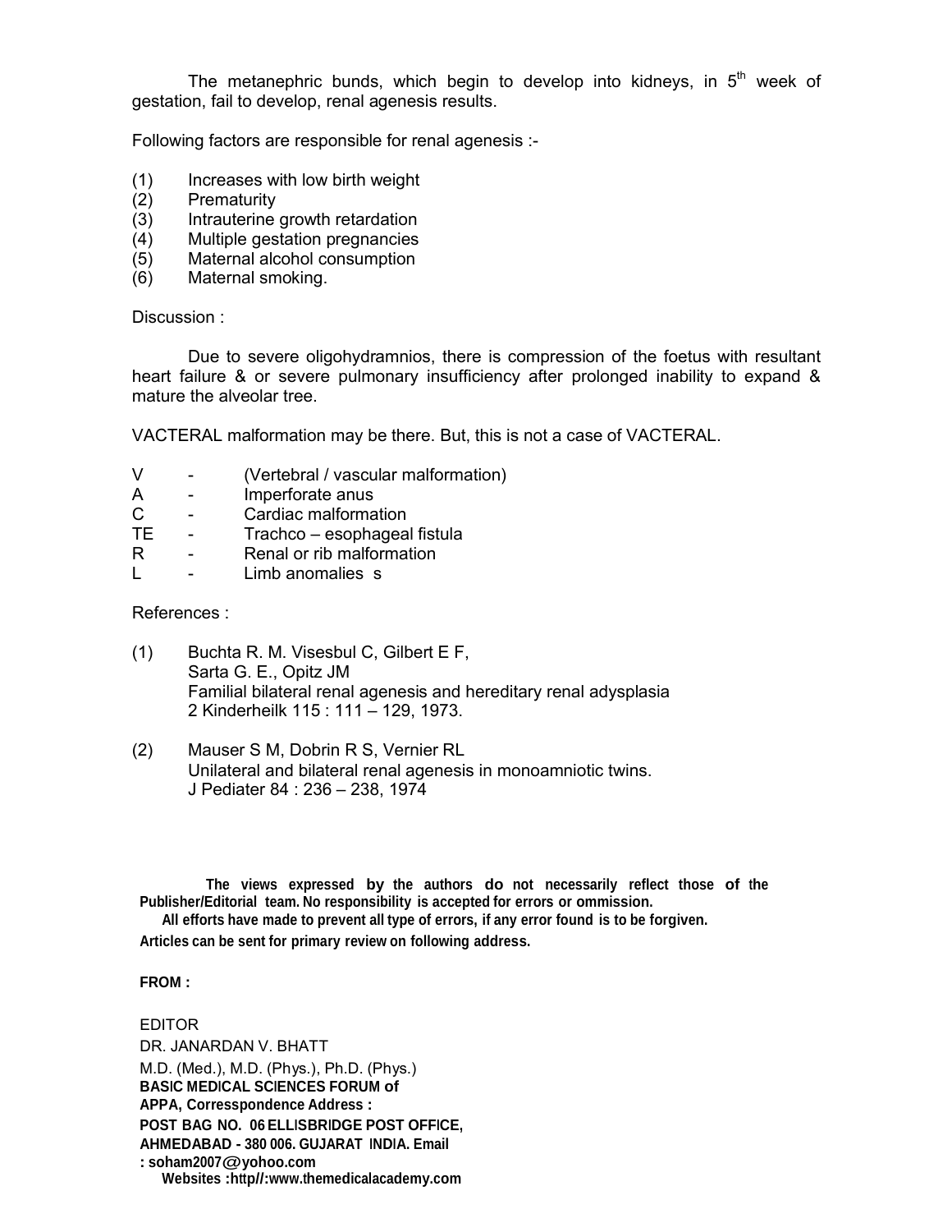The metanephric bunds, which begin to develop into kidneys, in 5th week of gestation, fail to develop, renal agenesis results.

Following factors are responsible for renal agenesis :-

(1) Increases with low birth weight
(2) Prematurity
(3) Intrauterine growth retardation
(4) Multiple gestation pregnancies
(5) Maternal alcohol consumption
(6) Maternal smoking.

Discussion :

Due to severe oligohydramnios, there is compression of the foetus with resultant heart failure & or severe pulmonary insufficiency after prolonged inability to expand & mature the alveolar tree.

VACTERAL malformation may be there. But, this is not a case of VACTERAL.

V - (Vertebral / vascular malformation)
A - Imperforate anus
C - Cardiac malformation
TE - Trachco – esophageal fistula
R - Renal or rib malformation
L - Limb anomalies s

References :

(1) Buchta R. M. Visesbul C, Gilbert E F, Sarta G. E., Opitz JM
Familial bilateral renal agenesis and hereditary renal adysplasia
2 Kinderheilk 115 : 111 – 129, 1973.

(2) Mauser S M, Dobrin R S, Vernier RL
Unilateral and bilateral renal agenesis in monoamniotic twins.
J Pediater 84 : 236 – 238, 1974

**The views expressed by the authors do not necessarily reflect those of the Publisher/Editorial team. No responsibility is accepted for errors or ommission.**
**All efforts have made to prevent all type of errors, if any error found is to be forgiven.**
**Articles can be sent for primary review on following address.**

**FROM :**

EDITOR
DR. JANARDAN V. BHATT
M.D. (Med.), M.D. (Phys.), Ph.D. (Phys.)
**BASIC MEDICAL SCIENCES FORUM of APPA, Corresspondence Address :**
**POST BAG NO. 06 ELLISBRIDGE POST OFFICE, AHMEDABAD - 380 006. GUJARAT INDIA. Email : soham2007@yohoo.com**
**Websites :http//:www.themedicalacademy.com**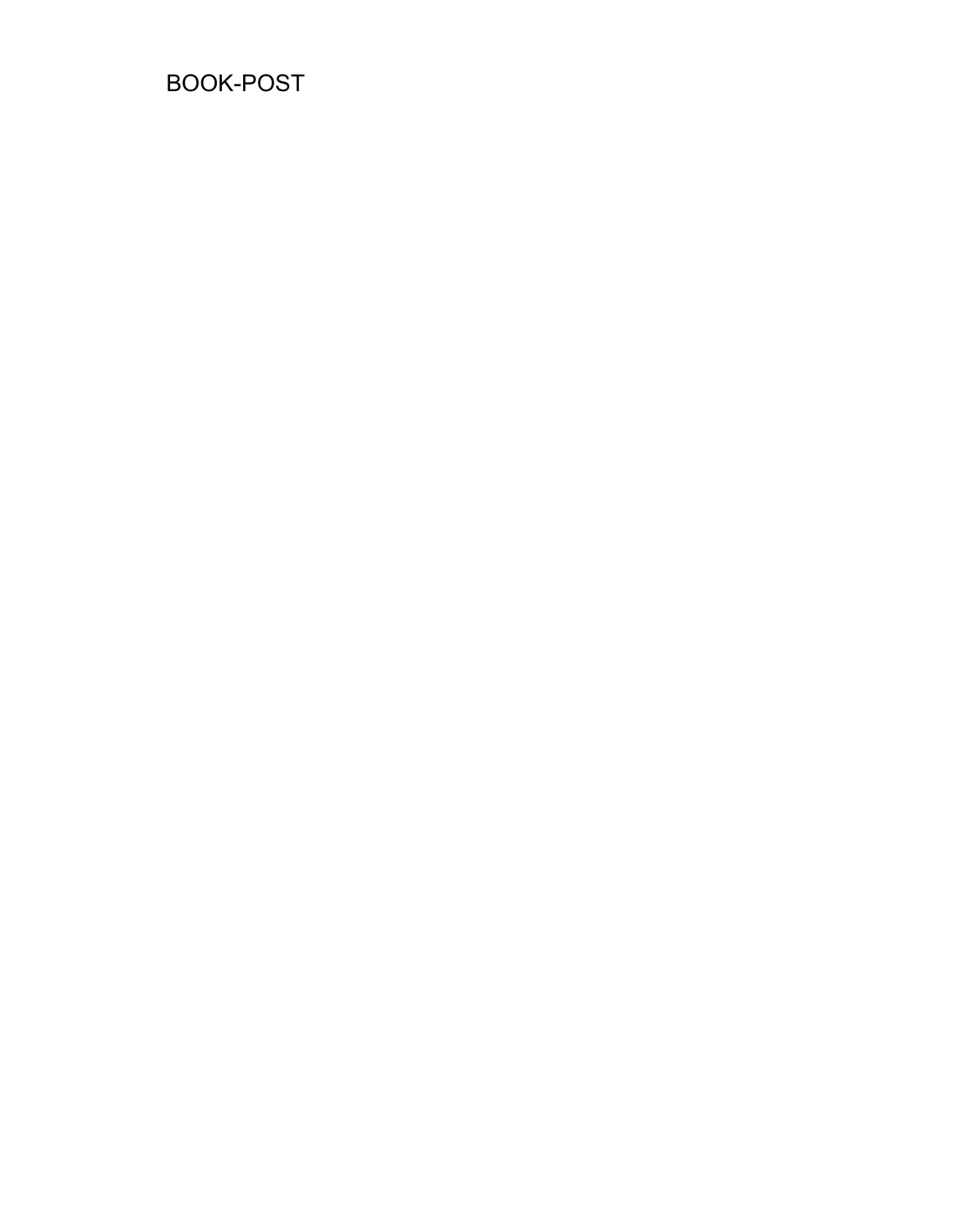BOOK-POST